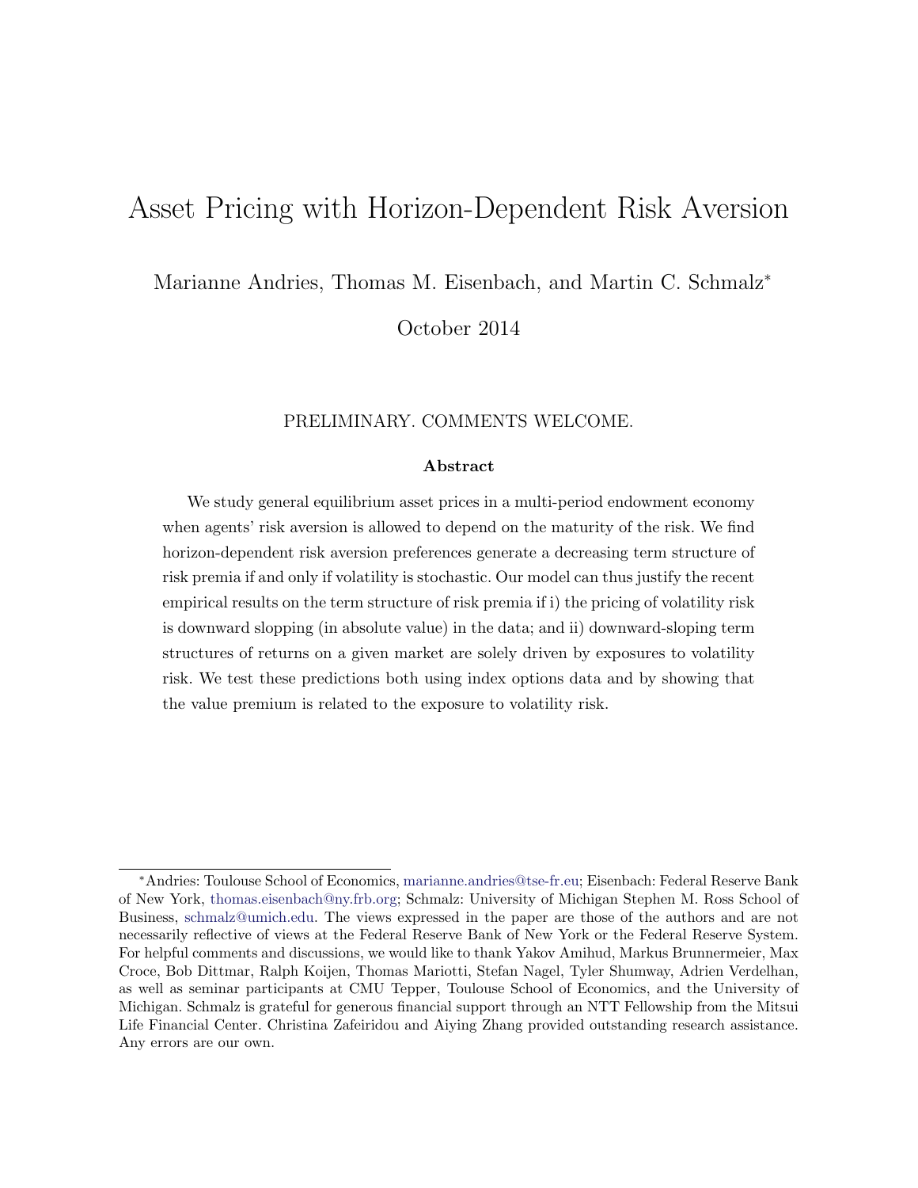# Asset Pricing with Horizon-Dependent Risk Aversion

Marianne Andries, Thomas M. Eisenbach, and Martin C. Schmalz*

October 2014

PRELIMINARY. COMMENTS WELCOME.

### Abstract

We study general equilibrium asset prices in a multi-period endowment economy when agents' risk aversion is allowed to depend on the maturity of the risk. We find horizon-dependent risk aversion preferences generate a decreasing term structure of risk premia if and only if volatility is stochastic. Our model can thus justify the recent empirical results on the term structure of risk premia if i) the pricing of volatility risk is downward slopping (in absolute value) in the data; and ii) downward-sloping term structures of returns on a given market are solely driven by exposures to volatility risk. We test these predictions both using index options data and by showing that the value premium is related to the exposure to volatility risk.

---

*Andries: Toulouse School of Economics, marianne.andries@tse-fr.eu; Eisenbach: Federal Reserve Bank of New York, thomas.eisenbach@ny.frb.org; Schmalz: University of Michigan Stephen M. Ross School of Business, schmalz@umich.edu. The views expressed in the paper are those of the authors and are not necessarily reflective of views at the Federal Reserve Bank of New York or the Federal Reserve System. For helpful comments and discussions, we would like to thank Yakov Amihud, Markus Brunnermeier, Max Croce, Bob Dittmar, Ralph Koijen, Thomas Mariotti, Stefan Nagel, Tyler Shumway, Adrien Verdelhan, as well as seminar participants at CMU Tepper, Toulouse School of Economics, and the University of Michigan. Schmalz is grateful for generous financial support through an NTT Fellowship from the Mitsui Life Financial Center. Christina Zafeiridou and Aiying Zhang provided outstanding research assistance. Any errors are our own.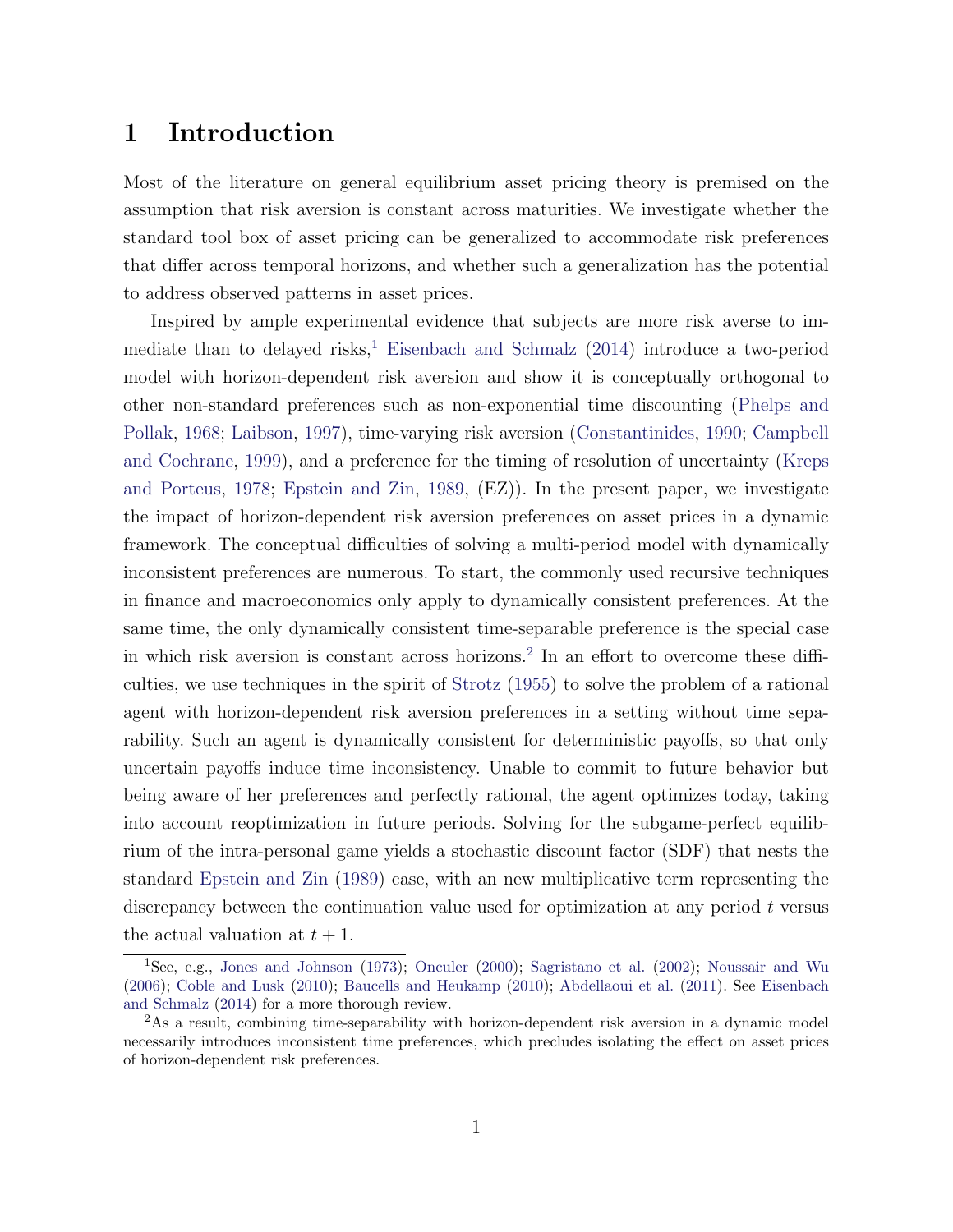# 1 Introduction

Most of the literature on general equilibrium asset pricing theory is premised on the assumption that risk aversion is constant across maturities. We investigate whether the standard tool box of asset pricing can be generalized to accommodate risk preferences that differ across temporal horizons, and whether such a generalization has the potential to address observed patterns in asset prices.

Inspired by ample experimental evidence that subjects are more risk averse to immediate than to delayed risks,[1] Eisenbach and Schmalz (2014) introduce a two-period model with horizon-dependent risk aversion and show it is conceptually orthogonal to other non-standard preferences such as non-exponential time discounting (Phelps and Pollak, 1968; Laibson, 1997), time-varying risk aversion (Constantinides, 1990; Campbell and Cochrane, 1999), and a preference for the timing of resolution of uncertainty (Kreps and Porteus, 1978; Epstein and Zin, 1989, (EZ)). In the present paper, we investigate the impact of horizon-dependent risk aversion preferences on asset prices in a dynamic framework. The conceptual difficulties of solving a multi-period model with dynamically inconsistent preferences are numerous. To start, the commonly used recursive techniques in finance and macroeconomics only apply to dynamically consistent preferences. At the same time, the only dynamically consistent time-separable preference is the special case in which risk aversion is constant across horizons.[2] In an effort to overcome these difficulties, we use techniques in the spirit of Strotz (1955) to solve the problem of a rational agent with horizon-dependent risk aversion preferences in a setting without time separability. Such an agent is dynamically consistent for deterministic payoffs, so that only uncertain payoffs induce time inconsistency. Unable to commit to future behavior but being aware of her preferences and perfectly rational, the agent optimizes today, taking into account reoptimization in future periods. Solving for the subgame-perfect equilibrium of the intra-personal game yields a stochastic discount factor (SDF) that nests the standard Epstein and Zin (1989) case, with an new multiplicative term representing the discrepancy between the continuation value used for optimization at any period $t$ versus the actual valuation at $t + 1$.

[1] See, e.g., Jones and Johnson (1973); Onculer (2000); Sagristano et al. (2002); Noussair and Wu (2006); Coble and Lusk (2010); Baucells and Heukamp (2010); Abdellaoui et al. (2011). See Eisenbach and Schmalz (2014) for a more thorough review.

[2] As a result, combining time-separability with horizon-dependent risk aversion in a dynamic model necessarily introduces inconsistent time preferences, which precludes isolating the effect on asset prices of horizon-dependent risk preferences.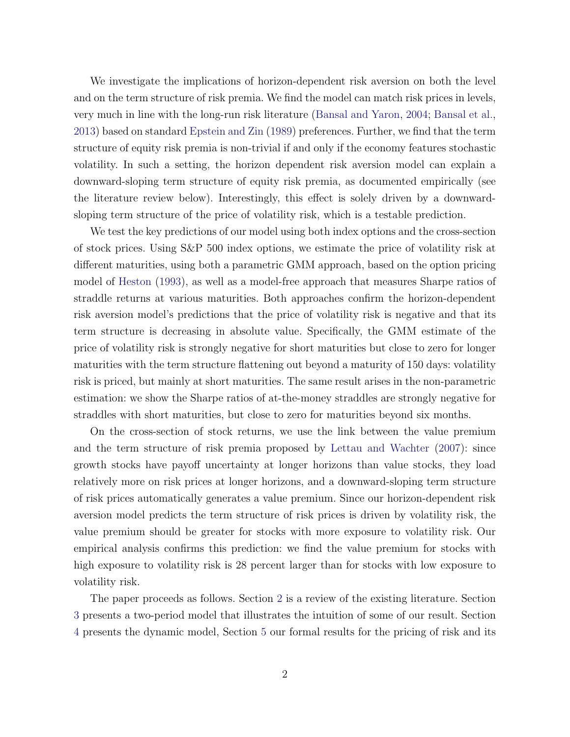We investigate the implications of horizon-dependent risk aversion on both the level and on the term structure of risk premia. We find the model can match risk prices in levels, very much in line with the long-run risk literature (Bansal and Yaron, 2004; Bansal et al., 2013) based on standard Epstein and Zin (1989) preferences. Further, we find that the term structure of equity risk premia is non-trivial if and only if the economy features stochastic volatility. In such a setting, the horizon dependent risk aversion model can explain a downward-sloping term structure of equity risk premia, as documented empirically (see the literature review below). Interestingly, this effect is solely driven by a downward-sloping term structure of the price of volatility risk, which is a testable prediction.

We test the key predictions of our model using both index options and the cross-section of stock prices. Using S&P 500 index options, we estimate the price of volatility risk at different maturities, using both a parametric GMM approach, based on the option pricing model of Heston (1993), as well as a model-free approach that measures Sharpe ratios of straddle returns at various maturities. Both approaches confirm the horizon-dependent risk aversion model's predictions that the price of volatility risk is negative and that its term structure is decreasing in absolute value. Specifically, the GMM estimate of the price of volatility risk is strongly negative for short maturities but close to zero for longer maturities with the term structure flattening out beyond a maturity of 150 days: volatility risk is priced, but mainly at short maturities. The same result arises in the non-parametric estimation: we show the Sharpe ratios of at-the-money straddles are strongly negative for straddles with short maturities, but close to zero for maturities beyond six months.

On the cross-section of stock returns, we use the link between the value premium and the term structure of risk premia proposed by Lettau and Wachter (2007): since growth stocks have payoff uncertainty at longer horizons than value stocks, they load relatively more on risk prices at longer horizons, and a downward-sloping term structure of risk prices automatically generates a value premium. Since our horizon-dependent risk aversion model predicts the term structure of risk prices is driven by volatility risk, the value premium should be greater for stocks with more exposure to volatility risk. Our empirical analysis confirms this prediction: we find the value premium for stocks with high exposure to volatility risk is 28 percent larger than for stocks with low exposure to volatility risk.

The paper proceeds as follows. Section 2 is a review of the existing literature. Section 3 presents a two-period model that illustrates the intuition of some of our result. Section 4 presents the dynamic model, Section 5 our formal results for the pricing of risk and its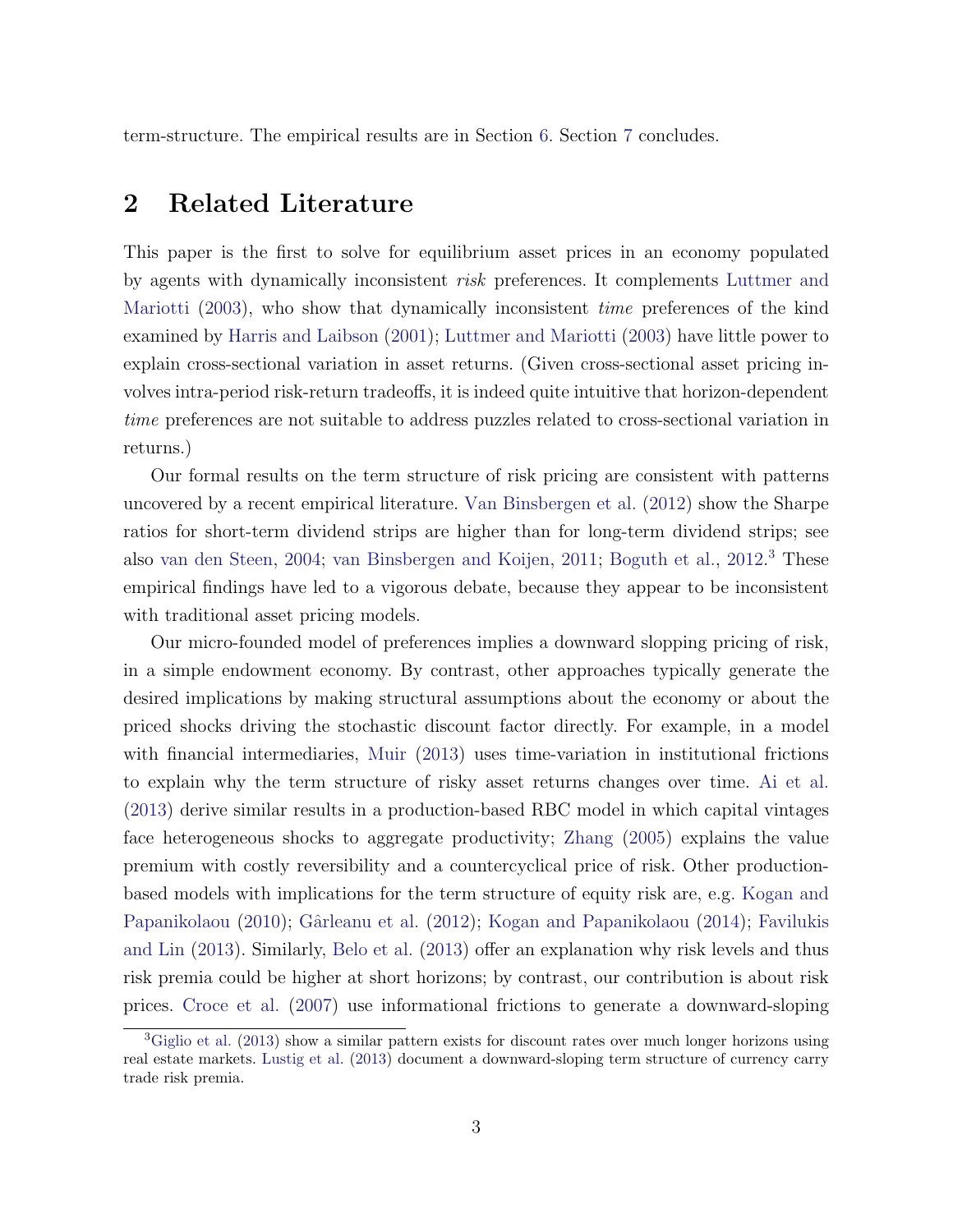term-structure. The empirical results are in Section 6. Section 7 concludes.

## 2 Related Literature

This paper is the first to solve for equilibrium asset prices in an economy populated by agents with dynamically inconsistent *risk* preferences. It complements Luttmer and Mariotti (2003), who show that dynamically inconsistent *time* preferences of the kind examined by Harris and Laibson (2001); Luttmer and Mariotti (2003) have little power to explain cross-sectional variation in asset returns. (Given cross-sectional asset pricing involves intra-period risk-return tradeoffs, it is indeed quite intuitive that horizon-dependent *time* preferences are not suitable to address puzzles related to cross-sectional variation in returns.)

Our formal results on the term structure of risk pricing are consistent with patterns uncovered by a recent empirical literature. Van Binsbergen et al. (2012) show the Sharpe ratios for short-term dividend strips are higher than for long-term dividend strips; see also van den Steen, 2004; van Binsbergen and Koijen, 2011; Boguth et al., 2012.[3] These empirical findings have led to a vigorous debate, because they appear to be inconsistent with traditional asset pricing models.

Our micro-founded model of preferences implies a downward sloping pricing of risk, in a simple endowment economy. By contrast, other approaches typically generate the desired implications by making structural assumptions about the economy or about the priced shocks driving the stochastic discount factor directly. For example, in a model with financial intermediaries, Muir (2013) uses time-variation in institutional frictions to explain why the term structure of risky asset returns changes over time. Ai et al. (2013) derive similar results in a production-based RBC model in which capital vintages face heterogeneous shocks to aggregate productivity; Zhang (2005) explains the value premium with costly reversibility and a countercyclical price of risk. Other production-based models with implications for the term structure of equity risk are, e.g. Kogan and Papanikolaou (2010); Gârleanu et al. (2012); Kogan and Papanikolaou (2014); Favilukis and Lin (2013). Similarly, Belo et al. (2013) offer an explanation why risk levels and thus risk premia could be higher at short horizons; by contrast, our contribution is about risk prices. Croce et al. (2007) use informational frictions to generate a downward-sloping

[3] Giglio et al. (2013) show a similar pattern exists for discount rates over much longer horizons using real estate markets. Lustig et al. (2013) document a downward-sloping term structure of currency carry trade risk premia.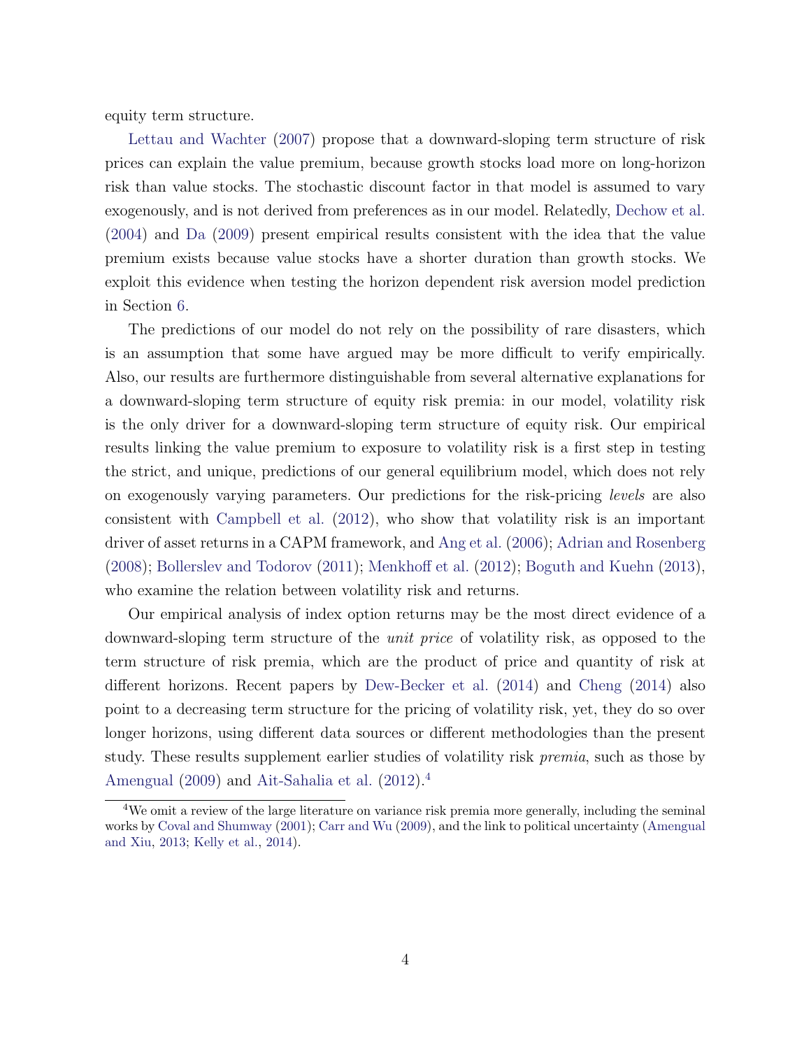equity term structure.

Lettau and Wachter (2007) propose that a downward-sloping term structure of risk prices can explain the value premium, because growth stocks load more on long-horizon risk than value stocks. The stochastic discount factor in that model is assumed to vary exogenously, and is not derived from preferences as in our model. Relatedly, Dechow et al. (2004) and Da (2009) present empirical results consistent with the idea that the value premium exists because value stocks have a shorter duration than growth stocks. We exploit this evidence when testing the horizon dependent risk aversion model prediction in Section 6.

The predictions of our model do not rely on the possibility of rare disasters, which is an assumption that some have argued may be more difficult to verify empirically. Also, our results are furthermore distinguishable from several alternative explanations for a downward-sloping term structure of equity risk premia: in our model, volatility risk is the only driver for a downward-sloping term structure of equity risk. Our empirical results linking the value premium to exposure to volatility risk is a first step in testing the strict, and unique, predictions of our general equilibrium model, which does not rely on exogenously varying parameters. Our predictions for the risk-pricing *levels* are also consistent with Campbell et al. (2012), who show that volatility risk is an important driver of asset returns in a CAPM framework, and Ang et al. (2006); Adrian and Rosenberg (2008); Bollerslev and Todorov (2011); Menkhoff et al. (2012); Boguth and Kuehn (2013), who examine the relation between volatility risk and returns.

Our empirical analysis of index option returns may be the most direct evidence of a downward-sloping term structure of the *unit price* of volatility risk, as opposed to the term structure of risk premia, which are the product of price and quantity of risk at different horizons. Recent papers by Dew-Becker et al. (2014) and Cheng (2014) also point to a decreasing term structure for the pricing of volatility risk, yet, they do so over longer horizons, using different data sources or different methodologies than the present study. These results supplement earlier studies of volatility risk *premia*, such as those by Amengual (2009) and Ait-Sahalia et al. (2012).[4]

[4] We omit a review of the large literature on variance risk premia more generally, including the seminal works by Coval and Shumway (2001); Carr and Wu (2009), and the link to political uncertainty (Amengual and Xiu, 2013; Kelly et al., 2014).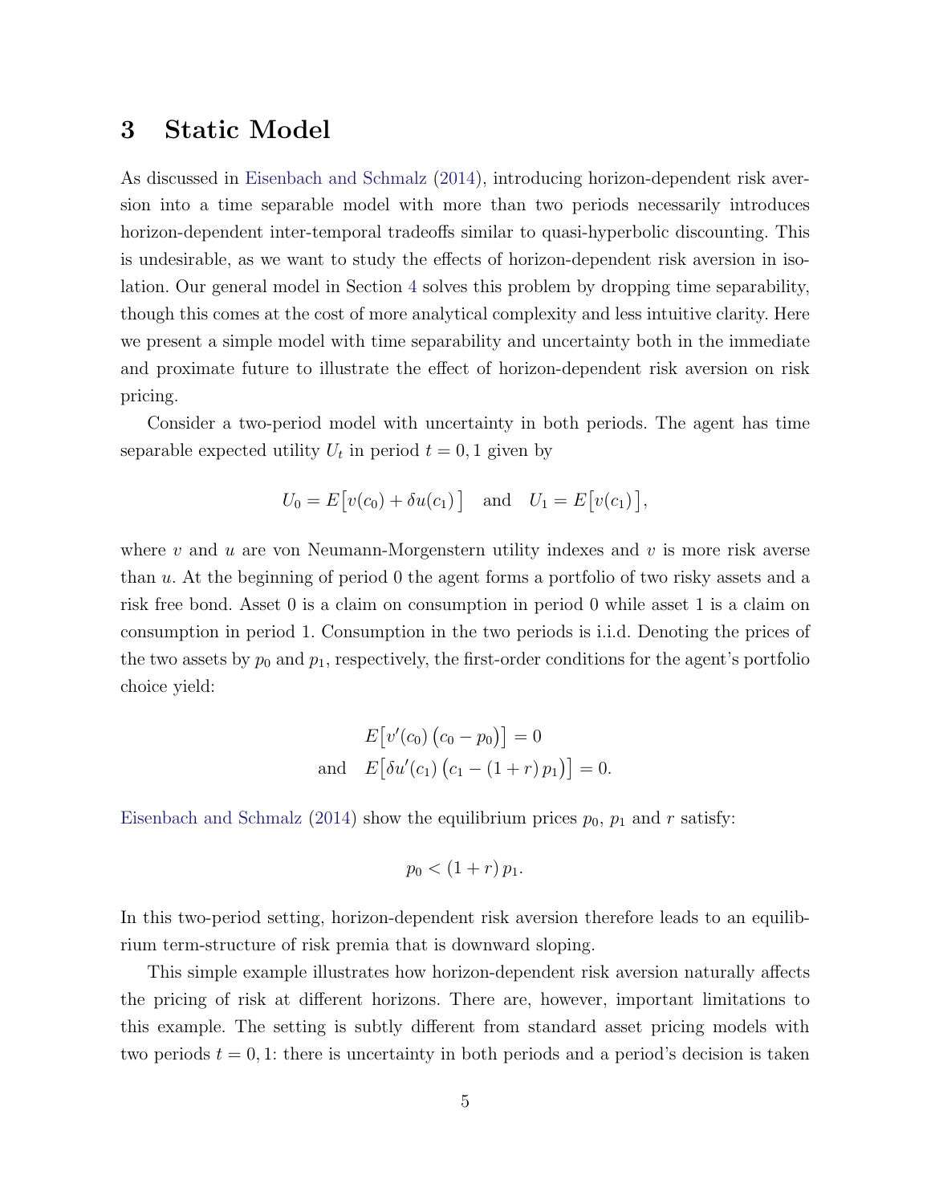## 3 Static Model

As discussed in Eisenbach and Schmalz (2014), introducing horizon-dependent risk aversion into a time separable model with more than two periods necessarily introduces horizon-dependent inter-temporal tradeoffs similar to quasi-hyperbolic discounting. This is undesirable, as we want to study the effects of horizon-dependent risk aversion in isolation. Our general model in Section 4 solves this problem by dropping time separability, though this comes at the cost of more analytical complexity and less intuitive clarity. Here we present a simple model with time separability and uncertainty both in the immediate and proximate future to illustrate the effect of horizon-dependent risk aversion on risk pricing.

Consider a two-period model with uncertainty in both periods. The agent has time separable expected utility $U_t$ in period $t = 0, 1$ given by

$$U_0 = E\big[v(c_0) + \delta u(c_1)\big] \quad \text{and} \quad U_1 = E\big[v(c_1)\big],$$

where $v$ and $u$ are von Neumann-Morgenstern utility indexes and $v$ is more risk averse than $u$. At the beginning of period 0 the agent forms a portfolio of two risky assets and a risk free bond. Asset 0 is a claim on consumption in period 0 while asset 1 is a claim on consumption in period 1. Consumption in the two periods is i.i.d. Denoting the prices of the two assets by $p_0$ and $p_1$, respectively, the first-order conditions for the agent's portfolio choice yield:

$$E\big[v'(c_0)\,(c_0 - p_0)\big] = 0$$
$$\text{and} \quad E\big[\delta u'(c_1)\,\big(c_1 - (1+r)\,p_1\big)\big] = 0.$$

Eisenbach and Schmalz (2014) show the equilibrium prices $p_0$, $p_1$ and $r$ satisfy:

$$p_0 < (1+r)\,p_1.$$

In this two-period setting, horizon-dependent risk aversion therefore leads to an equilibrium term-structure of risk premia that is downward sloping.

This simple example illustrates how horizon-dependent risk aversion naturally affects the pricing of risk at different horizons. There are, however, important limitations to this example. The setting is subtly different from standard asset pricing models with two periods $t = 0, 1$: there is uncertainty in both periods and a period's decision is taken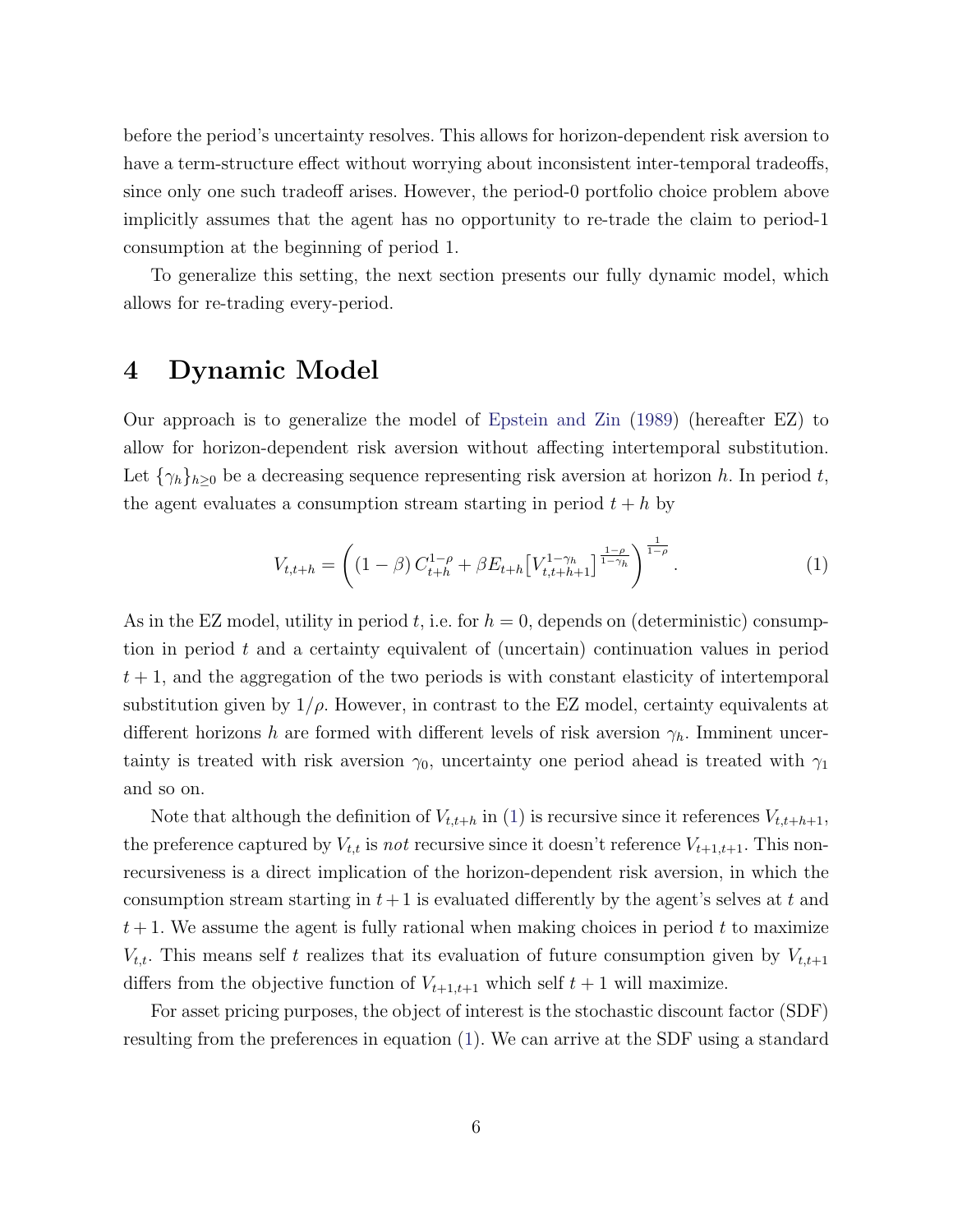before the period's uncertainty resolves. This allows for horizon-dependent risk aversion to have a term-structure effect without worrying about inconsistent inter-temporal tradeoffs, since only one such tradeoff arises. However, the period-0 portfolio choice problem above implicitly assumes that the agent has no opportunity to re-trade the claim to period-1 consumption at the beginning of period 1.

To generalize this setting, the next section presents our fully dynamic model, which allows for re-trading every-period.

# 4 Dynamic Model

Our approach is to generalize the model of Epstein and Zin (1989) (hereafter EZ) to allow for horizon-dependent risk aversion without affecting intertemporal substitution. Let $\{\gamma_h\}_{h\geq 0}$ be a decreasing sequence representing risk aversion at horizon $h$. In period $t$, the agent evaluates a consumption stream starting in period $t+h$ by

$$V_{t,t+h} = \left( (1-\beta)\, C_{t+h}^{1-\rho} + \beta E_{t+h}\big[ V_{t,t+h+1}^{1-\gamma_h} \big]^{\frac{1-\rho}{1-\gamma_h}} \right)^{\frac{1}{1-\rho}}. \tag{1}$$

As in the EZ model, utility in period $t$, i.e. for $h=0$, depends on (deterministic) consumption in period $t$ and a certainty equivalent of (uncertain) continuation values in period $t+1$, and the aggregation of the two periods is with constant elasticity of intertemporal substitution given by $1/\rho$. However, in contrast to the EZ model, certainty equivalents at different horizons $h$ are formed with different levels of risk aversion $\gamma_h$. Imminent uncertainty is treated with risk aversion $\gamma_0$, uncertainty one period ahead is treated with $\gamma_1$ and so on.

Note that although the definition of $V_{t,t+h}$ in (1) is recursive since it references $V_{t,t+h+1}$, the preference captured by $V_{t,t}$ is *not* recursive since it doesn't reference $V_{t+1,t+1}$. This non-recursiveness is a direct implication of the horizon-dependent risk aversion, in which the consumption stream starting in $t+1$ is evaluated differently by the agent's selves at $t$ and $t+1$. We assume the agent is fully rational when making choices in period $t$ to maximize $V_{t,t}$. This means self $t$ realizes that its evaluation of future consumption given by $V_{t,t+1}$ differs from the objective function of $V_{t+1,t+1}$ which self $t+1$ will maximize.

For asset pricing purposes, the object of interest is the stochastic discount factor (SDF) resulting from the preferences in equation (1). We can arrive at the SDF using a standard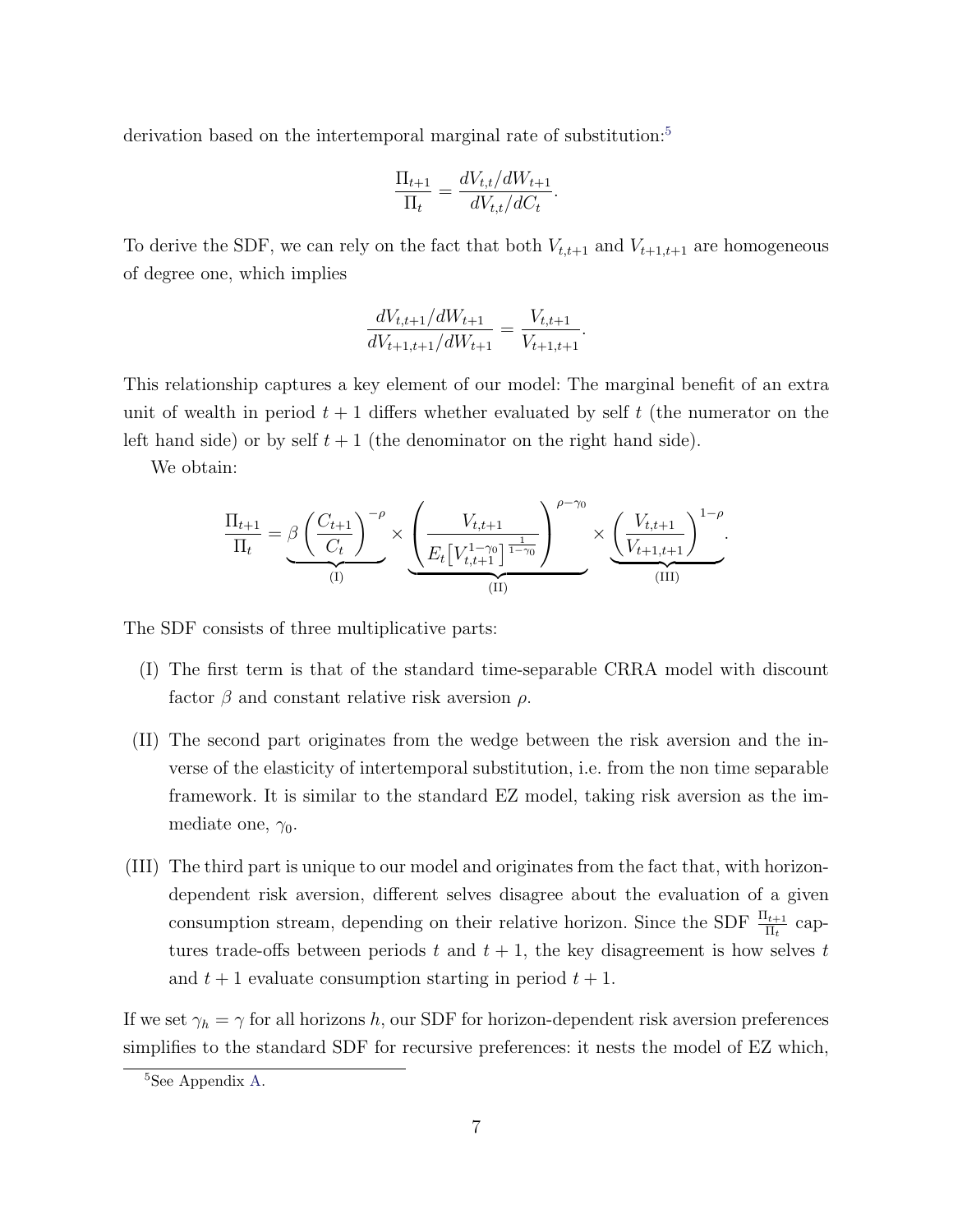derivation based on the intertemporal marginal rate of substitution:[5]

$$\frac{\Pi_{t+1}}{\Pi_t} = \frac{dV_{t,t}/dW_{t+1}}{dV_{t,t}/dC_t}.$$

To derive the SDF, we can rely on the fact that both $V_{t,t+1}$ and $V_{t+1,t+1}$ are homogeneous of degree one, which implies

$$\frac{dV_{t,t+1}/dW_{t+1}}{dV_{t+1,t+1}/dW_{t+1}} = \frac{V_{t,t+1}}{V_{t+1,t+1}}.$$

This relationship captures a key element of our model: The marginal benefit of an extra unit of wealth in period $t+1$ differs whether evaluated by self $t$ (the numerator on the left hand side) or by self $t+1$ (the denominator on the right hand side).

We obtain:

$$\frac{\Pi_{t+1}}{\Pi_t} = \underbrace{\beta \left( \frac{C_{t+1}}{C_t} \right)^{-\rho}}_{\text{(I)}} \times \underbrace{\left( \frac{V_{t,t+1}}{E_t\left[V_{t,t+1}^{1-\gamma_0}\right]^{\frac{1}{1-\gamma_0}}} \right)^{\rho-\gamma_0}}_{\text{(II)}} \times \underbrace{\left( \frac{V_{t,t+1}}{V_{t+1,t+1}} \right)^{1-\rho}}_{\text{(III)}}.$$

The SDF consists of three multiplicative parts:

(I) The first term is that of the standard time-separable CRRA model with discount factor $\beta$ and constant relative risk aversion $\rho$.

(II) The second part originates from the wedge between the risk aversion and the inverse of the elasticity of intertemporal substitution, i.e. from the non time separable framework. It is similar to the standard EZ model, taking risk aversion as the immediate one, $\gamma_0$.

(III) The third part is unique to our model and originates from the fact that, with horizon-dependent risk aversion, different selves disagree about the evaluation of a given consumption stream, depending on their relative horizon. Since the SDF $\frac{\Pi_{t+1}}{\Pi_t}$ captures trade-offs between periods $t$ and $t+1$, the key disagreement is how selves $t$ and $t+1$ evaluate consumption starting in period $t+1$.

If we set $\gamma_h = \gamma$ for all horizons $h$, our SDF for horizon-dependent risk aversion preferences simplifies to the standard SDF for recursive preferences: it nests the model of EZ which,

[5] See Appendix A.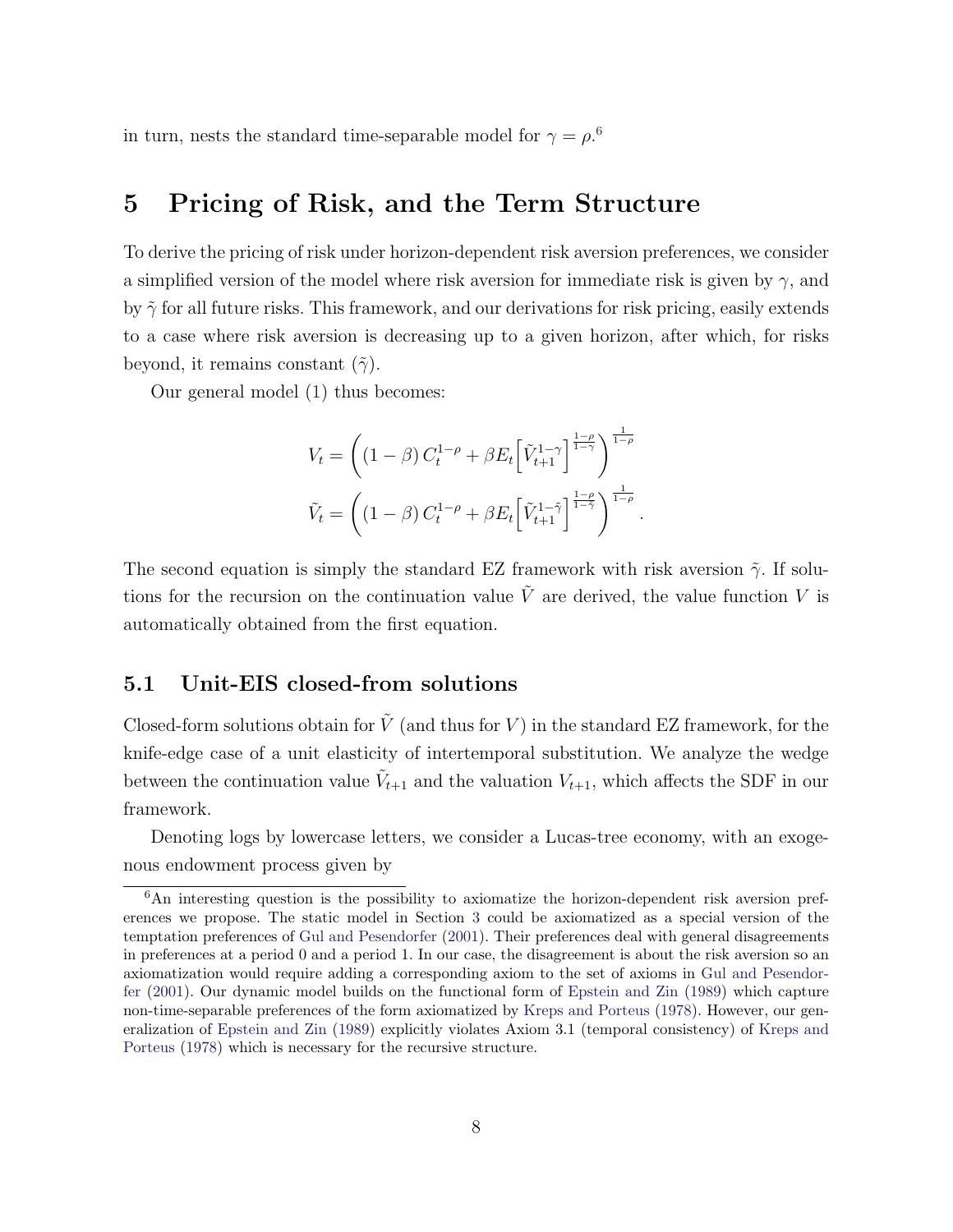in turn, nests the standard time-separable model for $\gamma = \rho$.[6]

# 5 Pricing of Risk, and the Term Structure

To derive the pricing of risk under horizon-dependent risk aversion preferences, we consider a simplified version of the model where risk aversion for immediate risk is given by $\gamma$, and by $\tilde{\gamma}$ for all future risks. This framework, and our derivations for risk pricing, easily extends to a case where risk aversion is decreasing up to a given horizon, after which, for risks beyond, it remains constant ($\tilde{\gamma}$).

Our general model (1) thus becomes:

$$V_t = \left( (1-\beta) C_t^{1-\rho} + \beta E_t \left[ \tilde{V}_{t+1}^{1-\gamma} \right]^{\frac{1-\rho}{1-\gamma}} \right)^{\frac{1}{1-\rho}}$$

$$\tilde{V}_t = \left( (1-\beta) C_t^{1-\rho} + \beta E_t \left[ \tilde{V}_{t+1}^{1-\tilde{\gamma}} \right]^{\frac{1-\rho}{1-\tilde{\gamma}}} \right)^{\frac{1}{1-\rho}}.$$

The second equation is simply the standard EZ framework with risk aversion $\tilde{\gamma}$. If solutions for the recursion on the continuation value $\tilde{V}$ are derived, the value function $V$ is automatically obtained from the first equation.

## 5.1 Unit-EIS closed-from solutions

Closed-form solutions obtain for $\tilde{V}$ (and thus for $V$) in the standard EZ framework, for the knife-edge case of a unit elasticity of intertemporal substitution. We analyze the wedge between the continuation value $\tilde{V}_{t+1}$ and the valuation $V_{t+1}$, which affects the SDF in our framework.

Denoting logs by lowercase letters, we consider a Lucas-tree economy, with an exogenous endowment process given by

[6]An interesting question is the possibility to axiomatize the horizon-dependent risk aversion preferences we propose. The static model in Section 3 could be axiomatized as a special version of the temptation preferences of Gul and Pesendorfer (2001). Their preferences deal with general disagreements in preferences at a period 0 and a period 1. In our case, the disagreement is about the risk aversion so an axiomatization would require adding a corresponding axiom to the set of axioms in Gul and Pesendorfer (2001). Our dynamic model builds on the functional form of Epstein and Zin (1989) which capture non-time-separable preferences of the form axiomatized by Kreps and Porteus (1978). However, our generalization of Epstein and Zin (1989) explicitly violates Axiom 3.1 (temporal consistency) of Kreps and Porteus (1978) which is necessary for the recursive structure.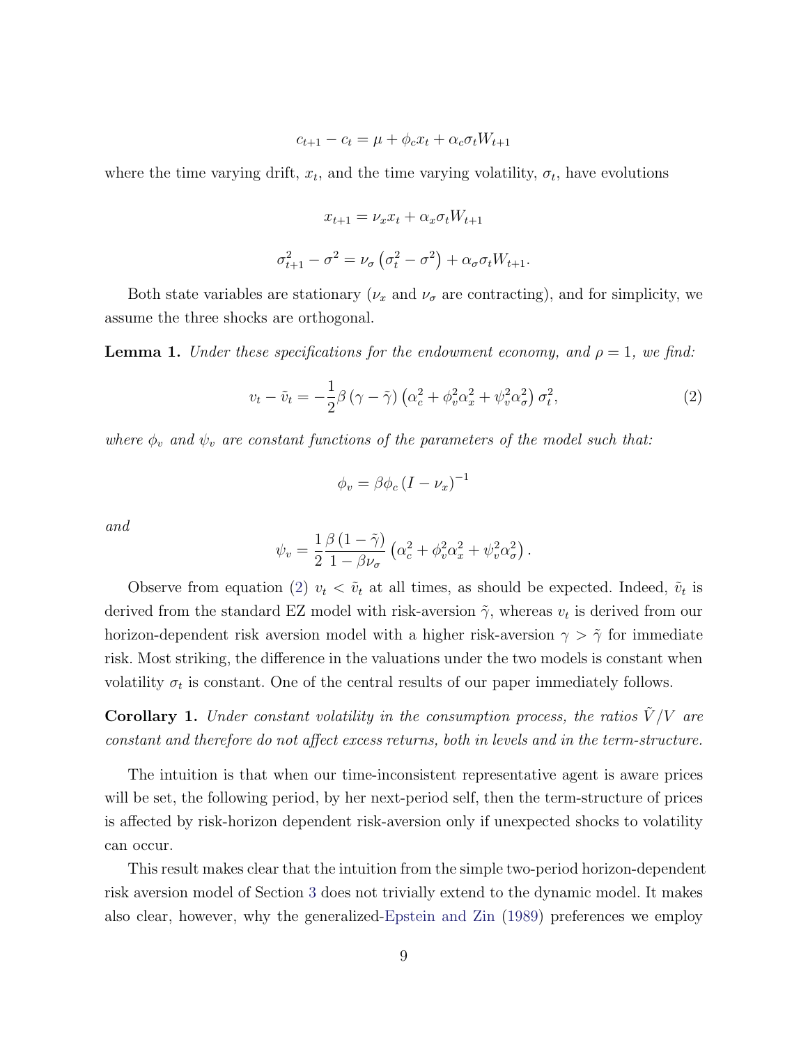$$c_{t+1} - c_t = \mu + \phi_c x_t + \alpha_c \sigma_t W_{t+1}$$

where the time varying drift, $x_t$, and the time varying volatility, $\sigma_t$, have evolutions

$$x_{t+1} = \nu_x x_t + \alpha_x \sigma_t W_{t+1}$$

$$\sigma_{t+1}^2 - \sigma^2 = \nu_\sigma \left(\sigma_t^2 - \sigma^2\right) + \alpha_\sigma \sigma_t W_{t+1}.$$

Both state variables are stationary ($\nu_x$ and $\nu_\sigma$ are contracting), and for simplicity, we assume the three shocks are orthogonal.

**Lemma 1.** *Under these specifications for the endowment economy, and $\rho = 1$, we find:*

$$v_t - \tilde{v}_t = -\frac{1}{2}\beta\left(\gamma - \tilde{\gamma}\right)\left(\alpha_c^2 + \phi_v^2 \alpha_x^2 + \psi_v^2 \alpha_\sigma^2\right)\sigma_t^2, \tag{2}$$

*where $\phi_v$ and $\psi_v$ are constant functions of the parameters of the model such that:*

$$\phi_v = \beta \phi_c \left(I - \nu_x\right)^{-1}$$

*and*

$$\psi_v = \frac{1}{2}\frac{\beta\left(1 - \tilde{\gamma}\right)}{1 - \beta \nu_\sigma}\left(\alpha_c^2 + \phi_v^2 \alpha_x^2 + \psi_v^2 \alpha_\sigma^2\right).$$

Observe from equation (2) $v_t < \tilde{v}_t$ at all times, as should be expected. Indeed, $\tilde{v}_t$ is derived from the standard EZ model with risk-aversion $\tilde{\gamma}$, whereas $v_t$ is derived from our horizon-dependent risk aversion model with a higher risk-aversion $\gamma > \tilde{\gamma}$ for immediate risk. Most striking, the difference in the valuations under the two models is constant when volatility $\sigma_t$ is constant. One of the central results of our paper immediately follows.

**Corollary 1.** *Under constant volatility in the consumption process, the ratios $\tilde{V}/V$ are constant and therefore do not affect excess returns, both in levels and in the term-structure.*

The intuition is that when our time-inconsistent representative agent is aware prices will be set, the following period, by her next-period self, then the term-structure of prices is affected by risk-horizon dependent risk-aversion only if unexpected shocks to volatility can occur.

This result makes clear that the intuition from the simple two-period horizon-dependent risk aversion model of Section 3 does not trivially extend to the dynamic model. It makes also clear, however, why the generalized-Epstein and Zin (1989) preferences we employ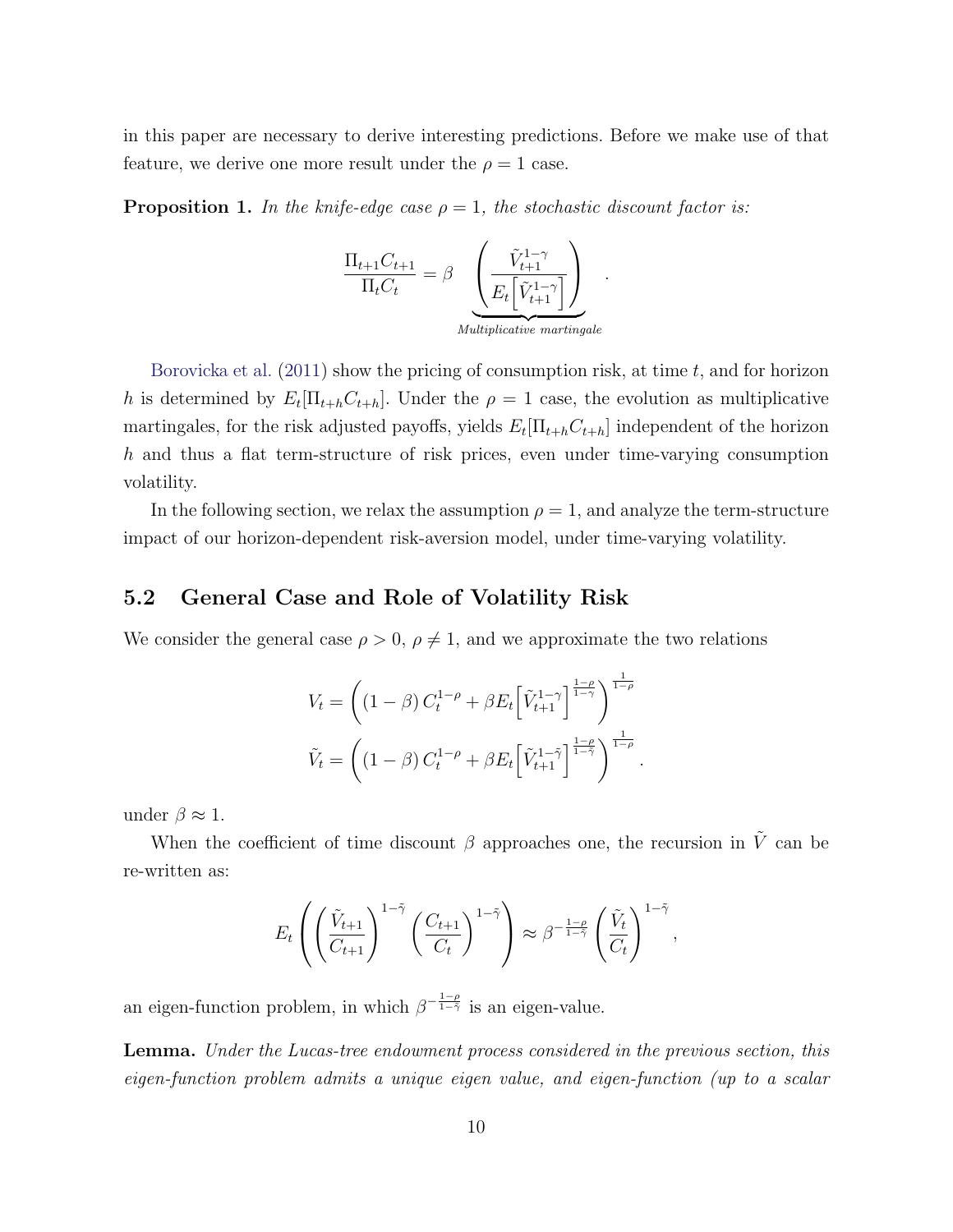in this paper are necessary to derive interesting predictions. Before we make use of that feature, we derive one more result under the $\rho = 1$ case.

**Proposition 1.** *In the knife-edge case $\rho = 1$, the stochastic discount factor is:*

$$\frac{\Pi_{t+1} C_{t+1}}{\Pi_t C_t} = \beta \underbrace{\left( \frac{\tilde{V}_{t+1}^{1-\gamma}}{E_t\left[\tilde{V}_{t+1}^{1-\gamma}\right]} \right)}_{\text{Multiplicative martingale}} .$$

Borovicka et al. (2011) show the pricing of consumption risk, at time $t$, and for horizon $h$ is determined by $E_t[\Pi_{t+h} C_{t+h}]$. Under the $\rho = 1$ case, the evolution as multiplicative martingales, for the risk adjusted payoffs, yields $E_t[\Pi_{t+h} C_{t+h}]$ independent of the horizon $h$ and thus a flat term-structure of risk prices, even under time-varying consumption volatility.

In the following section, we relax the assumption $\rho = 1$, and analyze the term-structure impact of our horizon-dependent risk-aversion model, under time-varying volatility.

## 5.2 General Case and Role of Volatility Risk

We consider the general case $\rho > 0$, $\rho \neq 1$, and we approximate the two relations

$$V_t = \left( (1-\beta) C_t^{1-\rho} + \beta E_t\left[ \tilde{V}_{t+1}^{1-\gamma} \right]^{\frac{1-\rho}{1-\gamma}} \right)^{\frac{1}{1-\rho}}$$

$$\tilde{V}_t = \left( (1-\beta) C_t^{1-\rho} + \beta E_t\left[ \tilde{V}_{t+1}^{1-\tilde{\gamma}} \right]^{\frac{1-\rho}{1-\tilde{\gamma}}} \right)^{\frac{1}{1-\rho}} .$$

under $\beta \approx 1$.

When the coefficient of time discount $\beta$ approaches one, the recursion in $\tilde{V}$ can be re-written as:

$$E_t\left( \left( \frac{\tilde{V}_{t+1}}{C_{t+1}} \right)^{1-\tilde{\gamma}} \left( \frac{C_{t+1}}{C_t} \right)^{1-\tilde{\gamma}} \right) \approx \beta^{-\frac{1-\rho}{1-\tilde{\gamma}}} \left( \frac{\tilde{V}_t}{C_t} \right)^{1-\tilde{\gamma}},$$

an eigen-function problem, in which $\beta^{-\frac{1-\rho}{1-\tilde{\gamma}}}$ is an eigen-value.

**Lemma.** *Under the Lucas-tree endowment process considered in the previous section, this eigen-function problem admits a unique eigen value, and eigen-function (up to a scalar*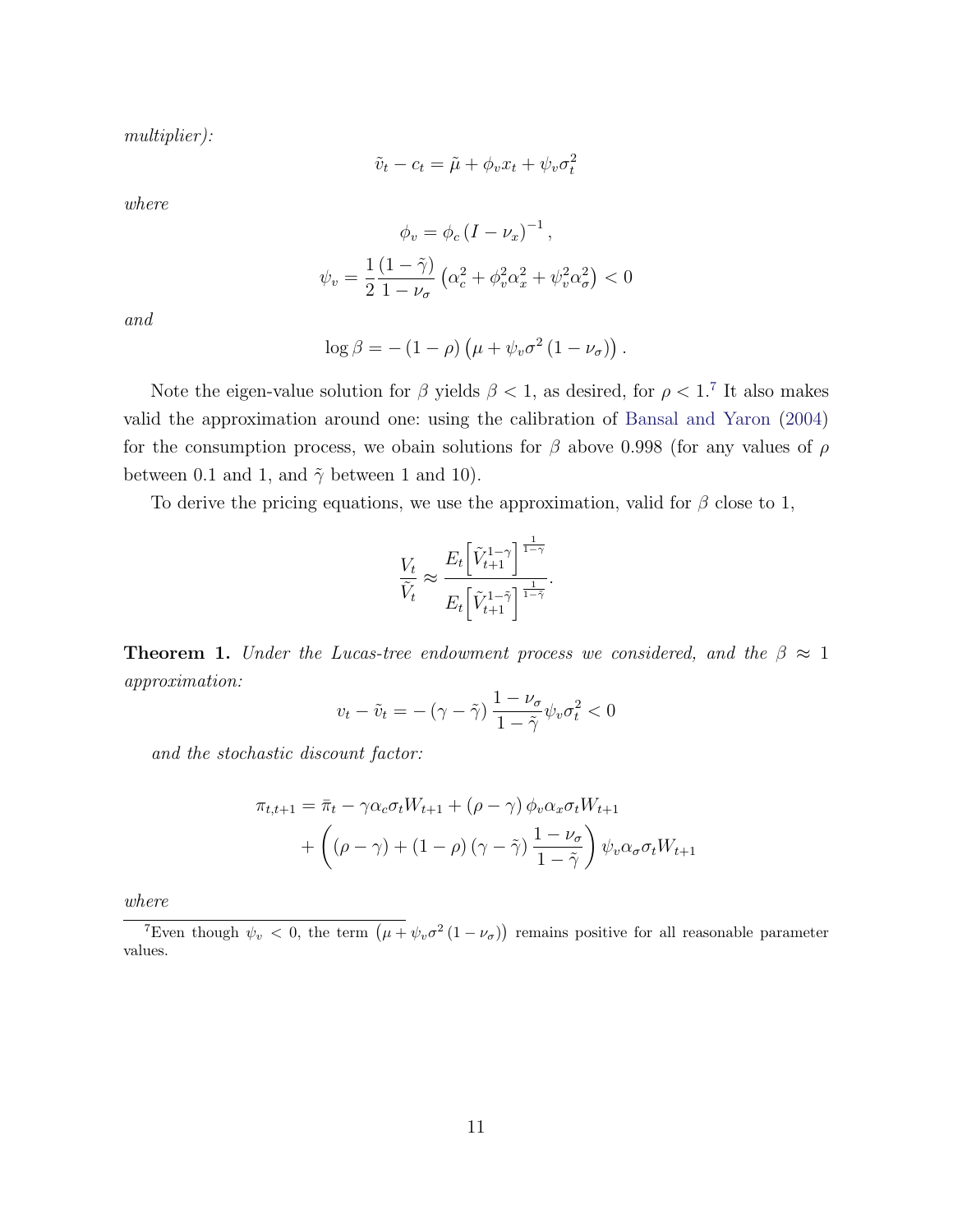*multiplier):*

$$\tilde{v}_t - c_t = \tilde{\mu} + \phi_v x_t + \psi_v \sigma_t^2$$

*where*

$$\phi_v = \phi_c \left(I - \nu_x\right)^{-1},$$

$$\psi_v = \frac{1}{2}\frac{(1-\tilde{\gamma})}{1-\nu_\sigma}\left(\alpha_c^2 + \phi_v^2 \alpha_x^2 + \psi_v^2 \alpha_\sigma^2\right) < 0$$

*and*

$$\log \beta = -\left(1-\rho\right)\left(\mu + \psi_v \sigma^2 \left(1-\nu_\sigma\right)\right).$$

Note the eigen-value solution for $\beta$ yields $\beta < 1$, as desired, for $\rho < 1$.[7] It also makes valid the approximation around one: using the calibration of Bansal and Yaron (2004) for the consumption process, we obain solutions for $\beta$ above 0.998 (for any values of $\rho$ between 0.1 and 1, and $\tilde{\gamma}$ between 1 and 10).

To derive the pricing equations, we use the approximation, valid for $\beta$ close to 1,

$$\frac{V_t}{\tilde{V}_t} \approx \frac{E_t\left[\tilde{V}_{t+1}^{1-\gamma}\right]^{\frac{1}{1-\gamma}}}{E_t\left[\tilde{V}_{t+1}^{1-\tilde{\gamma}}\right]^{\frac{1}{1-\tilde{\gamma}}}}.$$

**Theorem 1.** *Under the Lucas-tree endowment process we considered, and the $\beta \approx 1$ approximation:*

$$v_t - \tilde{v}_t = -\left(\gamma - \tilde{\gamma}\right)\frac{1-\nu_\sigma}{1-\tilde{\gamma}}\psi_v \sigma_t^2 < 0$$

*and the stochastic discount factor:*

$$\begin{aligned}\pi_{t,t+1} = \bar{\pi}_t - \gamma \alpha_c \sigma_t W_{t+1} + \left(\rho - \gamma\right)\phi_v \alpha_x \sigma_t W_{t+1} \\ + \left(\left(\rho - \gamma\right) + \left(1-\rho\right)\left(\gamma - \tilde{\gamma}\right)\frac{1-\nu_\sigma}{1-\tilde{\gamma}}\right)\psi_v \alpha_\sigma \sigma_t W_{t+1}\end{aligned}$$

*where*

[7] Even though $\psi_v < 0$, the term $\left(\mu + \psi_v \sigma^2 \left(1-\nu_\sigma\right)\right)$ remains positive for all reasonable parameter values.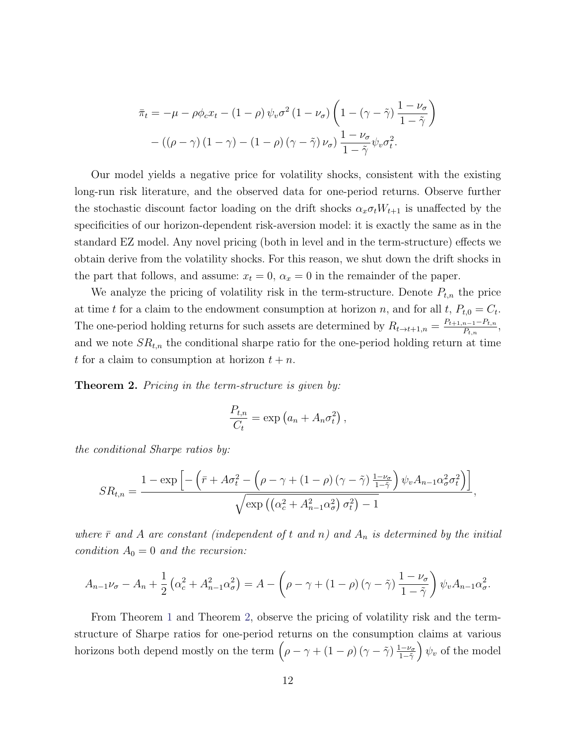$$
\begin{aligned}
\bar{\pi}_t = & -\mu - \rho\phi_c x_t - (1-\rho)\,\psi_v \sigma^2 (1-\nu_\sigma)\left(1 - (\gamma - \tilde{\gamma})\frac{1-\nu_\sigma}{1-\tilde{\gamma}}\right) \\
& - \left((\rho - \gamma)(1-\gamma) - (1-\rho)(\gamma - \tilde{\gamma})\,\nu_\sigma\right)\frac{1-\nu_\sigma}{1-\tilde{\gamma}}\psi_v \sigma_t^2.
\end{aligned}
$$

Our model yields a negative price for volatility shocks, consistent with the existing long-run risk literature, and the observed data for one-period returns. Observe further the stochastic discount factor loading on the drift shocks $\alpha_x \sigma_t W_{t+1}$ is unaffected by the specificities of our horizon-dependent risk-aversion model: it is exactly the same as in the standard EZ model. Any novel pricing (both in level and in the term-structure) effects we obtain derive from the volatility shocks. For this reason, we shut down the drift shocks in the part that follows, and assume: $x_t = 0$, $\alpha_x = 0$ in the remainder of the paper.

We analyze the pricing of volatility risk in the term-structure. Denote $P_{t,n}$ the price at time $t$ for a claim to the endowment consumption at horizon $n$, and for all $t$, $P_{t,0} = C_t$. The one-period holding returns for such assets are determined by $R_{t\to t+1,n} = \frac{P_{t+1,n-1} - P_{t,n}}{P_{t,n}}$, and we note $SR_{t,n}$ the conditional sharpe ratio for the one-period holding return at time $t$ for a claim to consumption at horizon $t+n$.

**Theorem 2.** *Pricing in the term-structure is given by:*

$$
\frac{P_{t,n}}{C_t} = \exp\left(a_n + A_n \sigma_t^2\right),
$$

*the conditional Sharpe ratios by:*

$$
SR_{t,n} = \frac{1 - \exp\left[-\left(\bar{r} + A\sigma_t^2 - \left(\rho - \gamma + (1-\rho)(\gamma - \tilde{\gamma})\frac{1-\nu_\sigma}{1-\tilde{\gamma}}\right)\psi_v A_{n-1}\alpha_\sigma^2 \sigma_t^2\right)\right]}{\sqrt{\exp\left(\left(\alpha_c^2 + A_{n-1}^2 \alpha_\sigma^2\right)\sigma_t^2\right) - 1}},
$$

*where $\bar{r}$ and $A$ are constant (independent of $t$ and $n$) and $A_n$ is determined by the initial condition $A_0 = 0$ and the recursion:*

$$
A_{n-1}\nu_\sigma - A_n + \frac{1}{2}\left(\alpha_c^2 + A_{n-1}^2\alpha_\sigma^2\right) = A - \left(\rho - \gamma + (1-\rho)(\gamma - \tilde{\gamma})\frac{1-\nu_\sigma}{1-\tilde{\gamma}}\right)\psi_v A_{n-1}\alpha_\sigma^2.
$$

From Theorem 1 and Theorem 2, observe the pricing of volatility risk and the term-structure of Sharpe ratios for one-period returns on the consumption claims at various horizons both depend mostly on the term $\left(\rho - \gamma + (1-\rho)(\gamma - \tilde{\gamma})\frac{1-\nu_\sigma}{1-\tilde{\gamma}}\right)\psi_v$ of the model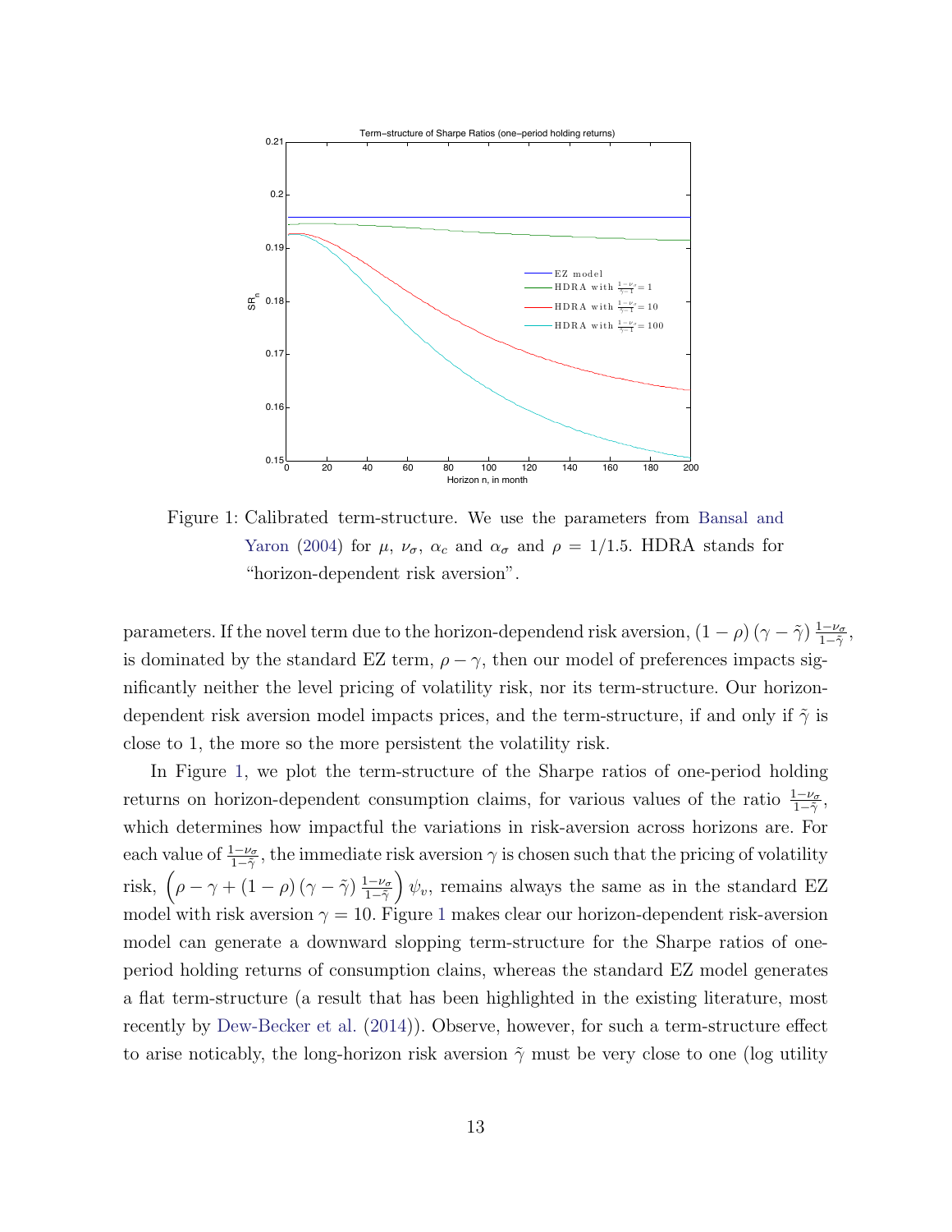Figure 1: Calibrated term-structure. We use the parameters from Bansal and Yaron (2004) for $\mu$, $\nu_\sigma$, $\alpha_c$ and $\alpha_\sigma$ and $\rho = 1/1.5$. HDRA stands for "horizon-dependent risk aversion".

parameters. If the novel term due to the horizon-dependend risk aversion, $(1-\rho)(\gamma - \tilde{\gamma})\frac{1-\nu_\sigma}{1-\tilde{\gamma}}$, is dominated by the standard EZ term, $\rho - \gamma$, then our model of preferences impacts significantly neither the level pricing of volatility risk, nor its term-structure. Our horizon-dependent risk aversion model impacts prices, and the term-structure, if and only if $\tilde{\gamma}$ is close to 1, the more so the more persistent the volatility risk.

In Figure 1, we plot the term-structure of the Sharpe ratios of one-period holding returns on horizon-dependent consumption claims, for various values of the ratio $\frac{1-\nu_\sigma}{1-\tilde{\gamma}}$, which determines how impactful the variations in risk-aversion across horizons are. For each value of $\frac{1-\nu_\sigma}{1-\tilde{\gamma}}$, the immediate risk aversion $\gamma$ is chosen such that the pricing of volatility risk, $\left(\rho - \gamma + (1-\rho)(\gamma - \tilde{\gamma})\frac{1-\nu_\sigma}{1-\tilde{\gamma}}\right)\psi_v$, remains always the same as in the standard EZ model with risk aversion $\gamma = 10$. Figure 1 makes clear our horizon-dependent risk-aversion model can generate a downward slopping term-structure for the Sharpe ratios of one-period holding returns of consumption clains, whereas the standard EZ model generates a flat term-structure (a result that has been highlighted in the existing literature, most recently by Dew-Becker et al. (2014)). Observe, however, for such a term-structure effect to arise noticably, the long-horizon risk aversion $\tilde{\gamma}$ must be very close to one (log utility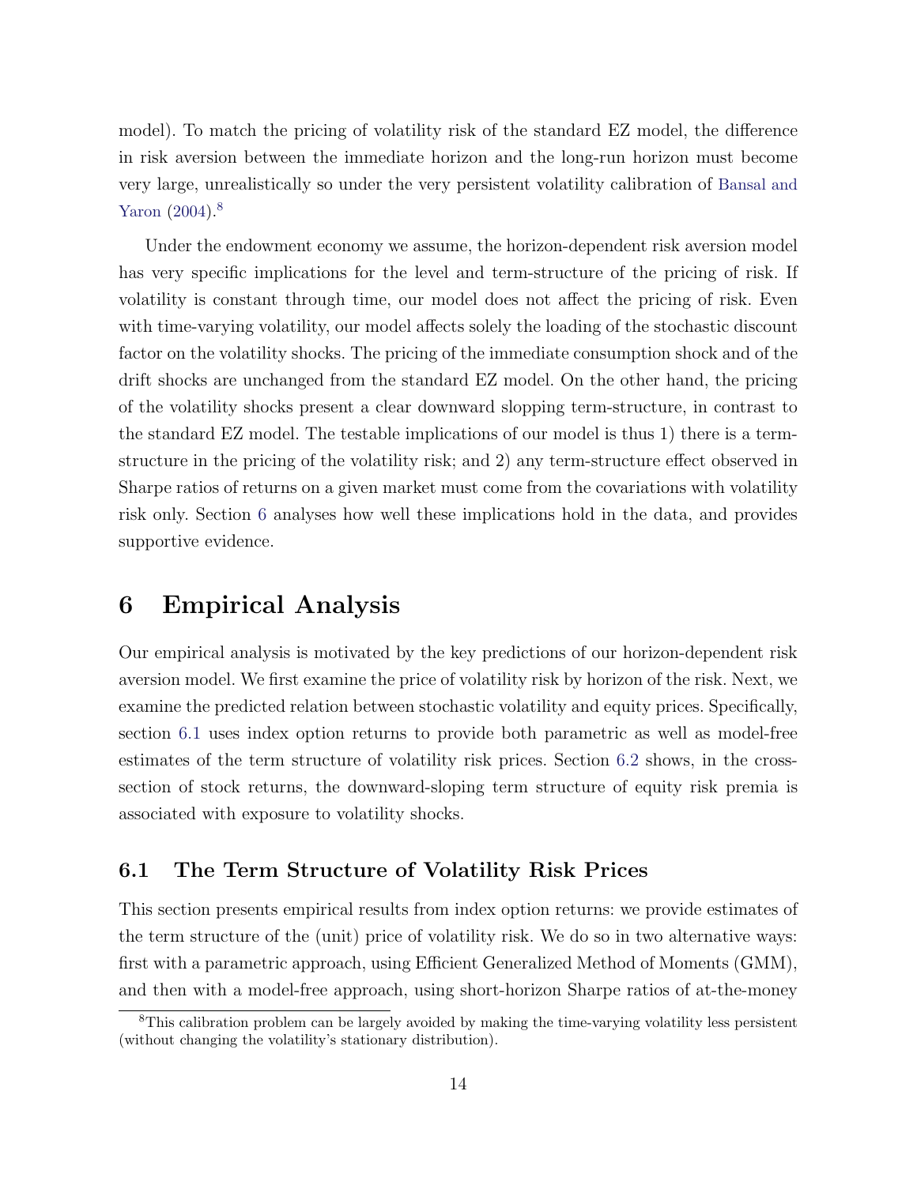model). To match the pricing of volatility risk of the standard EZ model, the difference in risk aversion between the immediate horizon and the long-run horizon must become very large, unrealistically so under the very persistent volatility calibration of Bansal and Yaron (2004).[8]

Under the endowment economy we assume, the horizon-dependent risk aversion model has very specific implications for the level and term-structure of the pricing of risk. If volatility is constant through time, our model does not affect the pricing of risk. Even with time-varying volatility, our model affects solely the loading of the stochastic discount factor on the volatility shocks. The pricing of the immediate consumption shock and of the drift shocks are unchanged from the standard EZ model. On the other hand, the pricing of the volatility shocks present a clear downward slopping term-structure, in contrast to the standard EZ model. The testable implications of our model is thus 1) there is a term-structure in the pricing of the volatility risk; and 2) any term-structure effect observed in Sharpe ratios of returns on a given market must come from the covariations with volatility risk only. Section 6 analyses how well these implications hold in the data, and provides supportive evidence.

# 6 Empirical Analysis

Our empirical analysis is motivated by the key predictions of our horizon-dependent risk aversion model. We first examine the price of volatility risk by horizon of the risk. Next, we examine the predicted relation between stochastic volatility and equity prices. Specifically, section 6.1 uses index option returns to provide both parametric as well as model-free estimates of the term structure of volatility risk prices. Section 6.2 shows, in the cross-section of stock returns, the downward-sloping term structure of equity risk premia is associated with exposure to volatility shocks.

## 6.1 The Term Structure of Volatility Risk Prices

This section presents empirical results from index option returns: we provide estimates of the term structure of the (unit) price of volatility risk. We do so in two alternative ways: first with a parametric approach, using Efficient Generalized Method of Moments (GMM), and then with a model-free approach, using short-horizon Sharpe ratios of at-the-money

[8] This calibration problem can be largely avoided by making the time-varying volatility less persistent (without changing the volatility's stationary distribution).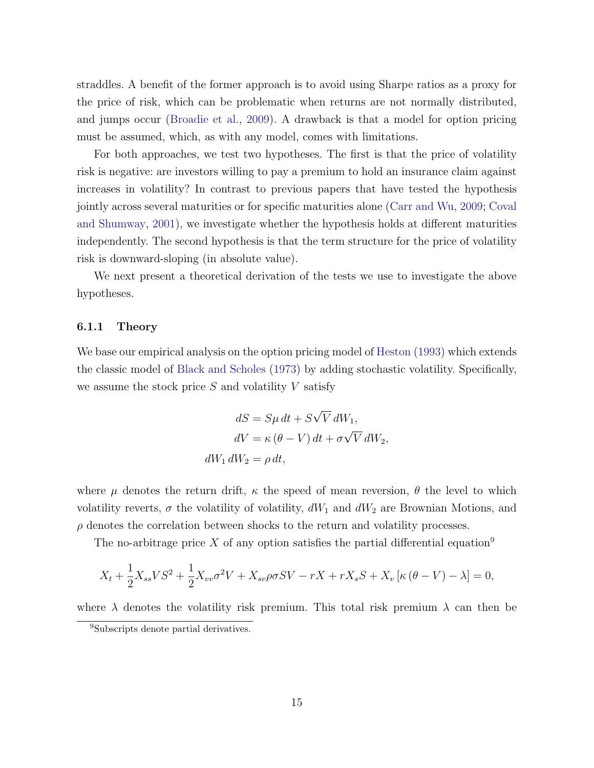straddles. A benefit of the former approach is to avoid using Sharpe ratios as a proxy for the price of risk, which can be problematic when returns are not normally distributed, and jumps occur (Broadie et al., 2009). A drawback is that a model for option pricing must be assumed, which, as with any model, comes with limitations.

For both approaches, we test two hypotheses. The first is that the price of volatility risk is negative: are investors willing to pay a premium to hold an insurance claim against increases in volatility? In contrast to previous papers that have tested the hypothesis jointly across several maturities or for specific maturities alone (Carr and Wu, 2009; Coval and Shumway, 2001), we investigate whether the hypothesis holds at different maturities independently. The second hypothesis is that the term structure for the price of volatility risk is downward-sloping (in absolute value).

We next present a theoretical derivation of the tests we use to investigate the above hypotheses.

### 6.1.1 Theory

We base our empirical analysis on the option pricing model of Heston (1993) which extends the classic model of Black and Scholes (1973) by adding stochastic volatility. Specifically, we assume the stock price $S$ and volatility $V$ satisfy

$$
\begin{aligned}
dS &= S\mu \, dt + S\sqrt{V} \, dW_1, \\
dV &= \kappa \left( \theta - V \right) dt + \sigma \sqrt{V} \, dW_2, \\
dW_1 \, dW_2 &= \rho \, dt,
\end{aligned}
$$

where $\mu$ denotes the return drift, $\kappa$ the speed of mean reversion, $\theta$ the level to which volatility reverts, $\sigma$ the volatility of volatility, $dW_1$ and $dW_2$ are Brownian Motions, and $\rho$ denotes the correlation between shocks to the return and volatility processes.

The no-arbitrage price $X$ of any option satisfies the partial differential equation[9]

$$
X_t + \frac{1}{2} X_{ss} V S^2 + \frac{1}{2} X_{vv} \sigma^2 V + X_{sv} \rho \sigma S V - rX + r X_s S + X_v \left[ \kappa \left( \theta - V \right) - \lambda \right] = 0,
$$

where $\lambda$ denotes the volatility risk premium. This total risk premium $\lambda$ can then be

[9] Subscripts denote partial derivatives.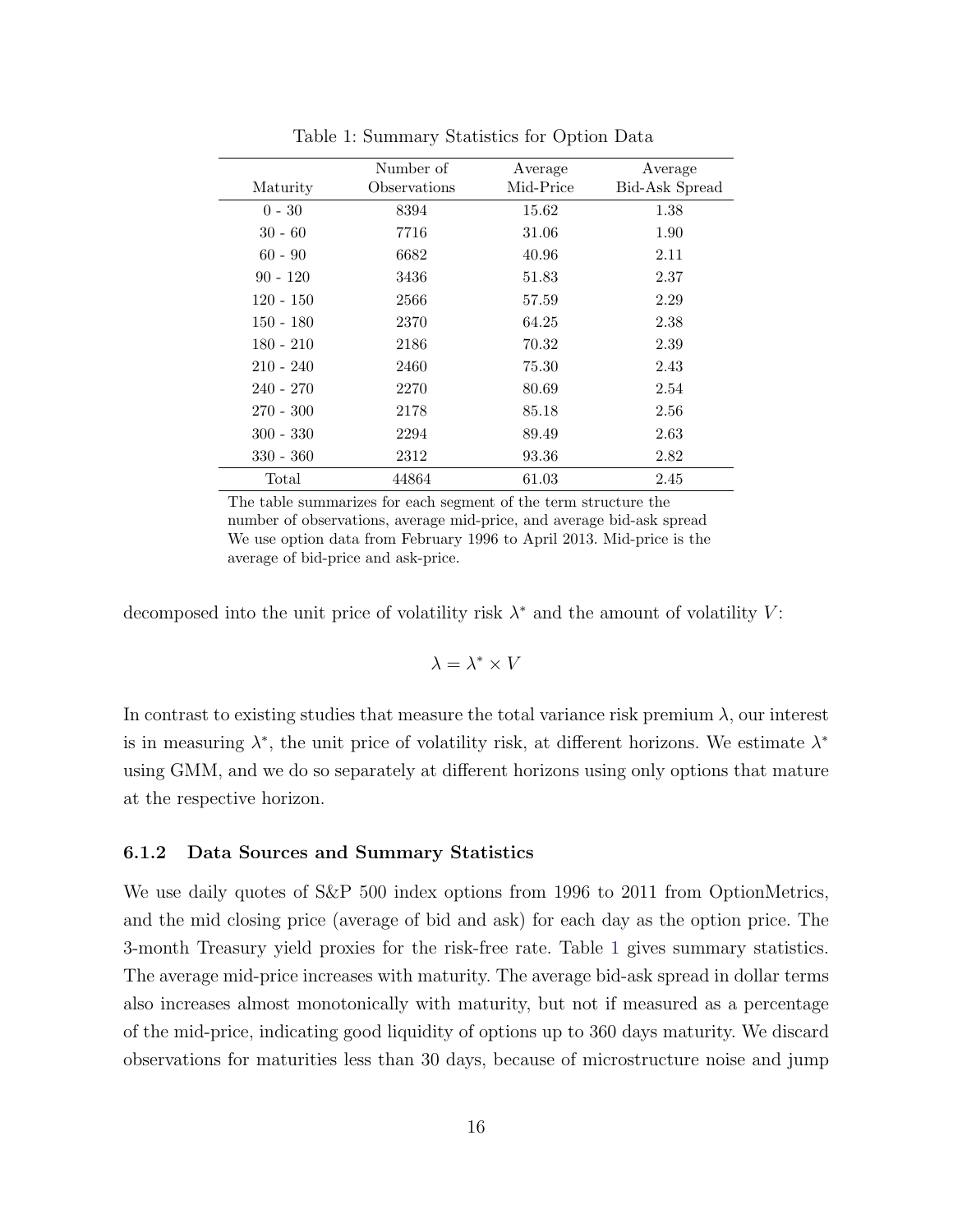Table 1: Summary Statistics for Option Data

| Maturity | Number of Observations | Average Mid-Price | Average Bid-Ask Spread |
|---|---|---|---|
| 0 - 30 | 8394 | 15.62 | 1.38 |
| 30 - 60 | 7716 | 31.06 | 1.90 |
| 60 - 90 | 6682 | 40.96 | 2.11 |
| 90 - 120 | 3436 | 51.83 | 2.37 |
| 120 - 150 | 2566 | 57.59 | 2.29 |
| 150 - 180 | 2370 | 64.25 | 2.38 |
| 180 - 210 | 2186 | 70.32 | 2.39 |
| 210 - 240 | 2460 | 75.30 | 2.43 |
| 240 - 270 | 2270 | 80.69 | 2.54 |
| 270 - 300 | 2178 | 85.18 | 2.56 |
| 300 - 330 | 2294 | 89.49 | 2.63 |
| 330 - 360 | 2312 | 93.36 | 2.82 |
| Total | 44864 | 61.03 | 2.45 |

The table summarizes for each segment of the term structure the number of observations, average mid-price, and average bid-ask spread We use option data from February 1996 to April 2013. Mid-price is the average of bid-price and ask-price.

decomposed into the unit price of volatility risk $\lambda^*$ and the amount of volatility $V$:

$$\lambda = \lambda^* \times V$$

In contrast to existing studies that measure the total variance risk premium $\lambda$, our interest is in measuring $\lambda^*$, the unit price of volatility risk, at different horizons. We estimate $\lambda^*$ using GMM, and we do so separately at different horizons using only options that mature at the respective horizon.

### 6.1.2 Data Sources and Summary Statistics

We use daily quotes of S&P 500 index options from 1996 to 2011 from OptionMetrics, and the mid closing price (average of bid and ask) for each day as the option price. The 3-month Treasury yield proxies for the risk-free rate. Table 1 gives summary statistics. The average mid-price increases with maturity. The average bid-ask spread in dollar terms also increases almost monotonically with maturity, but not if measured as a percentage of the mid-price, indicating good liquidity of options up to 360 days maturity. We discard observations for maturities less than 30 days, because of microstructure noise and jump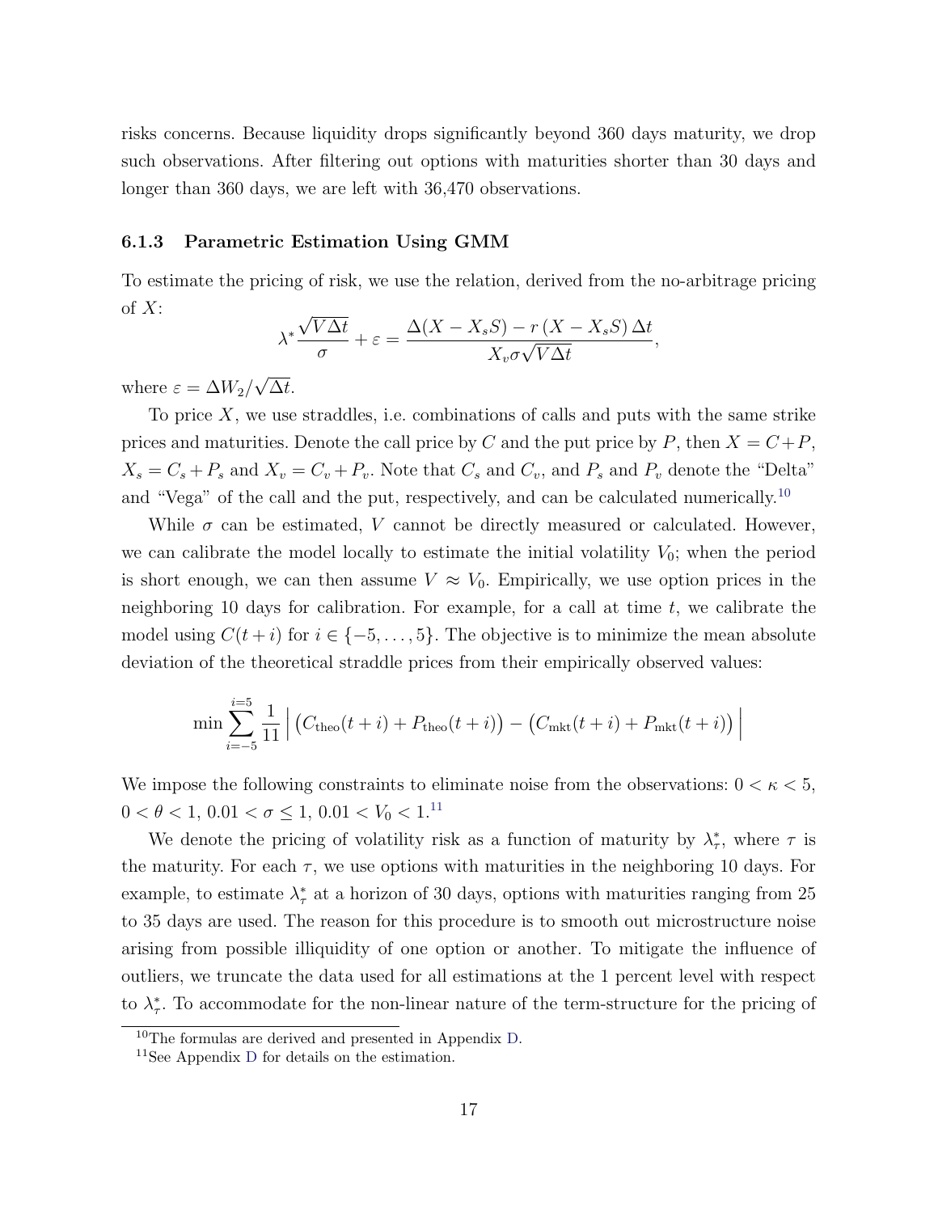risks concerns. Because liquidity drops significantly beyond 360 days maturity, we drop such observations. After filtering out options with maturities shorter than 30 days and longer than 360 days, we are left with 36,470 observations.

### 6.1.3 Parametric Estimation Using GMM

To estimate the pricing of risk, we use the relation, derived from the no-arbitrage pricing of $X$:

$$\lambda^* \frac{\sqrt{V\Delta t}}{\sigma} + \varepsilon = \frac{\Delta(X - X_s S) - r\,(X - X_s S)\,\Delta t}{X_v \sigma \sqrt{V\Delta t}},$$

where $\varepsilon = \Delta W_2/\sqrt{\Delta t}$.

To price $X$, we use straddles, i.e. combinations of calls and puts with the same strike prices and maturities. Denote the call price by $C$ and the put price by $P$, then $X = C + P$, $X_s = C_s + P_s$ and $X_v = C_v + P_v$. Note that $C_s$ and $C_v$, and $P_s$ and $P_v$ denote the "Delta" and "Vega" of the call and the put, respectively, and can be calculated numerically.[10]

While $\sigma$ can be estimated, $V$ cannot be directly measured or calculated. However, we can calibrate the model locally to estimate the initial volatility $V_0$; when the period is short enough, we can then assume $V \approx V_0$. Empirically, we use option prices in the neighboring 10 days for calibration. For example, for a call at time $t$, we calibrate the model using $C(t+i)$ for $i \in \{-5, \ldots, 5\}$. The objective is to minimize the mean absolute deviation of the theoretical straddle prices from their empirically observed values:

$$\min \sum_{i=-5}^{i=5} \frac{1}{11} \left| \big(C_{\text{theo}}(t+i) + P_{\text{theo}}(t+i)\big) - \big(C_{\text{mkt}}(t+i) + P_{\text{mkt}}(t+i)\big) \right|$$

We impose the following constraints to eliminate noise from the observations: $0 < \kappa < 5$, $0 < \theta < 1$, $0.01 < \sigma \leq 1$, $0.01 < V_0 < 1$.[11]

We denote the pricing of volatility risk as a function of maturity by $\lambda^*_\tau$, where $\tau$ is the maturity. For each $\tau$, we use options with maturities in the neighboring 10 days. For example, to estimate $\lambda^*_\tau$ at a horizon of 30 days, options with maturities ranging from 25 to 35 days are used. The reason for this procedure is to smooth out microstructure noise arising from possible illiquidity of one option or another. To mitigate the influence of outliers, we truncate the data used for all estimations at the 1 percent level with respect to $\lambda^*_\tau$. To accommodate for the non-linear nature of the term-structure for the pricing of

[10] The formulas are derived and presented in Appendix D.

[11] See Appendix D for details on the estimation.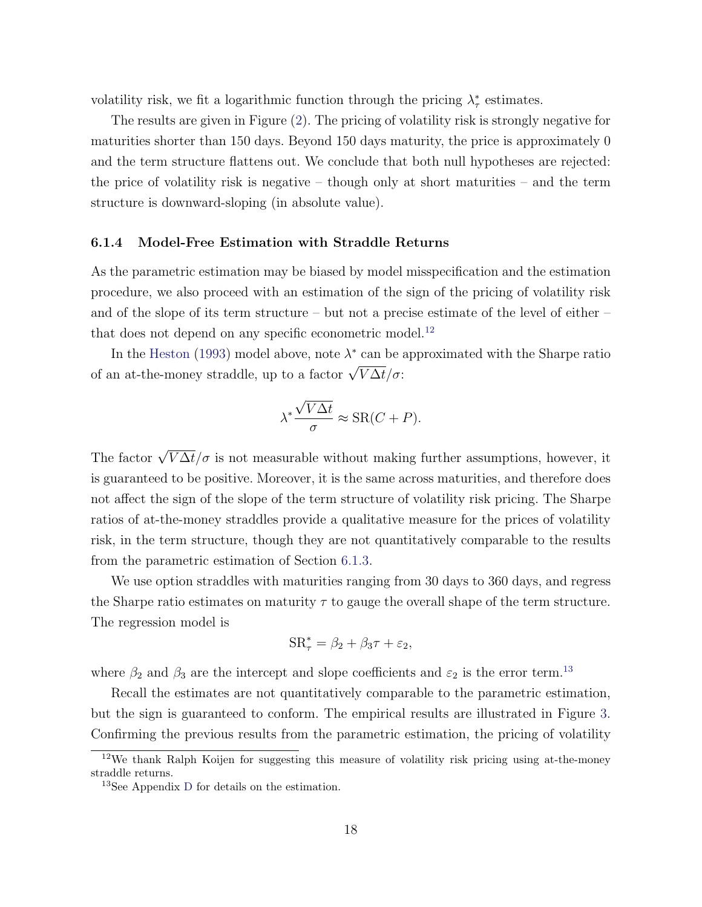volatility risk, we fit a logarithmic function through the pricing $\lambda^*_\tau$ estimates.

The results are given in Figure (2). The pricing of volatility risk is strongly negative for maturities shorter than 150 days. Beyond 150 days maturity, the price is approximately 0 and the term structure flattens out. We conclude that both null hypotheses are rejected: the price of volatility risk is negative – though only at short maturities – and the term structure is downward-sloping (in absolute value).

#### 6.1.4 Model-Free Estimation with Straddle Returns

As the parametric estimation may be biased by model misspecification and the estimation procedure, we also proceed with an estimation of the sign of the pricing of volatility risk and of the slope of its term structure – but not a precise estimate of the level of either – that does not depend on any specific econometric model.[12]

In the Heston (1993) model above, note $\lambda^*$ can be approximated with the Sharpe ratio of an at-the-money straddle, up to a factor $\sqrt{V\Delta t}/\sigma$:

$$\lambda^* \frac{\sqrt{V\Delta t}}{\sigma} \approx \mathrm{SR}(C+P).$$

The factor $\sqrt{V\Delta t}/\sigma$ is not measurable without making further assumptions, however, it is guaranteed to be positive. Moreover, it is the same across maturities, and therefore does not affect the sign of the slope of the term structure of volatility risk pricing. The Sharpe ratios of at-the-money straddles provide a qualitative measure for the prices of volatility risk, in the term structure, though they are not quantitatively comparable to the results from the parametric estimation of Section 6.1.3.

We use option straddles with maturities ranging from 30 days to 360 days, and regress the Sharpe ratio estimates on maturity $\tau$ to gauge the overall shape of the term structure. The regression model is

$$\mathrm{SR}^*_\tau = \beta_2 + \beta_3\tau + \varepsilon_2,$$

where $\beta_2$ and $\beta_3$ are the intercept and slope coefficients and $\varepsilon_2$ is the error term.[13]

Recall the estimates are not quantitatively comparable to the parametric estimation, but the sign is guaranteed to conform. The empirical results are illustrated in Figure 3. Confirming the previous results from the parametric estimation, the pricing of volatility

[12] We thank Ralph Koijen for suggesting this measure of volatility risk pricing using at-the-money straddle returns.

[13] See Appendix D for details on the estimation.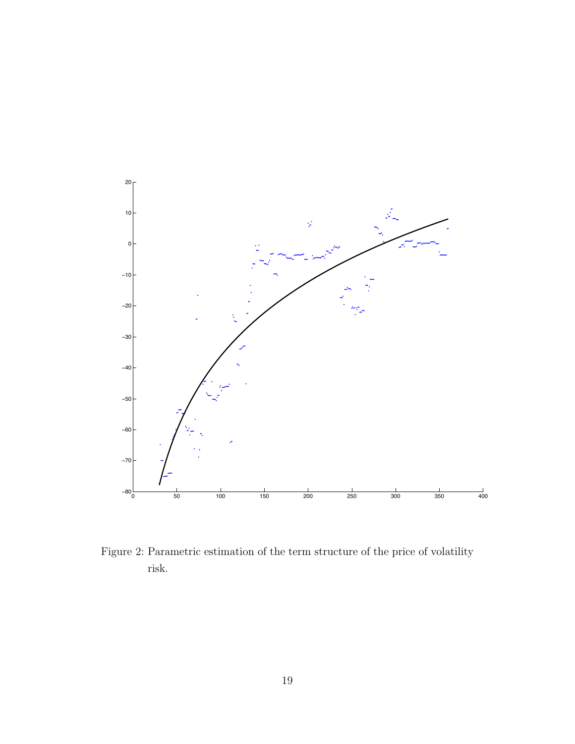Figure 2: Parametric estimation of the term structure of the price of volatility risk.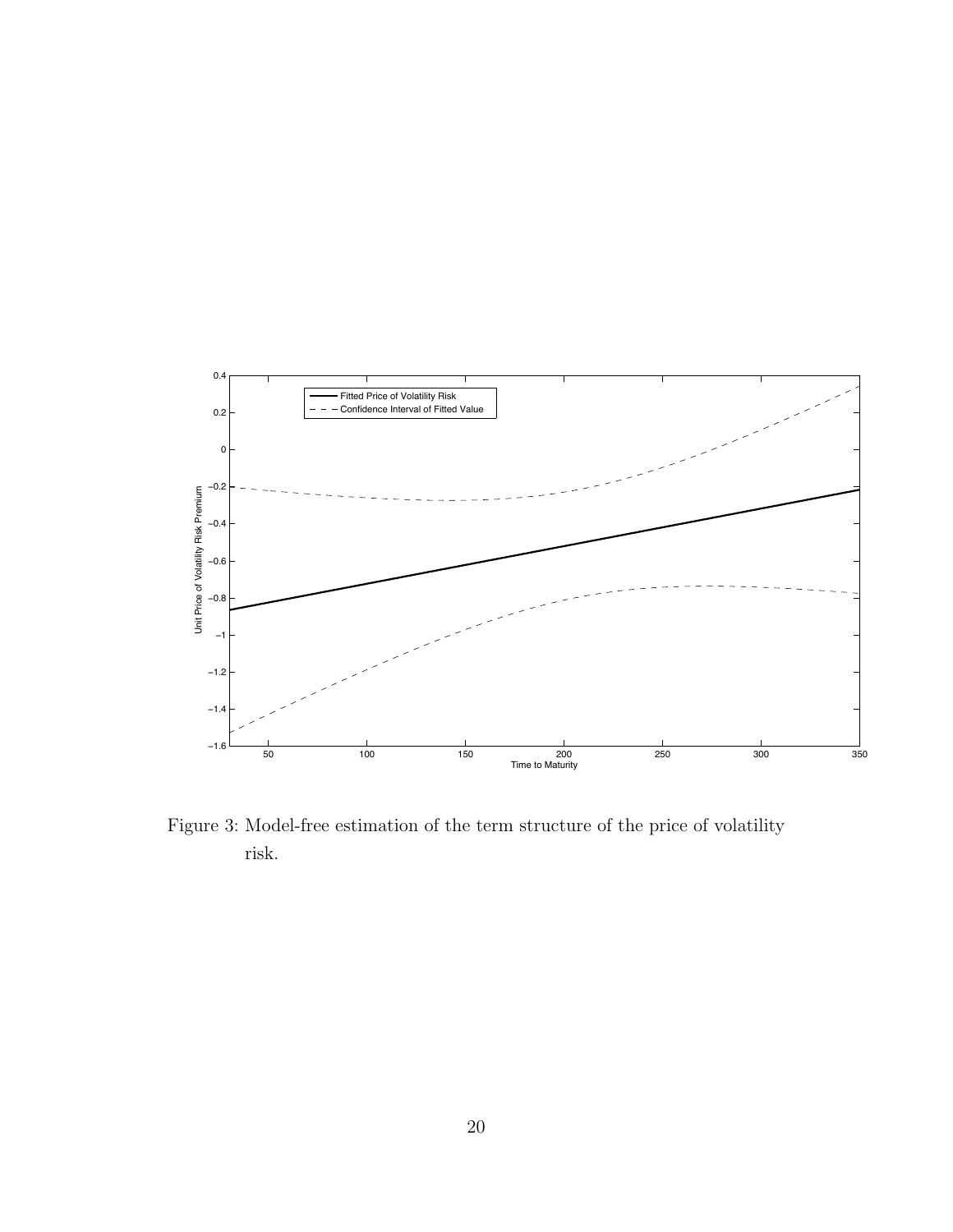Figure 3: Model-free estimation of the term structure of the price of volatility risk.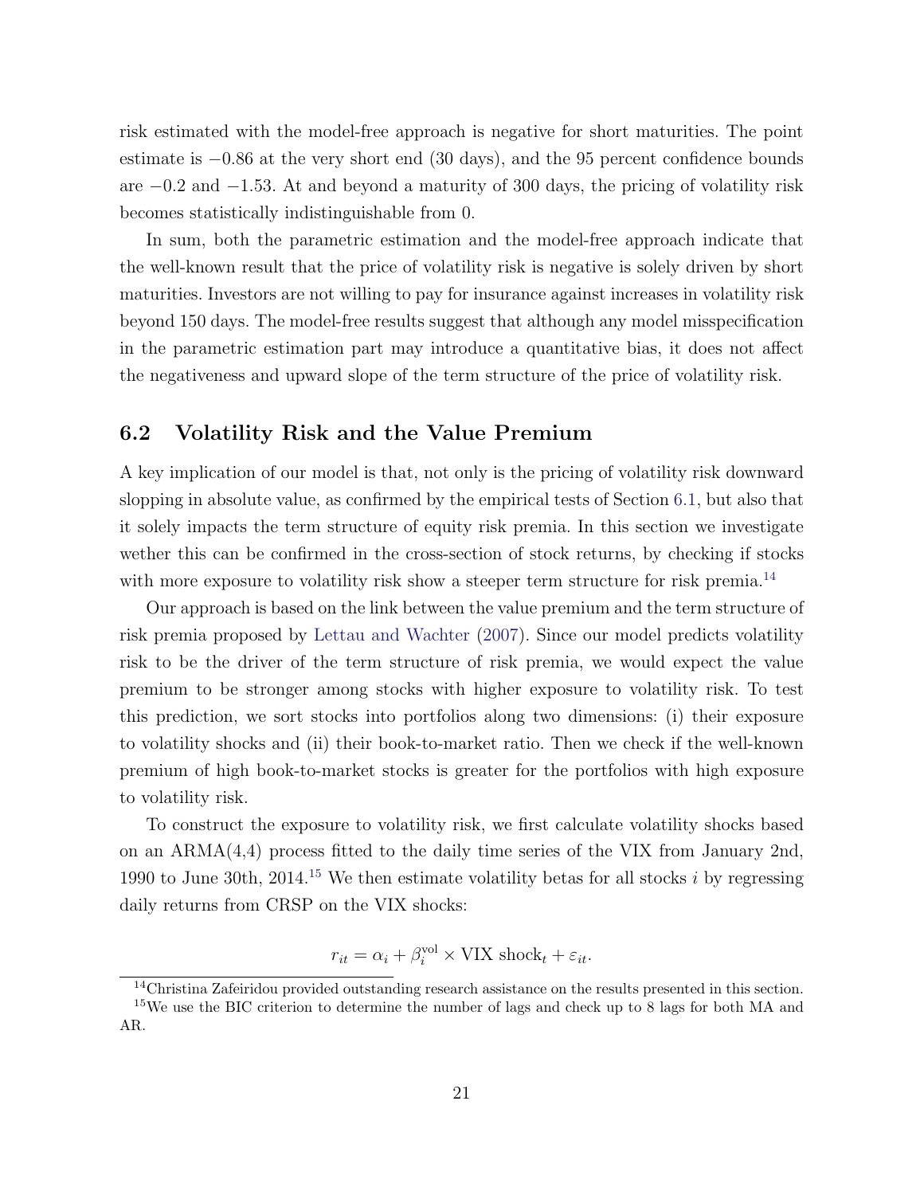risk estimated with the model-free approach is negative for short maturities. The point estimate is $-0.86$ at the very short end (30 days), and the 95 percent confidence bounds are $-0.2$ and $-1.53$. At and beyond a maturity of 300 days, the pricing of volatility risk becomes statistically indistinguishable from 0.

In sum, both the parametric estimation and the model-free approach indicate that the well-known result that the price of volatility risk is negative is solely driven by short maturities. Investors are not willing to pay for insurance against increases in volatility risk beyond 150 days. The model-free results suggest that although any model misspecification in the parametric estimation part may introduce a quantitative bias, it does not affect the negativeness and upward slope of the term structure of the price of volatility risk.

## 6.2 Volatility Risk and the Value Premium

A key implication of our model is that, not only is the pricing of volatility risk downward slopping in absolute value, as confirmed by the empirical tests of Section 6.1, but also that it solely impacts the term structure of equity risk premia. In this section we investigate wether this can be confirmed in the cross-section of stock returns, by checking if stocks with more exposure to volatility risk show a steeper term structure for risk premia.[14]

Our approach is based on the link between the value premium and the term structure of risk premia proposed by Lettau and Wachter (2007). Since our model predicts volatility risk to be the driver of the term structure of risk premia, we would expect the value premium to be stronger among stocks with higher exposure to volatility risk. To test this prediction, we sort stocks into portfolios along two dimensions: (i) their exposure to volatility shocks and (ii) their book-to-market ratio. Then we check if the well-known premium of high book-to-market stocks is greater for the portfolios with high exposure to volatility risk.

To construct the exposure to volatility risk, we first calculate volatility shocks based on an ARMA(4,4) process fitted to the daily time series of the VIX from January 2nd, 1990 to June 30th, 2014.[15] We then estimate volatility betas for all stocks $i$ by regressing daily returns from CRSP on the VIX shocks:

$$r_{it} = \alpha_i + \beta_i^{\text{vol}} \times \text{VIX shock}_t + \varepsilon_{it}.$$

[14] Christina Zafeiridou provided outstanding research assistance on the results presented in this section.

[15] We use the BIC criterion to determine the number of lags and check up to 8 lags for both MA and AR.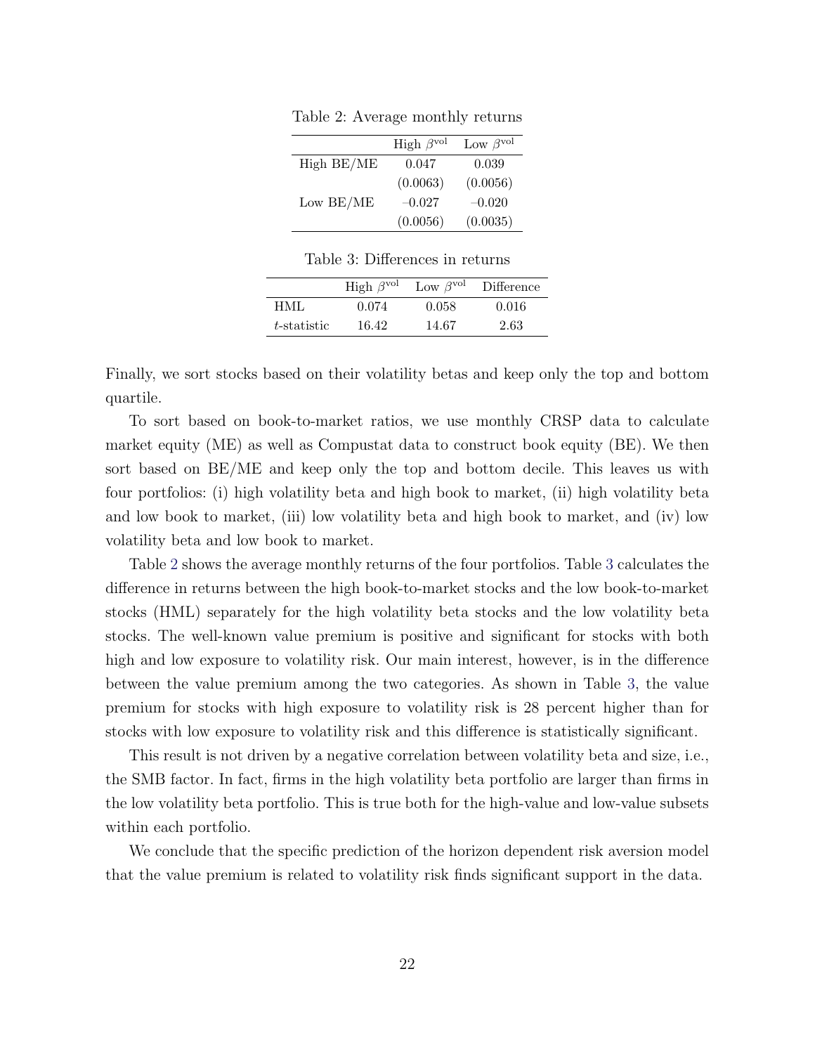Table 2: Average monthly returns

| | High $\beta^{\text{vol}}$ | Low $\beta^{\text{vol}}$ |
|---|---|---|
| High BE/ME | 0.047 | 0.039 |
| | (0.0063) | (0.0056) |
| Low BE/ME | –0.027 | –0.020 |
| | (0.0056) | (0.0035) |

Table 3: Differences in returns

| | High $\beta^{\text{vol}}$ | Low $\beta^{\text{vol}}$ | Difference |
|---|---|---|---|
| HML | 0.074 | 0.058 | 0.016 |
| $t$-statistic | 16.42 | 14.67 | 2.63 |

Finally, we sort stocks based on their volatility betas and keep only the top and bottom quartile.

To sort based on book-to-market ratios, we use monthly CRSP data to calculate market equity (ME) as well as Compustat data to construct book equity (BE). We then sort based on BE/ME and keep only the top and bottom decile. This leaves us with four portfolios: (i) high volatility beta and high book to market, (ii) high volatility beta and low book to market, (iii) low volatility beta and high book to market, and (iv) low volatility beta and low book to market.

Table 2 shows the average monthly returns of the four portfolios. Table 3 calculates the difference in returns between the high book-to-market stocks and the low book-to-market stocks (HML) separately for the high volatility beta stocks and the low volatility beta stocks. The well-known value premium is positive and significant for stocks with both high and low exposure to volatility risk. Our main interest, however, is in the difference between the value premium among the two categories. As shown in Table 3, the value premium for stocks with high exposure to volatility risk is 28 percent higher than for stocks with low exposure to volatility risk and this difference is statistically significant.

This result is not driven by a negative correlation between volatility beta and size, i.e., the SMB factor. In fact, firms in the high volatility beta portfolio are larger than firms in the low volatility beta portfolio. This is true both for the high-value and low-value subsets within each portfolio.

We conclude that the specific prediction of the horizon dependent risk aversion model that the value premium is related to volatility risk finds significant support in the data.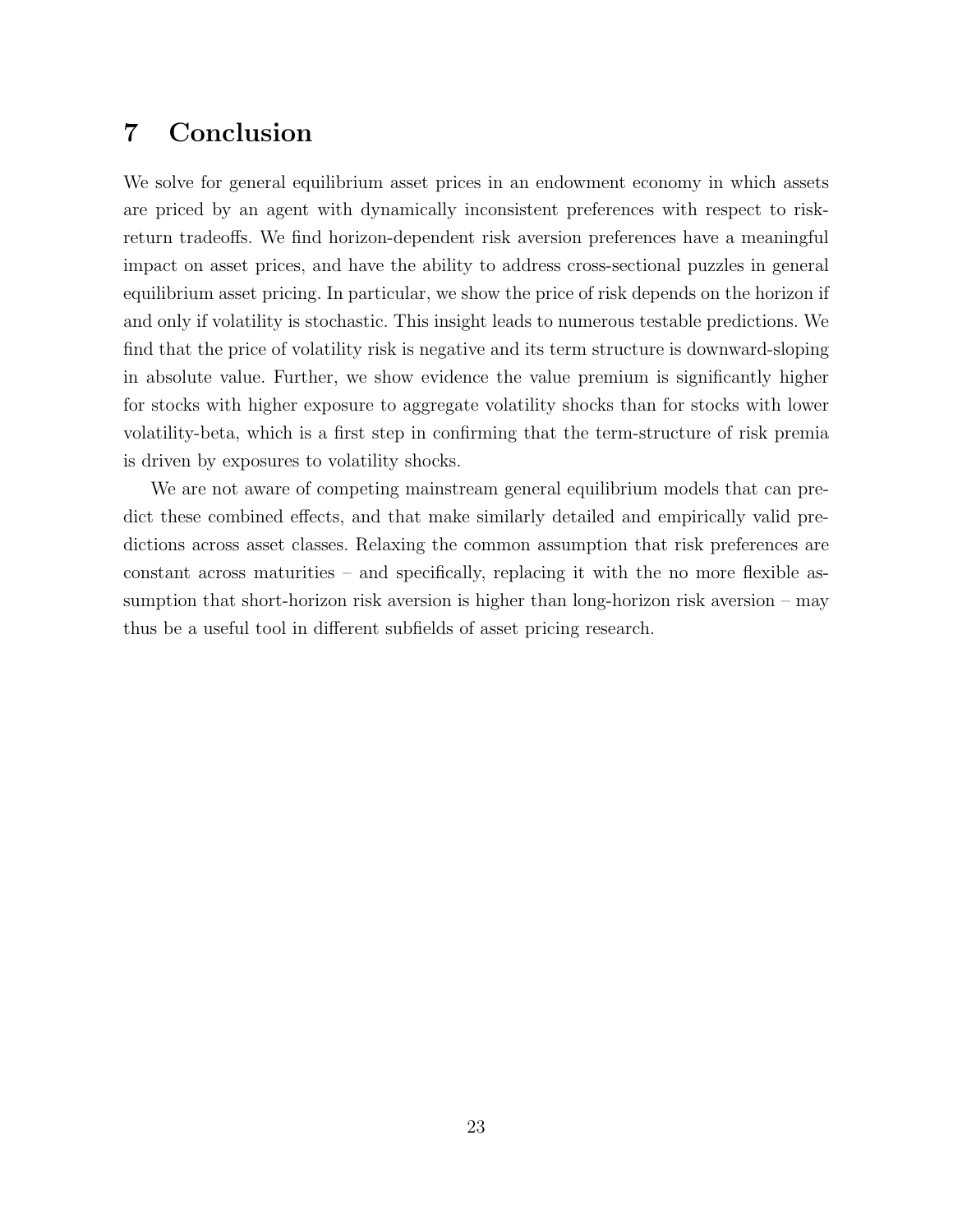# 7 Conclusion

We solve for general equilibrium asset prices in an endowment economy in which assets are priced by an agent with dynamically inconsistent preferences with respect to risk-return tradeoffs. We find horizon-dependent risk aversion preferences have a meaningful impact on asset prices, and have the ability to address cross-sectional puzzles in general equilibrium asset pricing. In particular, we show the price of risk depends on the horizon if and only if volatility is stochastic. This insight leads to numerous testable predictions. We find that the price of volatility risk is negative and its term structure is downward-sloping in absolute value. Further, we show evidence the value premium is significantly higher for stocks with higher exposure to aggregate volatility shocks than for stocks with lower volatility-beta, which is a first step in confirming that the term-structure of risk premia is driven by exposures to volatility shocks.

We are not aware of competing mainstream general equilibrium models that can predict these combined effects, and that make similarly detailed and empirically valid predictions across asset classes. Relaxing the common assumption that risk preferences are constant across maturities – and specifically, replacing it with the no more flexible assumption that short-horizon risk aversion is higher than long-horizon risk aversion – may thus be a useful tool in different subfields of asset pricing research.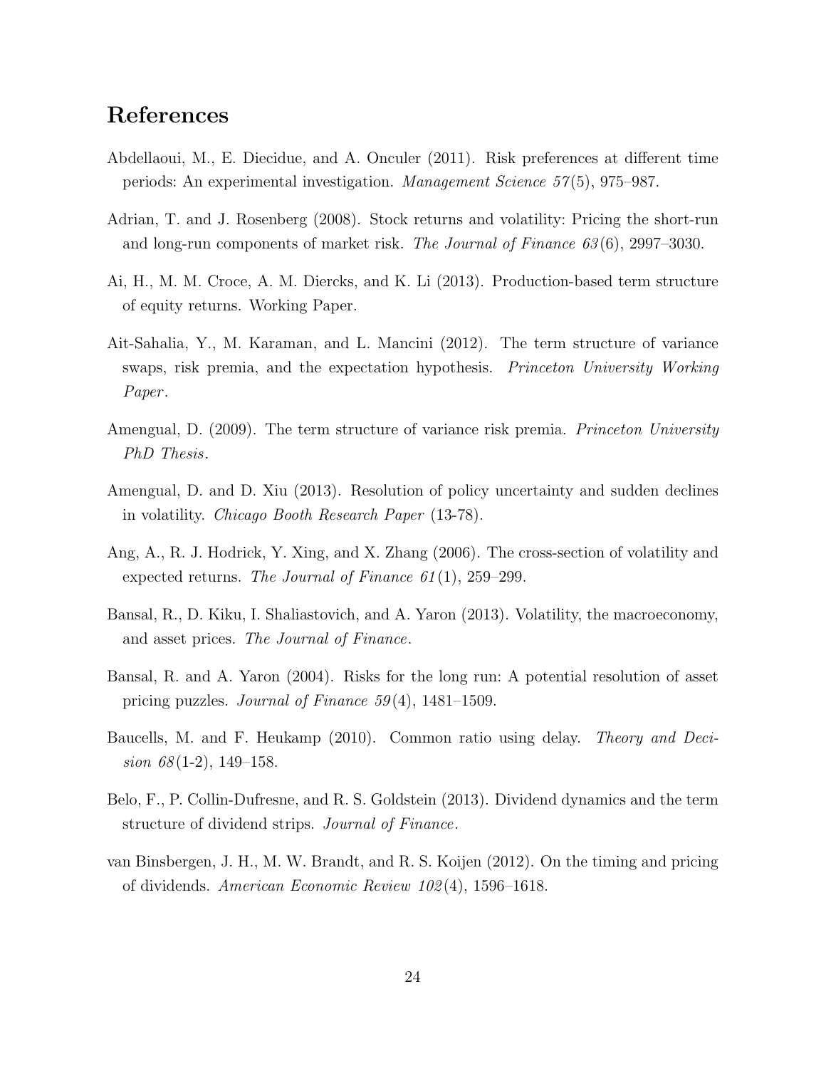# References

Abdellaoui, M., E. Diecidue, and A. Onculer (2011). Risk preferences at different time periods: An experimental investigation. *Management Science 57*(5), 975–987.

Adrian, T. and J. Rosenberg (2008). Stock returns and volatility: Pricing the short-run and long-run components of market risk. *The Journal of Finance 63*(6), 2997–3030.

Ai, H., M. M. Croce, A. M. Diercks, and K. Li (2013). Production-based term structure of equity returns. Working Paper.

Ait-Sahalia, Y., M. Karaman, and L. Mancini (2012). The term structure of variance swaps, risk premia, and the expectation hypothesis. *Princeton University Working Paper*.

Amengual, D. (2009). The term structure of variance risk premia. *Princeton University PhD Thesis*.

Amengual, D. and D. Xiu (2013). Resolution of policy uncertainty and sudden declines in volatility. *Chicago Booth Research Paper* (13-78).

Ang, A., R. J. Hodrick, Y. Xing, and X. Zhang (2006). The cross-section of volatility and expected returns. *The Journal of Finance 61*(1), 259–299.

Bansal, R., D. Kiku, I. Shaliastovich, and A. Yaron (2013). Volatility, the macroeconomy, and asset prices. *The Journal of Finance*.

Bansal, R. and A. Yaron (2004). Risks for the long run: A potential resolution of asset pricing puzzles. *Journal of Finance 59*(4), 1481–1509.

Baucells, M. and F. Heukamp (2010). Common ratio using delay. *Theory and Decision 68*(1-2), 149–158.

Belo, F., P. Collin-Dufresne, and R. S. Goldstein (2013). Dividend dynamics and the term structure of dividend strips. *Journal of Finance*.

van Binsbergen, J. H., M. W. Brandt, and R. S. Koijen (2012). On the timing and pricing of dividends. *American Economic Review 102*(4), 1596–1618.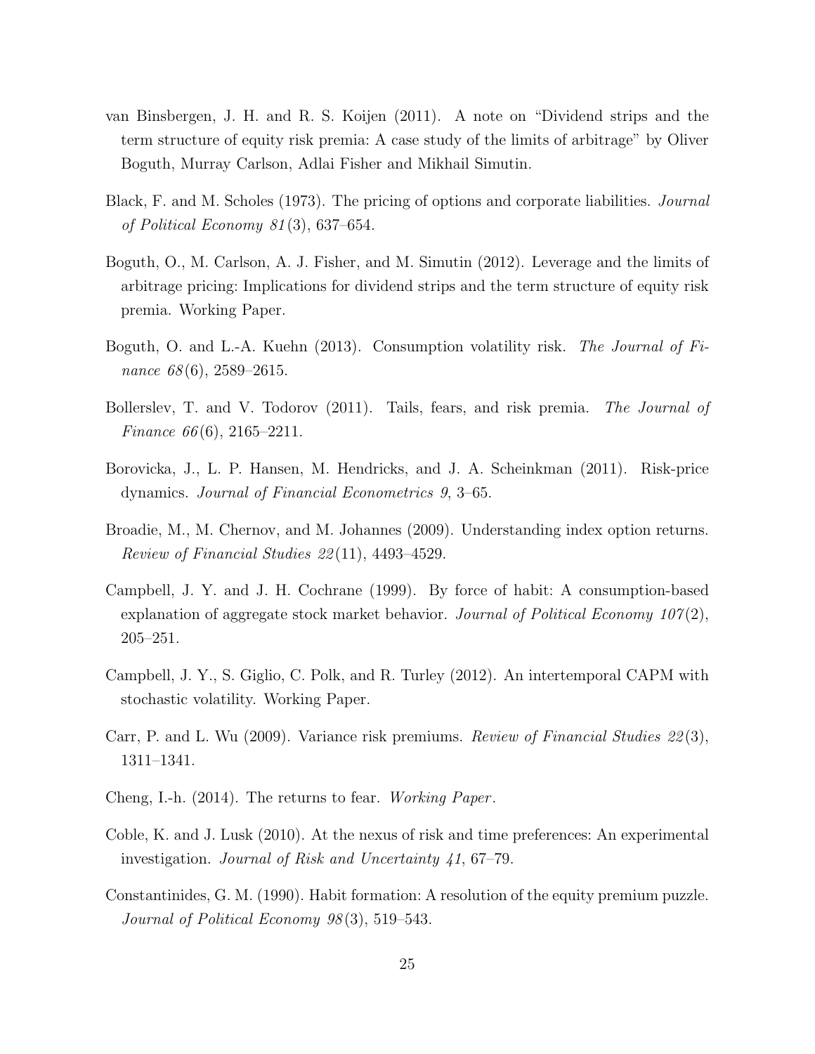van Binsbergen, J. H. and R. S. Koijen (2011). A note on "Dividend strips and the term structure of equity risk premia: A case study of the limits of arbitrage" by Oliver Boguth, Murray Carlson, Adlai Fisher and Mikhail Simutin.

Black, F. and M. Scholes (1973). The pricing of options and corporate liabilities. *Journal of Political Economy 81*(3), 637–654.

Boguth, O., M. Carlson, A. J. Fisher, and M. Simutin (2012). Leverage and the limits of arbitrage pricing: Implications for dividend strips and the term structure of equity risk premia. Working Paper.

Boguth, O. and L.-A. Kuehn (2013). Consumption volatility risk. *The Journal of Finance 68*(6), 2589–2615.

Bollerslev, T. and V. Todorov (2011). Tails, fears, and risk premia. *The Journal of Finance 66*(6), 2165–2211.

Borovicka, J., L. P. Hansen, M. Hendricks, and J. A. Scheinkman (2011). Risk-price dynamics. *Journal of Financial Econometrics 9*, 3–65.

Broadie, M., M. Chernov, and M. Johannes (2009). Understanding index option returns. *Review of Financial Studies 22*(11), 4493–4529.

Campbell, J. Y. and J. H. Cochrane (1999). By force of habit: A consumption-based explanation of aggregate stock market behavior. *Journal of Political Economy 107*(2), 205–251.

Campbell, J. Y., S. Giglio, C. Polk, and R. Turley (2012). An intertemporal CAPM with stochastic volatility. Working Paper.

Carr, P. and L. Wu (2009). Variance risk premiums. *Review of Financial Studies 22*(3), 1311–1341.

Cheng, I.-h. (2014). The returns to fear. *Working Paper*.

Coble, K. and J. Lusk (2010). At the nexus of risk and time preferences: An experimental investigation. *Journal of Risk and Uncertainty 41*, 67–79.

Constantinides, G. M. (1990). Habit formation: A resolution of the equity premium puzzle. *Journal of Political Economy 98*(3), 519–543.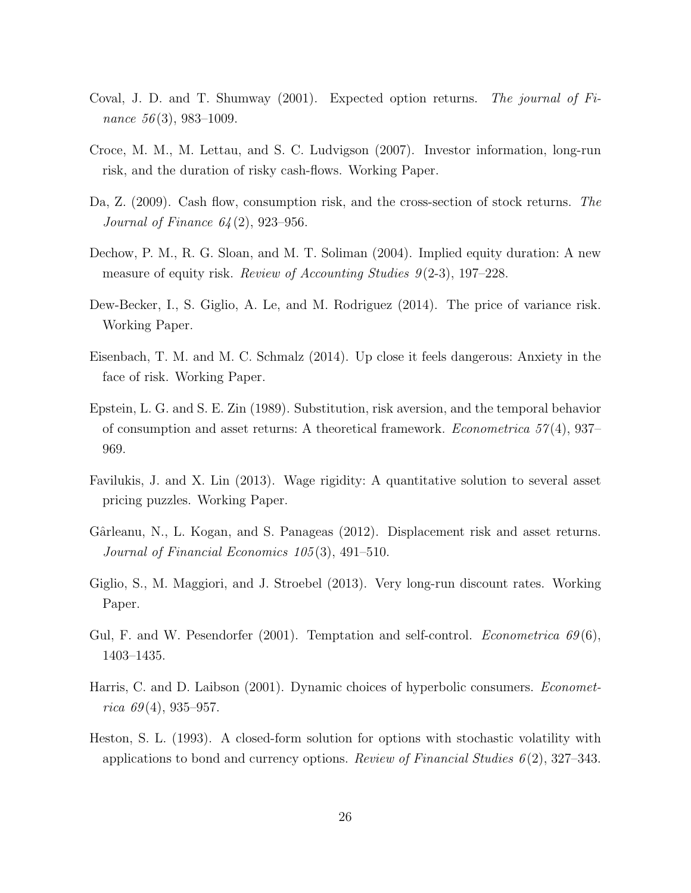Coval, J. D. and T. Shumway (2001). Expected option returns. *The journal of Finance 56*(3), 983–1009.

Croce, M. M., M. Lettau, and S. C. Ludvigson (2007). Investor information, long-run risk, and the duration of risky cash-flows. Working Paper.

Da, Z. (2009). Cash flow, consumption risk, and the cross-section of stock returns. *The Journal of Finance 64*(2), 923–956.

Dechow, P. M., R. G. Sloan, and M. T. Soliman (2004). Implied equity duration: A new measure of equity risk. *Review of Accounting Studies 9*(2-3), 197–228.

Dew-Becker, I., S. Giglio, A. Le, and M. Rodriguez (2014). The price of variance risk. Working Paper.

Eisenbach, T. M. and M. C. Schmalz (2014). Up close it feels dangerous: Anxiety in the face of risk. Working Paper.

Epstein, L. G. and S. E. Zin (1989). Substitution, risk aversion, and the temporal behavior of consumption and asset returns: A theoretical framework. *Econometrica 57*(4), 937–969.

Favilukis, J. and X. Lin (2013). Wage rigidity: A quantitative solution to several asset pricing puzzles. Working Paper.

Gârleanu, N., L. Kogan, and S. Panageas (2012). Displacement risk and asset returns. *Journal of Financial Economics 105*(3), 491–510.

Giglio, S., M. Maggiori, and J. Stroebel (2013). Very long-run discount rates. Working Paper.

Gul, F. and W. Pesendorfer (2001). Temptation and self-control. *Econometrica 69*(6), 1403–1435.

Harris, C. and D. Laibson (2001). Dynamic choices of hyperbolic consumers. *Econometrica 69*(4), 935–957.

Heston, S. L. (1993). A closed-form solution for options with stochastic volatility with applications to bond and currency options. *Review of Financial Studies 6*(2), 327–343.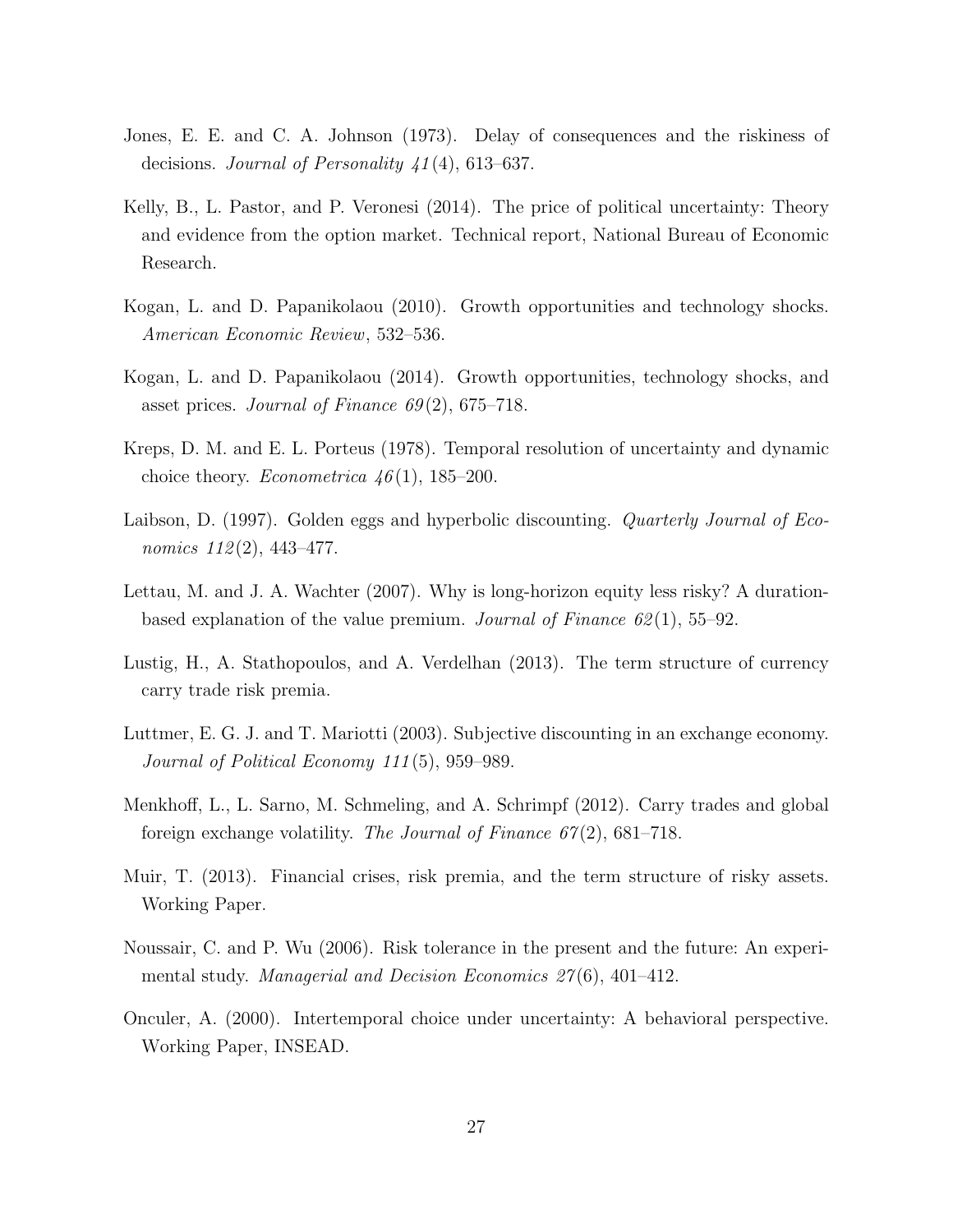Jones, E. E. and C. A. Johnson (1973). Delay of consequences and the riskiness of decisions. *Journal of Personality 41*(4), 613–637.

Kelly, B., L. Pastor, and P. Veronesi (2014). The price of political uncertainty: Theory and evidence from the option market. Technical report, National Bureau of Economic Research.

Kogan, L. and D. Papanikolaou (2010). Growth opportunities and technology shocks. *American Economic Review*, 532–536.

Kogan, L. and D. Papanikolaou (2014). Growth opportunities, technology shocks, and asset prices. *Journal of Finance 69*(2), 675–718.

Kreps, D. M. and E. L. Porteus (1978). Temporal resolution of uncertainty and dynamic choice theory. *Econometrica 46*(1), 185–200.

Laibson, D. (1997). Golden eggs and hyperbolic discounting. *Quarterly Journal of Economics 112*(2), 443–477.

Lettau, M. and J. A. Wachter (2007). Why is long-horizon equity less risky? A duration-based explanation of the value premium. *Journal of Finance 62*(1), 55–92.

Lustig, H., A. Stathopoulos, and A. Verdelhan (2013). The term structure of currency carry trade risk premia.

Luttmer, E. G. J. and T. Mariotti (2003). Subjective discounting in an exchange economy. *Journal of Political Economy 111*(5), 959–989.

Menkhoff, L., L. Sarno, M. Schmeling, and A. Schrimpf (2012). Carry trades and global foreign exchange volatility. *The Journal of Finance 67*(2), 681–718.

Muir, T. (2013). Financial crises, risk premia, and the term structure of risky assets. Working Paper.

Noussair, C. and P. Wu (2006). Risk tolerance in the present and the future: An experimental study. *Managerial and Decision Economics 27*(6), 401–412.

Onculer, A. (2000). Intertemporal choice under uncertainty: A behavioral perspective. Working Paper, INSEAD.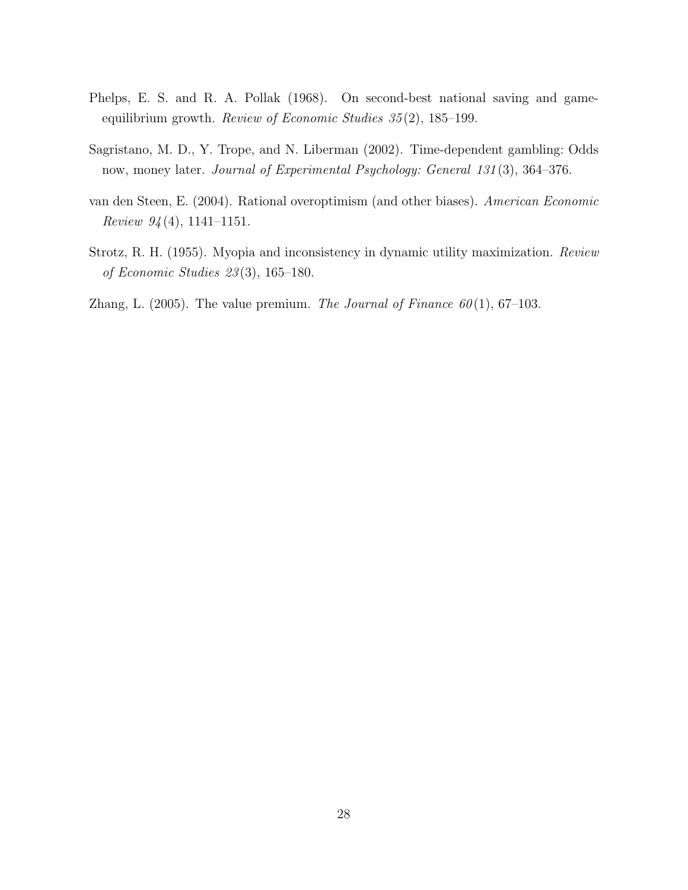Phelps, E. S. and R. A. Pollak (1968). On second-best national saving and game-equilibrium growth. *Review of Economic Studies 35*(2), 185–199.

Sagristano, M. D., Y. Trope, and N. Liberman (2002). Time-dependent gambling: Odds now, money later. *Journal of Experimental Psychology: General 131*(3), 364–376.

van den Steen, E. (2004). Rational overoptimism (and other biases). *American Economic Review 94*(4), 1141–1151.

Strotz, R. H. (1955). Myopia and inconsistency in dynamic utility maximization. *Review of Economic Studies 23*(3), 165–180.

Zhang, L. (2005). The value premium. *The Journal of Finance 60*(1), 67–103.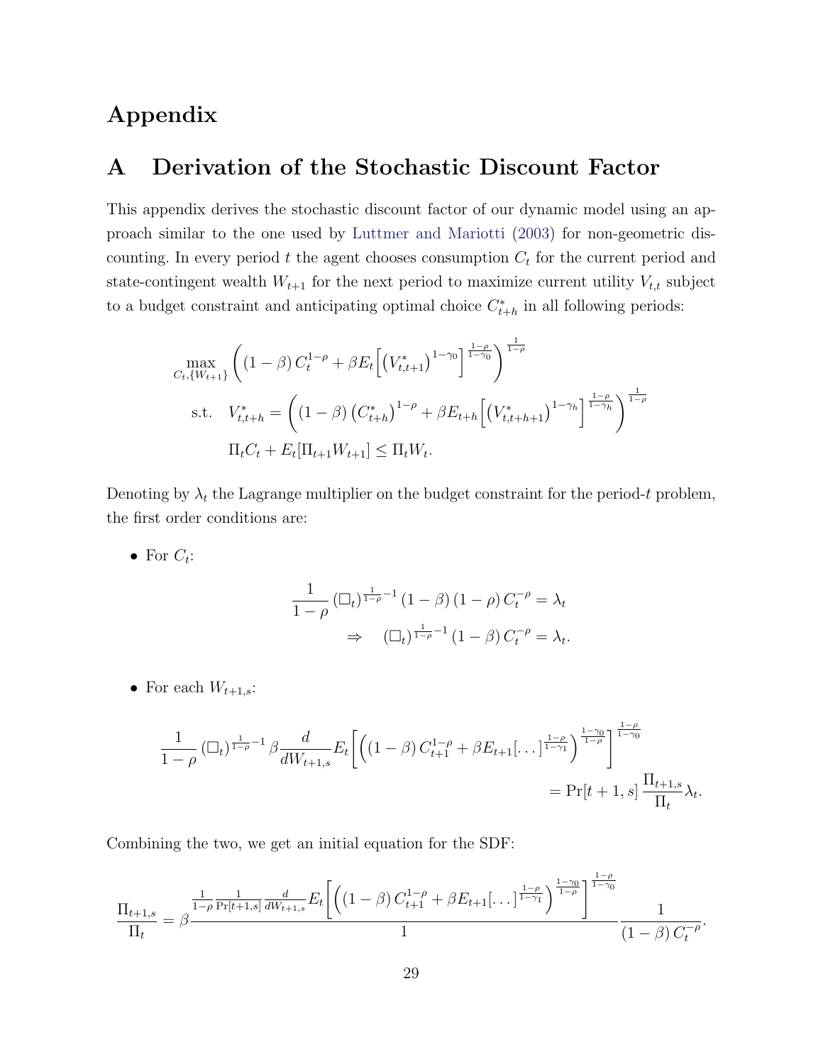# Appendix

## A Derivation of the Stochastic Discount Factor

This appendix derives the stochastic discount factor of our dynamic model using an approach similar to the one used by Luttmer and Mariotti (2003) for non-geometric discounting. In every period $t$ the agent chooses consumption $C_t$ for the current period and state-contingent wealth $W_{t+1}$ for the next period to maximize current utility $V_{t,t}$ subject to a budget constraint and anticipating optimal choice $C^*_{t+h}$ in all following periods:

$$
\begin{aligned}
&\max_{C_t,\{W_{t+1}\}} \left( (1-\beta)\, C_t^{1-\rho} + \beta E_t\Big[ \left(V^*_{t,t+1}\right)^{1-\gamma_0} \Big]^{\frac{1-\rho}{1-\gamma_0}} \right)^{\frac{1}{1-\rho}} \\
&\text{s.t.} \quad V^*_{t,t+h} = \left( (1-\beta) \left(C^*_{t+h}\right)^{1-\rho} + \beta E_{t+h}\Big[ \left(V^*_{t,t+h+1}\right)^{1-\gamma_h} \Big]^{\frac{1-\rho}{1-\gamma_h}} \right)^{\frac{1}{1-\rho}} \\
&\qquad\;\; \Pi_t C_t + E_t[\Pi_{t+1} W_{t+1}] \leq \Pi_t W_t.
\end{aligned}
$$

Denoting by $\lambda_t$ the Lagrange multiplier on the budget constraint for the period-$t$ problem, the first order conditions are:

- For $C_t$:

$$
\begin{aligned}
\frac{1}{1-\rho} \left(\square_t\right)^{\frac{1}{1-\rho}-1} (1-\beta)(1-\rho)\, C_t^{-\rho} &= \lambda_t \\
\Rightarrow \quad \left(\square_t\right)^{\frac{1}{1-\rho}-1} (1-\beta)\, C_t^{-\rho} &= \lambda_t.
\end{aligned}
$$

- For each $W_{t+1,s}$:

$$
\frac{1}{1-\rho} \left(\square_t\right)^{\frac{1}{1-\rho}-1} \beta \frac{d}{dW_{t+1,s}} E_t\left[ \left( (1-\beta)\, C_{t+1}^{1-\rho} + \beta E_{t+1}[\dots]^{\frac{1-\rho}{1-\gamma_1}} \right)^{\frac{1-\gamma_0}{1-\rho}} \right]^{\frac{1-\rho}{1-\gamma_0}} = \Pr[t+1,s]\, \frac{\Pi_{t+1,s}}{\Pi_t} \lambda_t.
$$

Combining the two, we get an initial equation for the SDF:

$$
\frac{\Pi_{t+1,s}}{\Pi_t} = \beta \frac{\frac{1}{1-\rho} \frac{1}{\Pr[t+1,s]} \frac{d}{dW_{t+1,s}} E_t\left[ \left( (1-\beta)\, C_{t+1}^{1-\rho} + \beta E_{t+1}[\dots]^{\frac{1-\rho}{1-\gamma_1}} \right)^{\frac{1-\gamma_0}{1-\rho}} \right]^{\frac{1-\rho}{1-\gamma_0}}}{1} \frac{1}{(1-\beta)\, C_t^{-\rho}}.
$$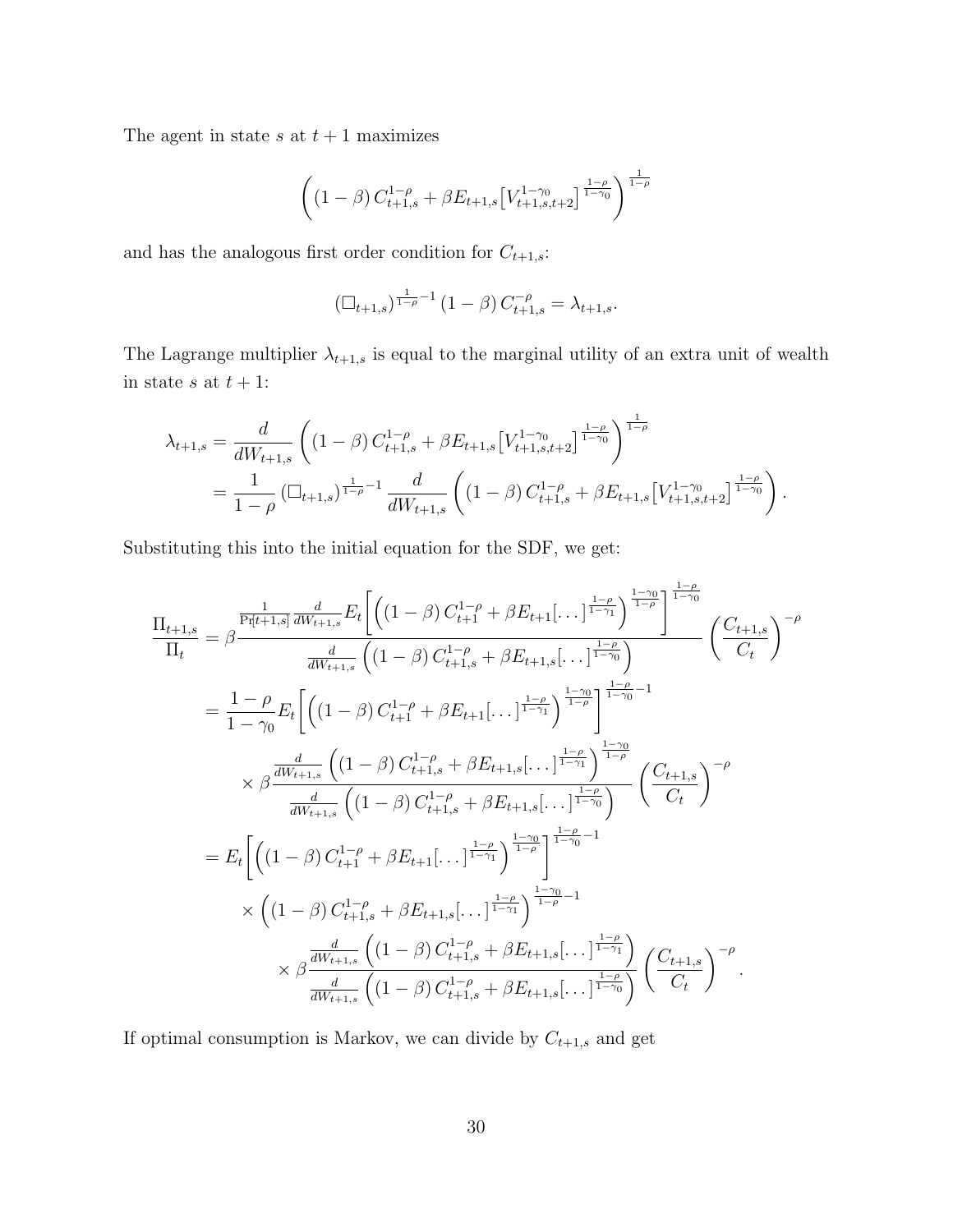The agent in state $s$ at $t+1$ maximizes

$$\left( (1-\beta)\, C_{t+1,s}^{1-\rho} + \beta E_{t+1,s}\big[V_{t+1,s,t+2}^{1-\gamma_0}\big]^{\frac{1-\rho}{1-\gamma_0}} \right)^{\frac{1}{1-\rho}}$$

and has the analogous first order condition for $C_{t+1,s}$:

$$(\square_{t+1,s})^{\frac{1}{1-\rho}-1} (1-\beta)\, C_{t+1,s}^{-\rho} = \lambda_{t+1,s}.$$

The Lagrange multiplier $\lambda_{t+1,s}$ is equal to the marginal utility of an extra unit of wealth in state $s$ at $t+1$:

$$\begin{aligned}
\lambda_{t+1,s} &= \frac{d}{dW_{t+1,s}} \left( (1-\beta)\, C_{t+1,s}^{1-\rho} + \beta E_{t+1,s}\big[V_{t+1,s,t+2}^{1-\gamma_0}\big]^{\frac{1-\rho}{1-\gamma_0}} \right)^{\frac{1}{1-\rho}} \\
&= \frac{1}{1-\rho} (\square_{t+1,s})^{\frac{1}{1-\rho}-1} \frac{d}{dW_{t+1,s}} \left( (1-\beta)\, C_{t+1,s}^{1-\rho} + \beta E_{t+1,s}\big[V_{t+1,s,t+2}^{1-\gamma_0}\big]^{\frac{1-\rho}{1-\gamma_0}} \right).
\end{aligned}$$

Substituting this into the initial equation for the SDF, we get:

$$\begin{aligned}
\frac{\Pi_{t+1,s}}{\Pi_t} &= \beta \frac{\frac{1}{\Pr[t+1,s]} \frac{d}{dW_{t+1,s}} E_t\bigg[ \Big( (1-\beta)\, C_{t+1}^{1-\rho} + \beta E_{t+1}[\dots]^{\frac{1-\rho}{1-\gamma_1}} \Big)^{\frac{1-\gamma_0}{1-\rho}} \bigg]^{\frac{1-\rho}{1-\gamma_0}}}{\frac{d}{dW_{t+1,s}} \Big( (1-\beta)\, C_{t+1,s}^{1-\rho} + \beta E_{t+1,s}[\dots]^{\frac{1-\rho}{1-\gamma_0}} \Big)} \left( \frac{C_{t+1,s}}{C_t} \right)^{-\rho} \\
&= \frac{1-\rho}{1-\gamma_0} E_t\bigg[ \Big( (1-\beta)\, C_{t+1}^{1-\rho} + \beta E_{t+1}[\dots]^{\frac{1-\rho}{1-\gamma_1}} \Big)^{\frac{1-\gamma_0}{1-\rho}} \bigg]^{\frac{1-\rho}{1-\gamma_0}-1} \\
&\quad \times \beta \frac{\frac{d}{dW_{t+1,s}} \Big( (1-\beta)\, C_{t+1,s}^{1-\rho} + \beta E_{t+1,s}[\dots]^{\frac{1-\rho}{1-\gamma_1}} \Big)^{\frac{1-\gamma_0}{1-\rho}}}{\frac{d}{dW_{t+1,s}} \Big( (1-\beta)\, C_{t+1,s}^{1-\rho} + \beta E_{t+1,s}[\dots]^{\frac{1-\rho}{1-\gamma_0}} \Big)} \left( \frac{C_{t+1,s}}{C_t} \right)^{-\rho} \\
&= E_t\bigg[ \Big( (1-\beta)\, C_{t+1}^{1-\rho} + \beta E_{t+1}[\dots]^{\frac{1-\rho}{1-\gamma_1}} \Big)^{\frac{1-\gamma_0}{1-\rho}} \bigg]^{\frac{1-\rho}{1-\gamma_0}-1} \\
&\quad \times \Big( (1-\beta)\, C_{t+1,s}^{1-\rho} + \beta E_{t+1,s}[\dots]^{\frac{1-\rho}{1-\gamma_1}} \Big)^{\frac{1-\gamma_0}{1-\rho}-1} \\
&\qquad \times \beta \frac{\frac{d}{dW_{t+1,s}} \Big( (1-\beta)\, C_{t+1,s}^{1-\rho} + \beta E_{t+1,s}[\dots]^{\frac{1-\rho}{1-\gamma_1}} \Big)}{\frac{d}{dW_{t+1,s}} \Big( (1-\beta)\, C_{t+1,s}^{1-\rho} + \beta E_{t+1,s}[\dots]^{\frac{1-\rho}{1-\gamma_0}} \Big)} \left( \frac{C_{t+1,s}}{C_t} \right)^{-\rho}.
\end{aligned}$$

If optimal consumption is Markov, we can divide by $C_{t+1,s}$ and get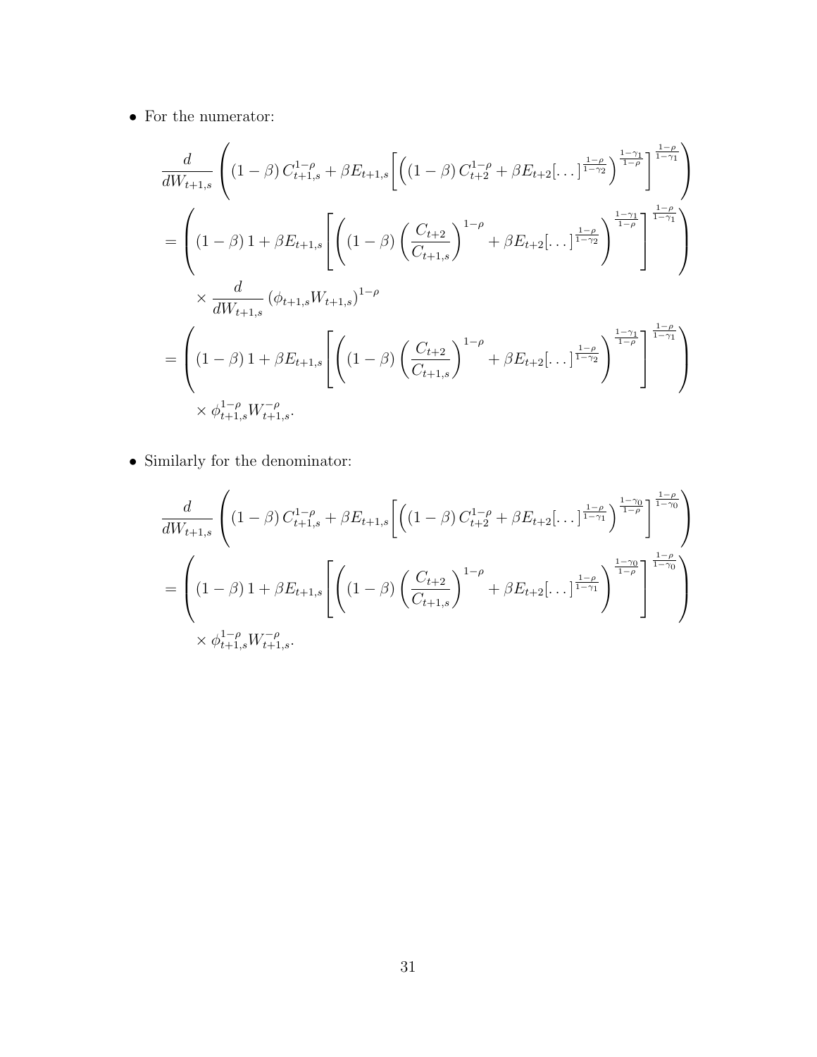- For the numerator:

$$
\begin{aligned}
&\frac{d}{dW_{t+1,s}} \left( (1-\beta) C_{t+1,s}^{1-\rho} + \beta E_{t+1,s} \left[ \left( (1-\beta) C_{t+2}^{1-\rho} + \beta E_{t+2} [\dots]^{\frac{1-\rho}{1-\gamma_2}} \right)^{\frac{1-\gamma_1}{1-\rho}} \right]^{\frac{1-\rho}{1-\gamma_1}} \right) \\
&= \left( (1-\beta) 1 + \beta E_{t+1,s} \left[ \left( (1-\beta) \left( \frac{C_{t+2}}{C_{t+1,s}} \right)^{1-\rho} + \beta E_{t+2} [\dots]^{\frac{1-\rho}{1-\gamma_2}} \right)^{\frac{1-\gamma_1}{1-\rho}} \right]^{\frac{1-\rho}{1-\gamma_1}} \right) \\
&\quad \times \frac{d}{dW_{t+1,s}} \left( \phi_{t+1,s} W_{t+1,s} \right)^{1-\rho} \\
&= \left( (1-\beta) 1 + \beta E_{t+1,s} \left[ \left( (1-\beta) \left( \frac{C_{t+2}}{C_{t+1,s}} \right)^{1-\rho} + \beta E_{t+2} [\dots]^{\frac{1-\rho}{1-\gamma_2}} \right)^{\frac{1-\gamma_1}{1-\rho}} \right]^{\frac{1-\rho}{1-\gamma_1}} \right) \\
&\quad \times \phi_{t+1,s}^{1-\rho} W_{t+1,s}^{-\rho}.
\end{aligned}
$$

- Similarly for the denominator:

$$
\begin{aligned}
&\frac{d}{dW_{t+1,s}} \left( (1-\beta) C_{t+1,s}^{1-\rho} + \beta E_{t+1,s} \left[ \left( (1-\beta) C_{t+2}^{1-\rho} + \beta E_{t+2} [\dots]^{\frac{1-\rho}{1-\gamma_1}} \right)^{\frac{1-\gamma_0}{1-\rho}} \right]^{\frac{1-\rho}{1-\gamma_0}} \right) \\
&= \left( (1-\beta) 1 + \beta E_{t+1,s} \left[ \left( (1-\beta) \left( \frac{C_{t+2}}{C_{t+1,s}} \right)^{1-\rho} + \beta E_{t+2} [\dots]^{\frac{1-\rho}{1-\gamma_1}} \right)^{\frac{1-\gamma_0}{1-\rho}} \right]^{\frac{1-\rho}{1-\gamma_0}} \right) \\
&\quad \times \phi_{t+1,s}^{1-\rho} W_{t+1,s}^{-\rho}.
\end{aligned}
$$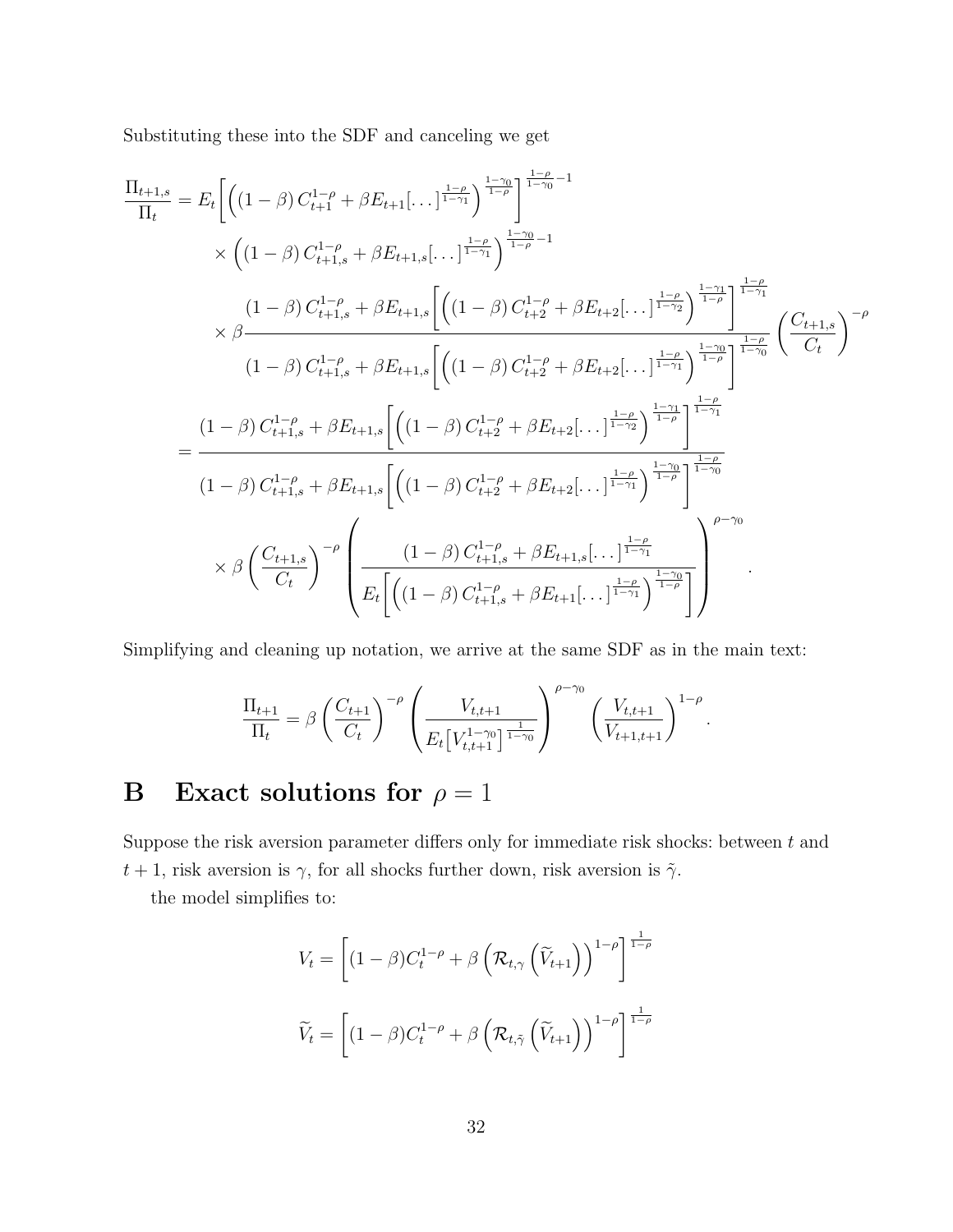Substituting these into the SDF and canceling we get

$$
\begin{aligned}
\frac{\Pi_{t+1,s}}{\Pi_t} &= E_t\left[\left((1-\beta)\,C_{t+1}^{1-\rho} + \beta E_{t+1}[\dots]^{\frac{1-\rho}{1-\gamma_1}}\right)^{\frac{1-\gamma_0}{1-\rho}}\right]^{\frac{1-\rho}{1-\gamma_0}-1} \\
&\quad \times \left((1-\beta)\,C_{t+1,s}^{1-\rho} + \beta E_{t+1,s}[\dots]^{\frac{1-\rho}{1-\gamma_1}}\right)^{\frac{1-\gamma_0}{1-\rho}-1} \\
&\quad \times \beta \frac{(1-\beta)\,C_{t+1,s}^{1-\rho} + \beta E_{t+1,s}\left[\left((1-\beta)\,C_{t+2}^{1-\rho} + \beta E_{t+2}[\dots]^{\frac{1-\rho}{1-\gamma_2}}\right)^{\frac{1-\gamma_1}{1-\rho}}\right]^{\frac{1-\rho}{1-\gamma_1}}}{(1-\beta)\,C_{t+1,s}^{1-\rho} + \beta E_{t+1,s}\left[\left((1-\beta)\,C_{t+2}^{1-\rho} + \beta E_{t+2}[\dots]^{\frac{1-\rho}{1-\gamma_1}}\right)^{\frac{1-\gamma_0}{1-\rho}}\right]^{\frac{1-\rho}{1-\gamma_0}}} \left(\frac{C_{t+1,s}}{C_t}\right)^{-\rho} \\
&= \frac{(1-\beta)\,C_{t+1,s}^{1-\rho} + \beta E_{t+1,s}\left[\left((1-\beta)\,C_{t+2}^{1-\rho} + \beta E_{t+2}[\dots]^{\frac{1-\rho}{1-\gamma_2}}\right)^{\frac{1-\gamma_1}{1-\rho}}\right]^{\frac{1-\rho}{1-\gamma_1}}}{(1-\beta)\,C_{t+1,s}^{1-\rho} + \beta E_{t+1,s}\left[\left((1-\beta)\,C_{t+2}^{1-\rho} + \beta E_{t+2}[\dots]^{\frac{1-\rho}{1-\gamma_1}}\right)^{\frac{1-\gamma_0}{1-\rho}}\right]^{\frac{1-\rho}{1-\gamma_0}}} \\
&\quad \times \beta \left(\frac{C_{t+1,s}}{C_t}\right)^{-\rho} \left(\frac{(1-\beta)\,C_{t+1,s}^{1-\rho} + \beta E_{t+1,s}[\dots]^{\frac{1-\rho}{1-\gamma_1}}}{E_t\left[\left((1-\beta)\,C_{t+1,s}^{1-\rho} + \beta E_{t+1}[\dots]^{\frac{1-\rho}{1-\gamma_1}}\right)^{\frac{1-\gamma_0}{1-\rho}}\right]}\right)^{\rho-\gamma_0}.
\end{aligned}
$$

Simplifying and cleaning up notation, we arrive at the same SDF as in the main text:

$$
\frac{\Pi_{t+1}}{\Pi_t} = \beta \left(\frac{C_{t+1}}{C_t}\right)^{-\rho} \left(\frac{V_{t,t+1}}{E_t\left[V_{t,t+1}^{1-\gamma_0}\right]^{\frac{1}{1-\gamma_0}}}\right)^{\rho-\gamma_0} \left(\frac{V_{t,t+1}}{V_{t+1,t+1}}\right)^{1-\rho}.
$$

# B Exact solutions for $\rho = 1$

Suppose the risk aversion parameter differs only for immediate risk shocks: between $t$ and $t+1$, risk aversion is $\gamma$, for all shocks further down, risk aversion is $\tilde{\gamma}$.

the model simplifies to:

$$
V_t = \left[(1-\beta)C_t^{1-\rho} + \beta\left(\mathcal{R}_{t,\gamma}\left(\widetilde{V}_{t+1}\right)\right)^{1-\rho}\right]^{\frac{1}{1-\rho}}
$$

$$
\widetilde{V}_t = \left[(1-\beta)C_t^{1-\rho} + \beta\left(\mathcal{R}_{t,\tilde{\gamma}}\left(\widetilde{V}_{t+1}\right)\right)^{1-\rho}\right]^{\frac{1}{1-\rho}}
$$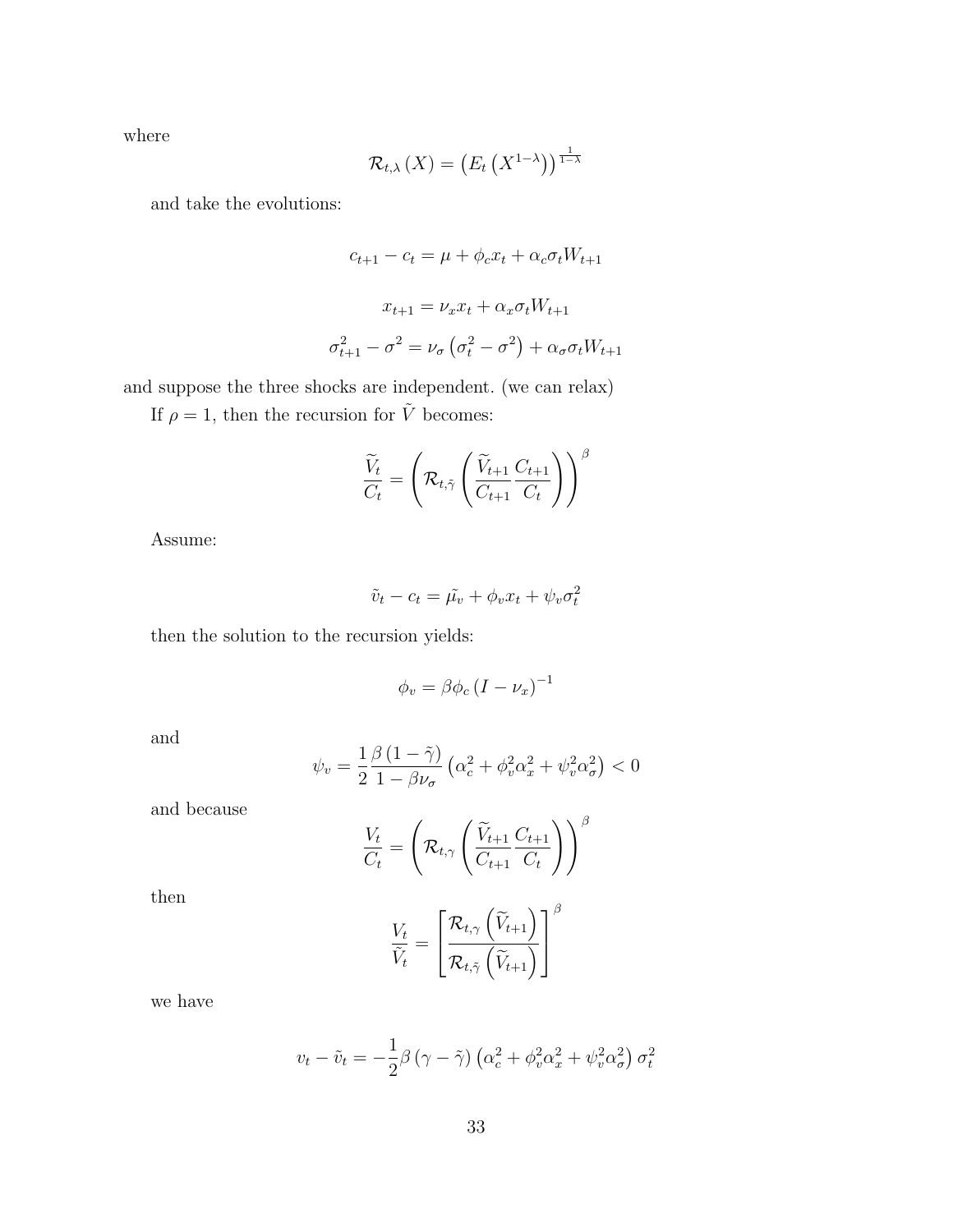where

$$\mathcal{R}_{t,\lambda}(X) = \left(E_t\left(X^{1-\lambda}\right)\right)^{\frac{1}{1-\lambda}}$$

and take the evolutions:

$$c_{t+1} - c_t = \mu + \phi_c x_t + \alpha_c \sigma_t W_{t+1}$$

$$x_{t+1} = \nu_x x_t + \alpha_x \sigma_t W_{t+1}$$

$$\sigma_{t+1}^2 - \sigma^2 = \nu_\sigma\left(\sigma_t^2 - \sigma^2\right) + \alpha_\sigma \sigma_t W_{t+1}$$

and suppose the three shocks are independent. (we can relax)

If $\rho = 1$, then the recursion for $\tilde{V}$ becomes:

$$\frac{\widetilde{V}_t}{C_t} = \left(\mathcal{R}_{t,\tilde{\gamma}}\left(\frac{\widetilde{V}_{t+1}}{C_{t+1}}\frac{C_{t+1}}{C_t}\right)\right)^\beta$$

Assume:

$$\tilde{v}_t - c_t = \tilde{\mu_v} + \phi_v x_t + \psi_v \sigma_t^2$$

then the solution to the recursion yields:

$$\phi_v = \beta \phi_c \left(I - \nu_x\right)^{-1}$$

and

$$\psi_v = \frac{1}{2}\frac{\beta\left(1-\tilde{\gamma}\right)}{1-\beta\nu_\sigma}\left(\alpha_c^2 + \phi_v^2\alpha_x^2 + \psi_v^2\alpha_\sigma^2\right) < 0$$

and because

$$\frac{V_t}{C_t} = \left(\mathcal{R}_{t,\gamma}\left(\frac{\widetilde{V}_{t+1}}{C_{t+1}}\frac{C_{t+1}}{C_t}\right)\right)^\beta$$

then

$$\frac{V_t}{\widetilde{V}_t} = \left[\frac{\mathcal{R}_{t,\gamma}\left(\widetilde{V}_{t+1}\right)}{\mathcal{R}_{t,\tilde{\gamma}}\left(\widetilde{V}_{t+1}\right)}\right]^\beta$$

we have

$$v_t - \tilde{v}_t = -\frac{1}{2}\beta\left(\gamma - \tilde{\gamma}\right)\left(\alpha_c^2 + \phi_v^2\alpha_x^2 + \psi_v^2\alpha_\sigma^2\right)\sigma_t^2$$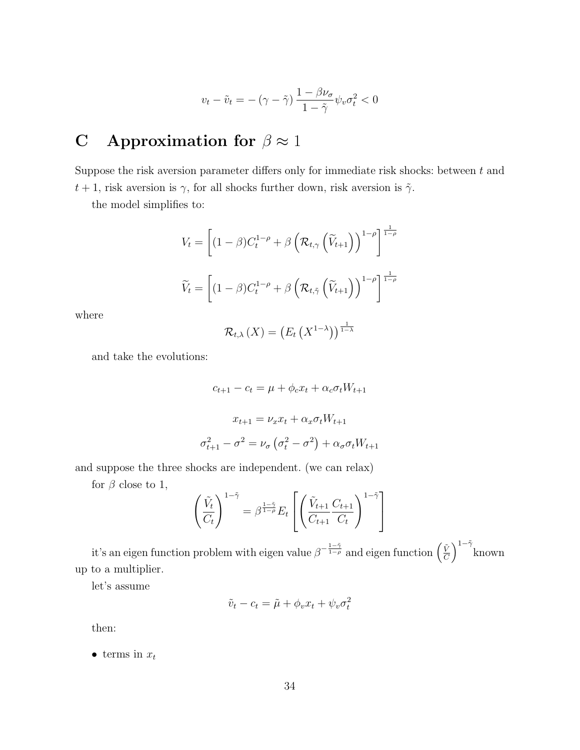$$v_t - \tilde{v}_t = -\left(\gamma - \tilde{\gamma}\right) \frac{1 - \beta\nu_\sigma}{1 - \tilde{\gamma}} \psi_v \sigma_t^2 < 0$$

# C Approximation for $\beta \approx 1$

Suppose the risk aversion parameter differs only for immediate risk shocks: between $t$ and $t+1$, risk aversion is $\gamma$, for all shocks further down, risk aversion is $\tilde{\gamma}$.

the model simplifies to:

$$V_t = \left[(1-\beta)C_t^{1-\rho} + \beta\left(\mathcal{R}_{t,\gamma}\left(\widetilde{V}_{t+1}\right)\right)^{1-\rho}\right]^{\frac{1}{1-\rho}}$$

$$\widetilde{V}_t = \left[(1-\beta)C_t^{1-\rho} + \beta\left(\mathcal{R}_{t,\tilde{\gamma}}\left(\widetilde{V}_{t+1}\right)\right)^{1-\rho}\right]^{\frac{1}{1-\rho}}$$

where

$$\mathcal{R}_{t,\lambda}\left(X\right) = \left(E_t\left(X^{1-\lambda}\right)\right)^{\frac{1}{1-\lambda}}$$

and take the evolutions:

$$c_{t+1} - c_t = \mu + \phi_c x_t + \alpha_c \sigma_t W_{t+1}$$

$$x_{t+1} = \nu_x x_t + \alpha_x \sigma_t W_{t+1}$$

$$\sigma_{t+1}^2 - \sigma^2 = \nu_\sigma\left(\sigma_t^2 - \sigma^2\right) + \alpha_\sigma \sigma_t W_{t+1}$$

and suppose the three shocks are independent. (we can relax)

for $\beta$ close to 1,

$$\left(\frac{\tilde{V}_t}{C_t}\right)^{1-\tilde{\gamma}} = \beta^{\frac{1-\tilde{\gamma}}{1-\rho}} E_t\left[\left(\frac{\tilde{V}_{t+1}}{C_{t+1}}\frac{C_{t+1}}{C_t}\right)^{1-\tilde{\gamma}}\right]$$

it's an eigen function problem with eigen value $\beta^{-\frac{1-\tilde{\gamma}}{1-\rho}}$ and eigen function $\left(\frac{\tilde{V}}{C}\right)^{1-\tilde{\gamma}}$ known up to a multiplier.

let's assume

$$\tilde{v}_t - c_t = \tilde{\mu} + \phi_v x_t + \psi_v \sigma_t^2$$

then:

- terms in $x_t$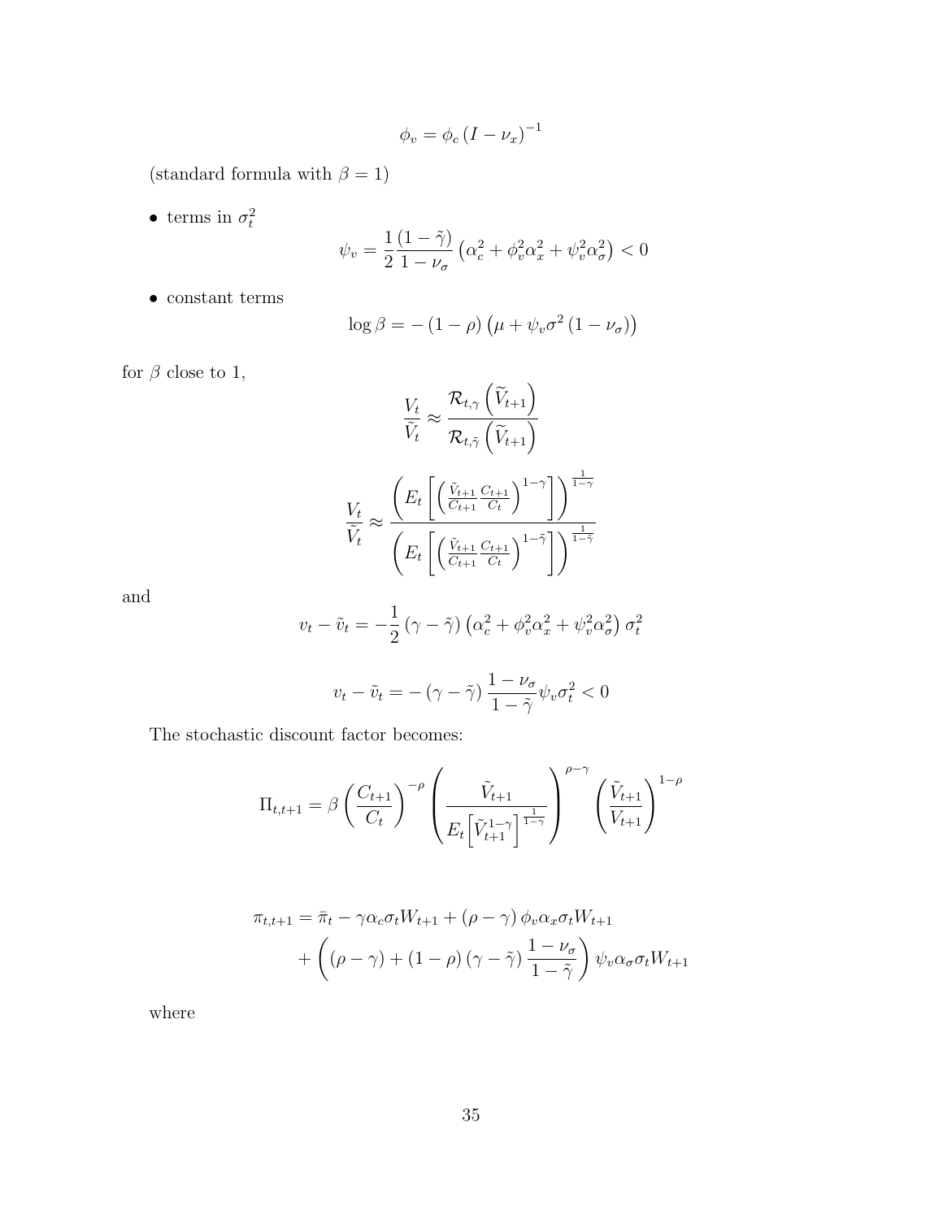$$\phi_v = \phi_c \left(I - \nu_x\right)^{-1}$$

(standard formula with $\beta = 1$)

- terms in $\sigma_t^2$

$$\psi_v = \frac{1}{2} \frac{\left(1 - \tilde{\gamma}\right)}{1 - \nu_\sigma} \left(\alpha_c^2 + \phi_v^2 \alpha_x^2 + \psi_v^2 \alpha_\sigma^2\right) < 0$$

- constant terms

$$\log \beta = -\left(1 - \rho\right)\left(\mu + \psi_v \sigma^2 \left(1 - \nu_\sigma\right)\right)$$

for $\beta$ close to 1,

$$\frac{V_t}{\tilde{V}_t} \approx \frac{\mathcal{R}_{t,\gamma}\left(\widetilde{V}_{t+1}\right)}{\mathcal{R}_{t,\tilde{\gamma}}\left(\widetilde{V}_{t+1}\right)}$$

$$\frac{V_t}{\tilde{V}_t} \approx \frac{\left(E_t\left[\left(\frac{\tilde{V}_{t+1}}{C_{t+1}} \frac{C_{t+1}}{C_t}\right)^{1-\gamma}\right]\right)^{\frac{1}{1-\gamma}}}{\left(E_t\left[\left(\frac{\tilde{V}_{t+1}}{C_{t+1}} \frac{C_{t+1}}{C_t}\right)^{1-\tilde{\gamma}}\right]\right)^{\frac{1}{1-\tilde{\gamma}}}}$$

and

$$v_t - \tilde{v}_t = -\frac{1}{2}\left(\gamma - \tilde{\gamma}\right)\left(\alpha_c^2 + \phi_v^2 \alpha_x^2 + \psi_v^2 \alpha_\sigma^2\right) \sigma_t^2$$

$$v_t - \tilde{v}_t = -\left(\gamma - \tilde{\gamma}\right) \frac{1 - \nu_\sigma}{1 - \tilde{\gamma}} \psi_v \sigma_t^2 < 0$$

The stochastic discount factor becomes:

$$\Pi_{t,t+1} = \beta \left(\frac{C_{t+1}}{C_t}\right)^{-\rho} \left(\frac{\tilde{V}_{t+1}}{E_t\left[\tilde{V}_{t+1}^{1-\gamma}\right]^{\frac{1}{1-\gamma}}}\right)^{\rho - \gamma} \left(\frac{\tilde{V}_{t+1}}{V_{t+1}}\right)^{1-\rho}$$

$$\begin{aligned}\pi_{t,t+1} = \bar{\pi}_t &- \gamma \alpha_c \sigma_t W_{t+1} + \left(\rho - \gamma\right) \phi_v \alpha_x \sigma_t W_{t+1} \\ &+ \left(\left(\rho - \gamma\right) + \left(1 - \rho\right)\left(\gamma - \tilde{\gamma}\right) \frac{1 - \nu_\sigma}{1 - \tilde{\gamma}}\right) \psi_v \alpha_\sigma \sigma_t W_{t+1}\end{aligned}$$

where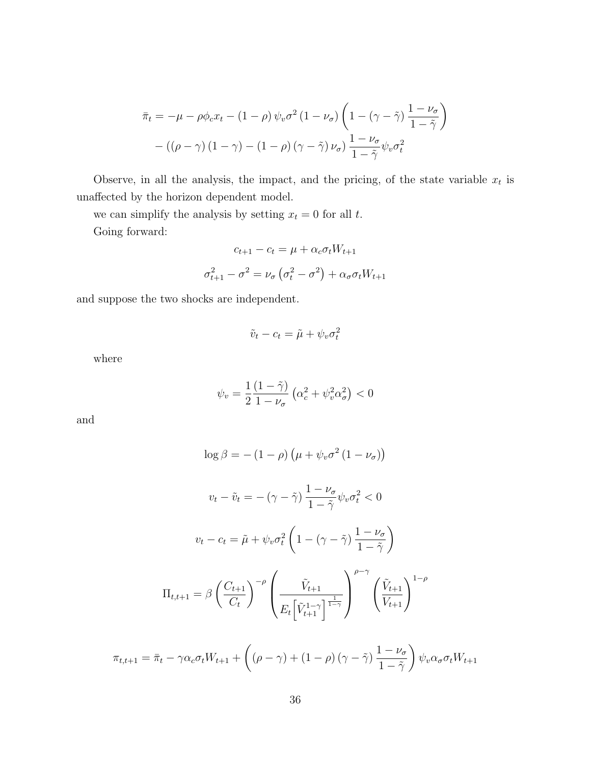$$
\begin{aligned}
\bar{\pi}_t = &-\mu - \rho\phi_c x_t - (1-\rho)\,\psi_v \sigma^2 (1-\nu_\sigma)\left(1 - (\gamma - \tilde{\gamma})\,\frac{1-\nu_\sigma}{1-\tilde{\gamma}}\right) \\
&- \left((\rho-\gamma)(1-\gamma) - (1-\rho)(\gamma-\tilde{\gamma})\,\nu_\sigma\right)\frac{1-\nu_\sigma}{1-\tilde{\gamma}}\psi_v \sigma_t^2
\end{aligned}
$$

Observe, in all the analysis, the impact, and the pricing, of the state variable $x_t$ is unaffected by the horizon dependent model.

we can simplify the analysis by setting $x_t = 0$ for all $t$.

Going forward:

$$
c_{t+1} - c_t = \mu + \alpha_c \sigma_t W_{t+1}
$$

$$
\sigma_{t+1}^2 - \sigma^2 = \nu_\sigma\left(\sigma_t^2 - \sigma^2\right) + \alpha_\sigma \sigma_t W_{t+1}
$$

and suppose the two shocks are independent.

$$
\tilde{v}_t - c_t = \tilde{\mu} + \psi_v \sigma_t^2
$$

where

$$
\psi_v = \frac{1}{2}\frac{(1-\tilde{\gamma})}{1-\nu_\sigma}\left(\alpha_c^2 + \psi_v^2 \alpha_\sigma^2\right) < 0
$$

and

$$
\log\beta = -(1-\rho)\left(\mu + \psi_v \sigma^2 (1-\nu_\sigma)\right)
$$

$$
v_t - \tilde{v}_t = -(\gamma - \tilde{\gamma})\,\frac{1-\nu_\sigma}{1-\tilde{\gamma}}\psi_v \sigma_t^2 < 0
$$

$$
v_t - c_t = \tilde{\mu} + \psi_v \sigma_t^2 \left(1 - (\gamma-\tilde{\gamma})\,\frac{1-\nu_\sigma}{1-\tilde{\gamma}}\right)
$$

$$
\Pi_{t,t+1} = \beta\left(\frac{C_{t+1}}{C_t}\right)^{-\rho}\left(\frac{\tilde{V}_{t+1}}{E_t\left[\tilde{V}_{t+1}^{1-\gamma}\right]^{\frac{1}{1-\gamma}}}\right)^{\rho-\gamma}\left(\frac{\tilde{V}_{t+1}}{V_{t+1}}\right)^{1-\rho}
$$

$$
\pi_{t,t+1} = \bar{\pi}_t - \gamma\alpha_c\sigma_t W_{t+1} + \left((\rho-\gamma) + (1-\rho)(\gamma-\tilde{\gamma})\,\frac{1-\nu_\sigma}{1-\tilde{\gamma}}\right)\psi_v \alpha_\sigma \sigma_t W_{t+1}
$$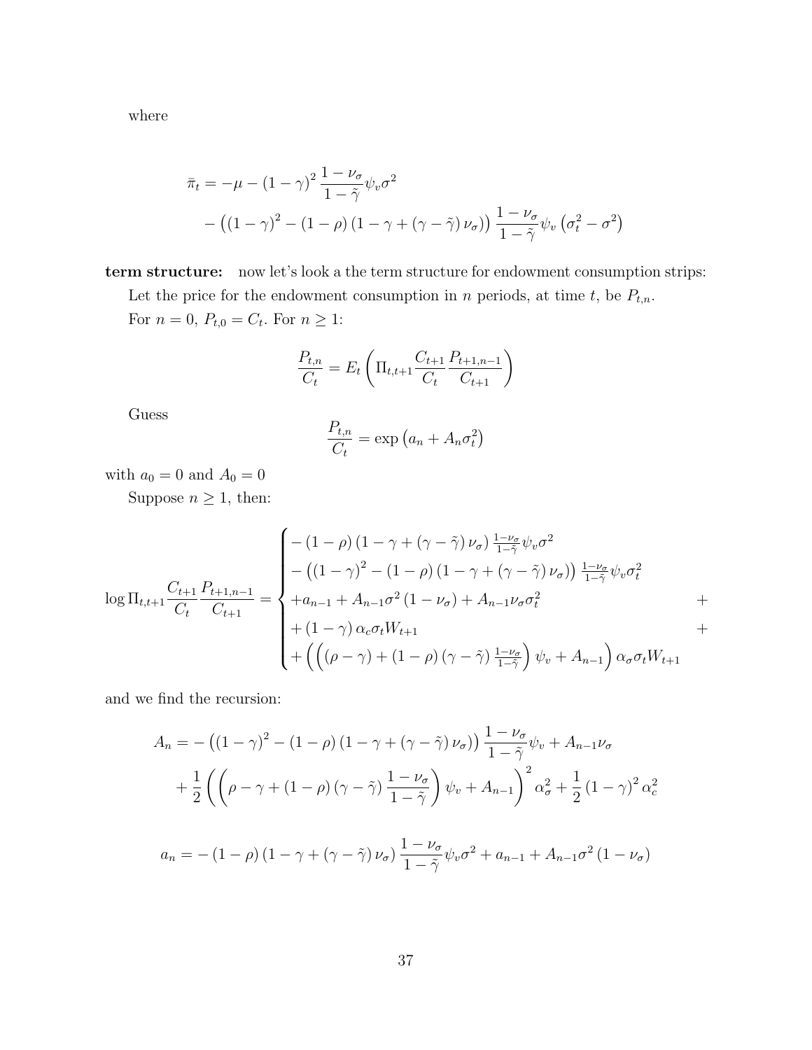where

$$
\begin{aligned}
\bar{\pi}_t = & -\mu - (1-\gamma)^2 \frac{1-\nu_\sigma}{1-\tilde{\gamma}} \psi_v \sigma^2 \\
& - \left( (1-\gamma)^2 - (1-\rho)\left(1-\gamma + (\gamma - \tilde{\gamma}) \nu_\sigma\right) \right) \frac{1-\nu_\sigma}{1-\tilde{\gamma}} \psi_v \left( \sigma_t^2 - \sigma^2 \right)
\end{aligned}
$$

**term structure:** now let's look a the term structure for endowment consumption strips:

Let the price for the endowment consumption in $n$ periods, at time $t$, be $P_{t,n}$.

For $n = 0$, $P_{t,0} = C_t$. For $n \geq 1$:

$$
\frac{P_{t,n}}{C_t} = E_t \left( \Pi_{t,t+1} \frac{C_{t+1}}{C_t} \frac{P_{t+1,n-1}}{C_{t+1}} \right)
$$

Guess

$$
\frac{P_{t,n}}{C_t} = \exp\left( a_n + A_n \sigma_t^2 \right)
$$

with $a_0 = 0$ and $A_0 = 0$

Suppose $n \geq 1$, then:

$$
\log \Pi_{t,t+1} \frac{C_{t+1}}{C_t} \frac{P_{t+1,n-1}}{C_{t+1}} = \begin{cases}
-(1-\rho)\left(1-\gamma + (\gamma - \tilde{\gamma}) \nu_\sigma\right) \frac{1-\nu_\sigma}{1-\tilde{\gamma}} \psi_v \sigma^2 \\
- \left( (1-\gamma)^2 - (1-\rho)\left(1-\gamma + (\gamma - \tilde{\gamma}) \nu_\sigma\right) \right) \frac{1-\nu_\sigma}{1-\tilde{\gamma}} \psi_v \sigma_t^2 \\
+ a_{n-1} + A_{n-1} \sigma^2 (1-\nu_\sigma) + A_{n-1} \nu_\sigma \sigma_t^2 & + \\
+ (1-\gamma) \alpha_c \sigma_t W_{t+1} & + \\
+ \left( \left( (\rho - \gamma) + (1-\rho)(\gamma - \tilde{\gamma}) \frac{1-\nu_\sigma}{1-\tilde{\gamma}} \right) \psi_v + A_{n-1} \right) \alpha_\sigma \sigma_t W_{t+1}
\end{cases}
$$

and we find the recursion:

$$
\begin{aligned}
A_n = & - \left( (1-\gamma)^2 - (1-\rho)\left(1-\gamma + (\gamma - \tilde{\gamma}) \nu_\sigma\right) \right) \frac{1-\nu_\sigma}{1-\tilde{\gamma}} \psi_v + A_{n-1} \nu_\sigma \\
& + \frac{1}{2} \left( \left( \rho - \gamma + (1-\rho)(\gamma - \tilde{\gamma}) \frac{1-\nu_\sigma}{1-\tilde{\gamma}} \right) \psi_v + A_{n-1} \right)^2 \alpha_\sigma^2 + \frac{1}{2} (1-\gamma)^2 \alpha_c^2
\end{aligned}
$$

$$
a_n = -(1-\rho)\left(1-\gamma + (\gamma - \tilde{\gamma}) \nu_\sigma\right) \frac{1-\nu_\sigma}{1-\tilde{\gamma}} \psi_v \sigma^2 + a_{n-1} + A_{n-1} \sigma^2 (1-\nu_\sigma)
$$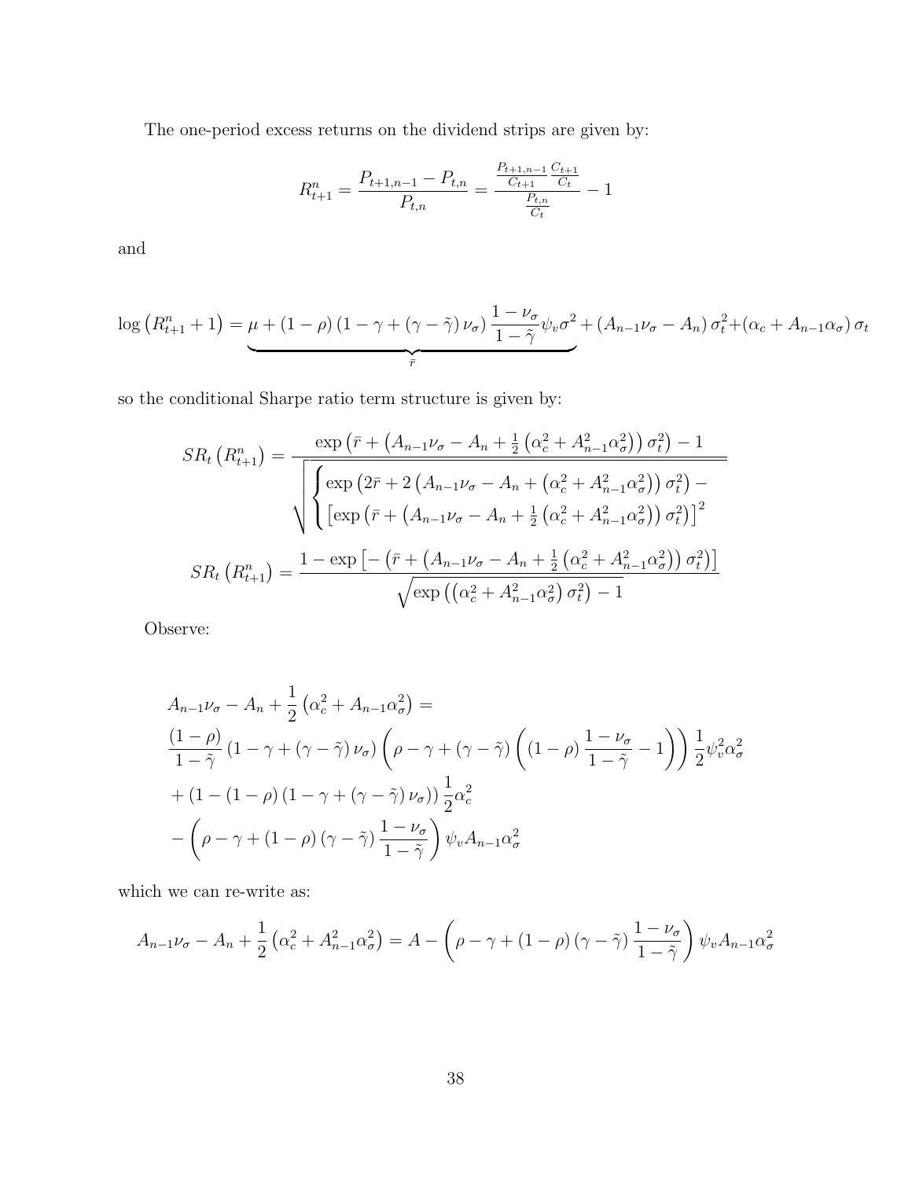The one-period excess returns on the dividend strips are given by:

$$R_{t+1}^{n} = \frac{P_{t+1,n-1} - P_{t,n}}{P_{t,n}} = \frac{\frac{P_{t+1,n-1}}{C_{t+1}} \frac{C_{t+1}}{C_t}}{\frac{P_{t,n}}{C_t}} - 1$$

and

$$\log\left(R_{t+1}^{n} + 1\right) = \underbrace{\mu + (1-\rho)\left(1 - \gamma + (\gamma - \tilde{\gamma})\,\nu_\sigma\right)\frac{1-\nu_\sigma}{1-\tilde{\gamma}}\psi_v \sigma^2}_{\bar{r}} + \left(A_{n-1}\nu_\sigma - A_n\right)\sigma_t^2 + \left(\alpha_c + A_{n-1}\alpha_\sigma\right)\sigma_t$$

so the conditional Sharpe ratio term structure is given by:

$$SR_t\left(R_{t+1}^{n}\right) = \frac{\exp\left(\bar{r} + \left(A_{n-1}\nu_\sigma - A_n + \frac{1}{2}\left(\alpha_c^2 + A_{n-1}^2\alpha_\sigma^2\right)\right)\sigma_t^2\right) - 1}{\sqrt{\begin{cases} \exp\left(2\bar{r} + 2\left(A_{n-1}\nu_\sigma - A_n + \left(\alpha_c^2 + A_{n-1}^2\alpha_\sigma^2\right)\right)\sigma_t^2\right) - \\ \left[\exp\left(\bar{r} + \left(A_{n-1}\nu_\sigma - A_n + \frac{1}{2}\left(\alpha_c^2 + A_{n-1}^2\alpha_\sigma^2\right)\right)\sigma_t^2\right)\right]^2 \end{cases}}}$$

$$SR_t\left(R_{t+1}^{n}\right) = \frac{1 - \exp\left[-\left(\bar{r} + \left(A_{n-1}\nu_\sigma - A_n + \frac{1}{2}\left(\alpha_c^2 + A_{n-1}^2\alpha_\sigma^2\right)\right)\sigma_t^2\right)\right]}{\sqrt{\exp\left(\left(\alpha_c^2 + A_{n-1}^2\alpha_\sigma^2\right)\sigma_t^2\right) - 1}}$$

Observe:

$$\begin{aligned}
&A_{n-1}\nu_\sigma - A_n + \frac{1}{2}\left(\alpha_c^2 + A_{n-1}\alpha_\sigma^2\right) = \\
&\frac{(1-\rho)}{1-\tilde{\gamma}}\left(1 - \gamma + (\gamma - \tilde{\gamma})\,\nu_\sigma\right)\left(\rho - \gamma + (\gamma - \tilde{\gamma})\left((1-\rho)\frac{1-\nu_\sigma}{1-\tilde{\gamma}} - 1\right)\right)\frac{1}{2}\psi_v^2\alpha_\sigma^2 \\
&+ \left(1 - (1-\rho)\left(1 - \gamma + (\gamma - \tilde{\gamma})\,\nu_\sigma\right)\right)\frac{1}{2}\alpha_c^2 \\
&- \left(\rho - \gamma + (1-\rho)(\gamma - \tilde{\gamma})\frac{1-\nu_\sigma}{1-\tilde{\gamma}}\right)\psi_v A_{n-1}\alpha_\sigma^2
\end{aligned}$$

which we can re-write as:

$$A_{n-1}\nu_\sigma - A_n + \frac{1}{2}\left(\alpha_c^2 + A_{n-1}^2\alpha_\sigma^2\right) = A - \left(\rho - \gamma + (1-\rho)(\gamma - \tilde{\gamma})\frac{1-\nu_\sigma}{1-\tilde{\gamma}}\right)\psi_v A_{n-1}\alpha_\sigma^2$$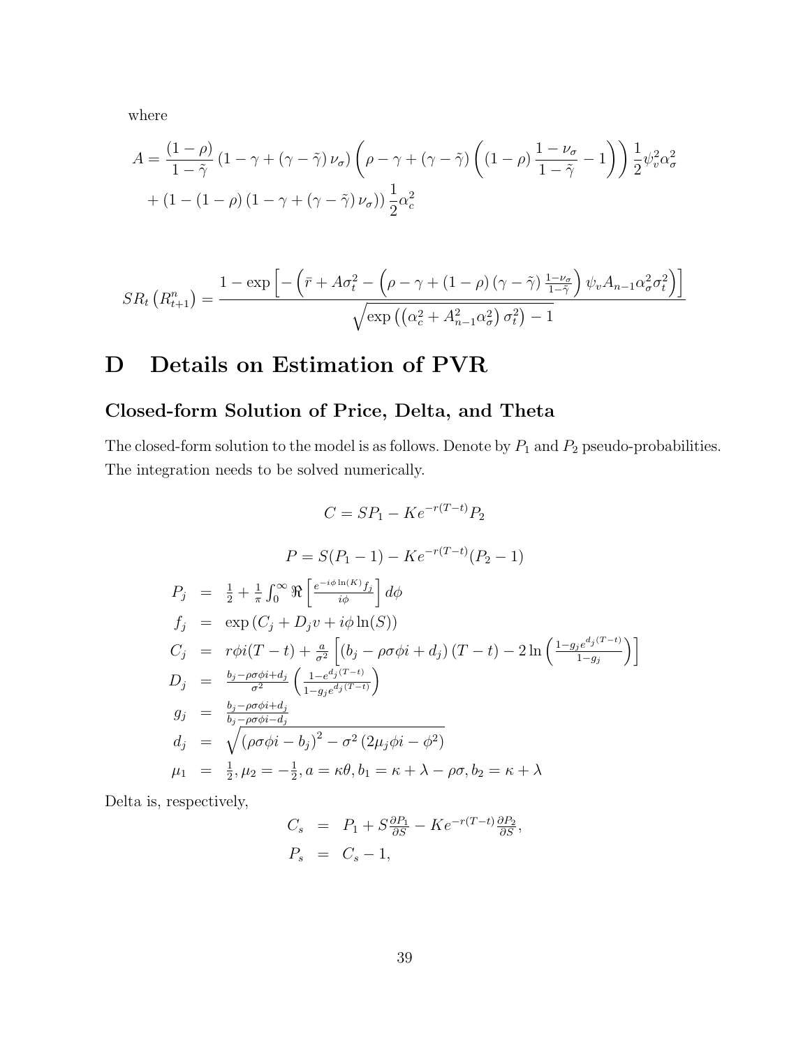where

$$A = \frac{(1-\rho)}{1-\tilde{\gamma}} \left(1-\gamma+(\gamma-\tilde{\gamma})\,\nu_{\sigma}\right) \left(\rho-\gamma+(\gamma-\tilde{\gamma})\left((1-\rho)\,\frac{1-\nu_{\sigma}}{1-\tilde{\gamma}}-1\right)\right) \frac{1}{2}\psi_{v}^{2}\alpha_{\sigma}^{2}$$
$$+\left(1-(1-\rho)\left(1-\gamma+(\gamma-\tilde{\gamma})\,\nu_{\sigma}\right)\right)\frac{1}{2}\alpha_{c}^{2}$$

$$SR_{t}\left(R_{t+1}^{n}\right) = \frac{1-\exp\left[-\left(\bar{r}+A\sigma_{t}^{2}-\left(\rho-\gamma+(1-\rho)\,(\gamma-\tilde{\gamma})\,\frac{1-\nu_{\sigma}}{1-\tilde{\gamma}}\right)\psi_{v}A_{n-1}\alpha_{\sigma}^{2}\sigma_{t}^{2}\right)\right]}{\sqrt{\exp\left(\left(\alpha_{c}^{2}+A_{n-1}^{2}\alpha_{\sigma}^{2}\right)\sigma_{t}^{2}\right)-1}}$$

# D Details on Estimation of PVR

## Closed-form Solution of Price, Delta, and Theta

The closed-form solution to the model is as follows. Denote by $P_1$ and $P_2$ pseudo-probabilities. The integration needs to be solved numerically.

$$C = SP_1 - Ke^{-r(T-t)}P_2$$

$$P = S(P_1 - 1) - Ke^{-r(T-t)}(P_2 - 1)$$

$$\begin{aligned}
P_j &= \tfrac{1}{2} + \tfrac{1}{\pi}\int_0^{\infty} \Re\left[\tfrac{e^{-i\phi\ln(K)}f_j}{i\phi}\right] d\phi \\
f_j &= \exp\left(C_j + D_j v + i\phi\ln(S)\right) \\
C_j &= r\phi i(T-t) + \tfrac{a}{\sigma^2}\left[\left(b_j - \rho\sigma\phi i + d_j\right)(T-t) - 2\ln\left(\tfrac{1-g_j e^{d_j(T-t)}}{1-g_j}\right)\right] \\
D_j &= \tfrac{b_j - \rho\sigma\phi i + d_j}{\sigma^2}\left(\tfrac{1-e^{d_j(T-t)}}{1-g_j e^{d_j(T-t)}}\right) \\
g_j &= \tfrac{b_j - \rho\sigma\phi i + d_j}{b_j - \rho\sigma\phi i - d_j} \\
d_j &= \sqrt{\left(\rho\sigma\phi i - b_j\right)^2 - \sigma^2\left(2\mu_j\phi i - \phi^2\right)} \\
\mu_1 &= \tfrac{1}{2}, \mu_2 = -\tfrac{1}{2}, a = \kappa\theta, b_1 = \kappa + \lambda - \rho\sigma, b_2 = \kappa + \lambda
\end{aligned}$$

Delta is, respectively,

$$\begin{aligned}
C_s &= P_1 + S\tfrac{\partial P_1}{\partial S} - Ke^{-r(T-t)}\tfrac{\partial P_2}{\partial S}, \\
P_s &= C_s - 1,
\end{aligned}$$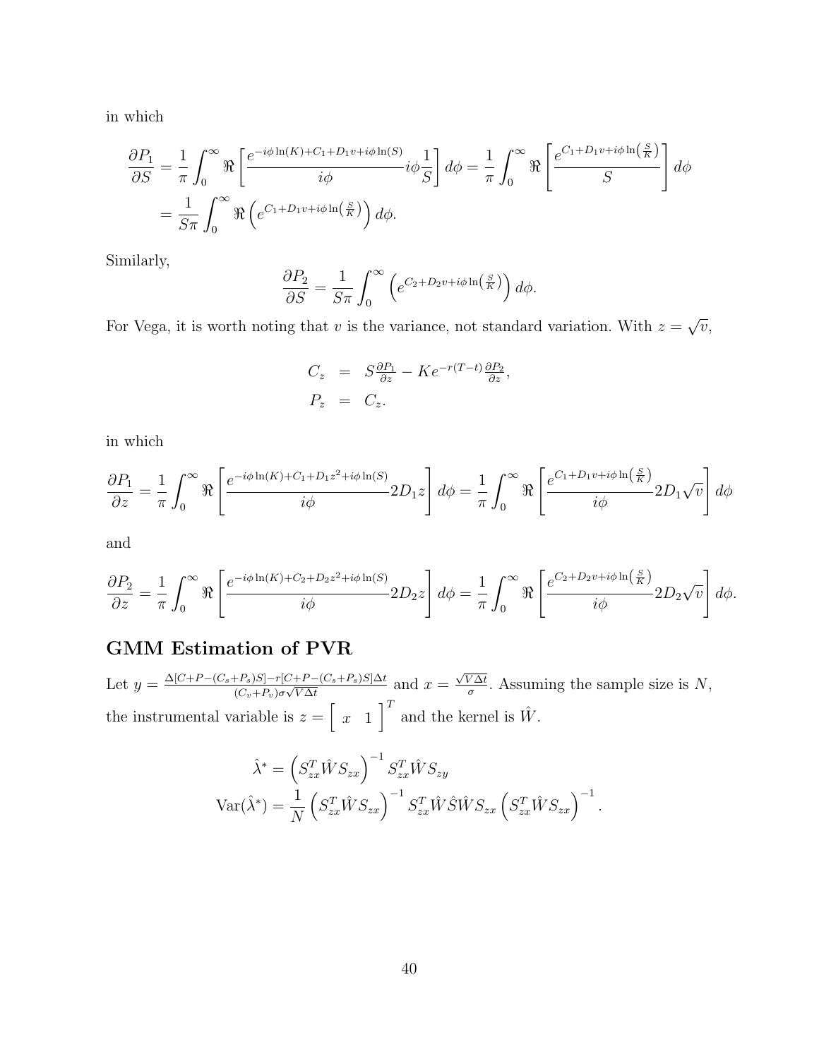in which

$$\frac{\partial P_1}{\partial S} = \frac{1}{\pi}\int_0^\infty \Re\left[\frac{e^{-i\phi\ln(K)+C_1+D_1 v+i\phi\ln(S)}}{i\phi} i\phi\frac{1}{S}\right] d\phi = \frac{1}{\pi}\int_0^\infty \Re\left[\frac{e^{C_1+D_1 v+i\phi\ln\left(\frac{S}{K}\right)}}{S}\right] d\phi$$
$$= \frac{1}{S\pi}\int_0^\infty \Re\left(e^{C_1+D_1 v+i\phi\ln\left(\frac{S}{K}\right)}\right) d\phi.$$

Similarly,

$$\frac{\partial P_2}{\partial S} = \frac{1}{S\pi}\int_0^\infty \left(e^{C_2+D_2 v+i\phi\ln\left(\frac{S}{K}\right)}\right) d\phi.$$

For Vega, it is worth noting that $v$ is the variance, not standard variation. With $z = \sqrt{v}$,

$$\begin{aligned} C_z &= S\tfrac{\partial P_1}{\partial z} - Ke^{-r(T-t)}\tfrac{\partial P_2}{\partial z}, \\ P_z &= C_z. \end{aligned}$$

in which

$$\frac{\partial P_1}{\partial z} = \frac{1}{\pi}\int_0^\infty \Re\left[\frac{e^{-i\phi\ln(K)+C_1+D_1 z^2+i\phi\ln(S)}}{i\phi} 2D_1 z\right] d\phi = \frac{1}{\pi}\int_0^\infty \Re\left[\frac{e^{C_1+D_1 v+i\phi\ln\left(\frac{S}{K}\right)}}{i\phi} 2D_1\sqrt{v}\right] d\phi$$

and

$$\frac{\partial P_2}{\partial z} = \frac{1}{\pi}\int_0^\infty \Re\left[\frac{e^{-i\phi\ln(K)+C_2+D_2 z^2+i\phi\ln(S)}}{i\phi} 2D_2 z\right] d\phi = \frac{1}{\pi}\int_0^\infty \Re\left[\frac{e^{C_2+D_2 v+i\phi\ln\left(\frac{S}{K}\right)}}{i\phi} 2D_2\sqrt{v}\right] d\phi.$$

## GMM Estimation of PVR

Let $y = \frac{\Delta[C+P-(C_s+P_s)S]-r[C+P-(C_s+P_s)S]\Delta t}{(C_v+P_v)\sigma\sqrt{V\Delta t}}$ and $x = \frac{\sqrt{V\Delta t}}{\sigma}$. Assuming the sample size is $N$, the instrumental variable is $z = \begin{bmatrix} x & 1 \end{bmatrix}^T$ and the kernel is $\hat{W}$.

$$\hat{\lambda}^* = \left(S_{zx}^T \hat{W} S_{zx}\right)^{-1} S_{zx}^T \hat{W} S_{zy}$$
$$\mathrm{Var}(\hat{\lambda}^*) = \frac{1}{N}\left(S_{zx}^T \hat{W} S_{zx}\right)^{-1} S_{zx}^T \hat{W}\hat{S}\hat{W} S_{zx}\left(S_{zx}^T \hat{W} S_{zx}\right)^{-1}.$$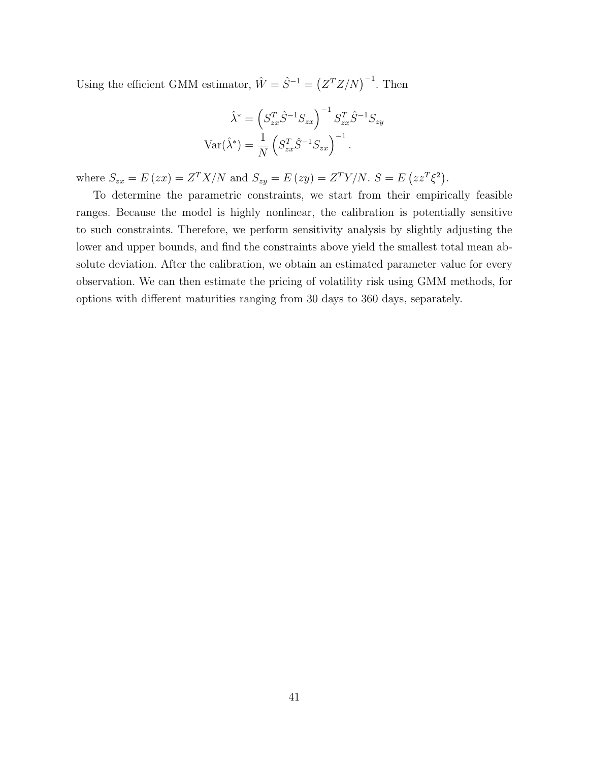Using the efficient GMM estimator, $\hat{W} = \hat{S}^{-1} = \left(Z^T Z/N\right)^{-1}$. Then

$$
\begin{aligned}
\hat{\lambda}^* &= \left(S_{zx}^T \hat{S}^{-1} S_{zx}\right)^{-1} S_{zx}^T \hat{S}^{-1} S_{zy} \\
\text{Var}(\hat{\lambda}^*) &= \frac{1}{N} \left(S_{zx}^T \hat{S}^{-1} S_{zx}\right)^{-1}.
\end{aligned}
$$

where $S_{zx} = E\left(zx\right) = Z^T X/N$ and $S_{zy} = E\left(zy\right) = Z^T Y/N$. $S = E\left(zz^T \xi^2\right)$.

To determine the parametric constraints, we start from their empirically feasible ranges. Because the model is highly nonlinear, the calibration is potentially sensitive to such constraints. Therefore, we perform sensitivity analysis by slightly adjusting the lower and upper bounds, and find the constraints above yield the smallest total mean absolute deviation. After the calibration, we obtain an estimated parameter value for every observation. We can then estimate the pricing of volatility risk using GMM methods, for options with different maturities ranging from 30 days to 360 days, separately.